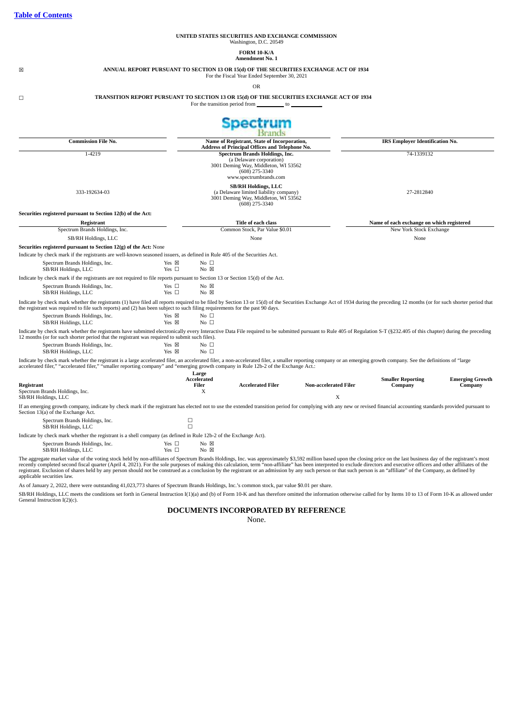[Table of Contents](#)

**UNITED STATES SECURITIES AND EXCHANGE COMMISSION**
Washington, D.C. 20549

**FORM 10-K/A**
**Amendment No. 1**

☒ **ANNUAL REPORT PURSUANT TO SECTION 13 OR 15(d) OF THE SECURITIES EXCHANGE ACT OF 1934**
For the Fiscal Year Ended September 30, 2021

OR

☐ **TRANSITION REPORT PURSUANT TO SECTION 13 OR 15(d) OF THE SECURITIES EXCHANGE ACT OF 1934**
For the transition period from \_\_\_\_\_\_\_\_\_\_ to \_\_\_\_\_\_\_\_\_\_

Spectrum Brands

| Commission File No. | Name of Registrant, State of Incorporation, Address of Principal Offices and Telephone No. | IRS Employer Identification No. |
|---|---|---|
| 1-4219 | **Spectrum Brands Holdings, Inc.** (a Delaware corporation) 3001 Deming Way, Middleton, WI 53562 (608) 275-3340 www.spectrumbrands.com | 74-1339132 |
| 333-192634-03 | **SB/RH Holdings, LLC** (a Delaware limited liability company) 3001 Deming Way, Middleton, WI 53562 (608) 275-3340 | 27-2812840 |

**Securities registered pursuant to Section 12(b) of the Act:**

| Registrant | Title of each class | Name of each exchange on which registered |
|---|---|---|
| Spectrum Brands Holdings, Inc. | Common Stock, Par Value $0.01 | New York Stock Exchange |
| SB/RH Holdings, LLC | None | None |

**Securities registered pursuant to Section 12(g) of the Act:** None

Indicate by check mark if the registrants are well-known seasoned issuers, as defined in Rule 405 of the Securities Act.

| | | |
|---|---|---|
| Spectrum Brands Holdings, Inc. | Yes ☒ | No ☐ |
| SB/RH Holdings, LLC | Yes ☐ | No ☒ |

Indicate by check mark if the registrants are not required to file reports pursuant to Section 13 or Section 15(d) of the Act.

| | | |
|---|---|---|
| Spectrum Brands Holdings, Inc. | Yes ☐ | No ☒ |
| SB/RH Holdings, LLC | Yes ☐ | No ☒ |

Indicate by check mark whether the registrants (1) have filed all reports required to be filed by Section 13 or 15(d) of the Securities Exchange Act of 1934 during the preceding 12 months (or for such shorter period that the registrant was required to file such reports) and (2) has been subject to such filing requirements for the past 90 days.

| | | |
|---|---|---|
| Spectrum Brands Holdings, Inc. | Yes ☒ | No ☐ |
| SB/RH Holdings, LLC | Yes ☒ | No ☐ |

Indicate by check mark whether the registrants have submitted electronically every Interactive Data File required to be submitted pursuant to Rule 405 of Regulation S-T (§232.405 of this chapter) during the preceding 12 months (or for such shorter period that the registrant was required to submit such files).

| | | |
|---|---|---|
| Spectrum Brands Holdings, Inc. | Yes ☒ | No ☐ |
| SB/RH Holdings, LLC | Yes ☒ | No ☐ |

Indicate by check mark whether the registrant is a large accelerated filer, an accelerated filer, a non-accelerated filer, a smaller reporting company or an emerging growth company. See the definitions of "large accelerated filer," "accelerated filer," "smaller reporting company" and "emerging growth company in Rule 12b-2 of the Exchange Act.:

| Registrant | Large Accelerated Filer | Accelerated Filer | Non-accelerated Filer | Smaller Reporting Company | Emerging Growth Company |
|---|---|---|---|---|---|
| Spectrum Brands Holdings, Inc. | X | | | | |
| SB/RH Holdings, LLC | | | X | | |

If an emerging growth company, indicate by check mark if the registrant has elected not to use the extended transition period for complying with any new or revised financial accounting standards provided pursuant to Section 13(a) of the Exchange Act.

| | |
|---|---|
| Spectrum Brands Holdings, Inc. | ☐ |
| SB/RH Holdings, LLC | ☐ |

Indicate by check mark whether the registrant is a shell company (as defined in Rule 12b-2 of the Exchange Act).

| | | |
|---|---|---|
| Spectrum Brands Holdings, Inc. | Yes ☐ | No ☒ |
| SB/RH Holdings, LLC | Yes ☐ | No ☒ |

The aggregate market value of the voting stock held by non-affiliates of Spectrum Brands Holdings, Inc. was approximately $3,592 million based upon the closing price on the last business day of the registrant's most recently completed second fiscal quarter (April 4, 2021). For the sole purposes of making this calculation, term "non-affiliate" has been interpreted to exclude directors and executive officers and other affiliates of the registrant. Exclusion of shares held by any person should not be construed as a conclusion by the registrant or an admission by any such person or that such person is an "affiliate" of the Company, as defined by applicable securities law.

As of January 2, 2022, there were outstanding 41,023,773 shares of Spectrum Brands Holdings, Inc.'s common stock, par value $0.01 per share.

SB/RH Holdings, LLC meets the conditions set forth in General Instruction I(1)(a) and (b) of Form 10-K and has therefore omitted the information otherwise called for by Items 10 to 13 of Form 10-K as allowed under General Instruction I(2)(c).

## DOCUMENTS INCORPORATED BY REFERENCE

None.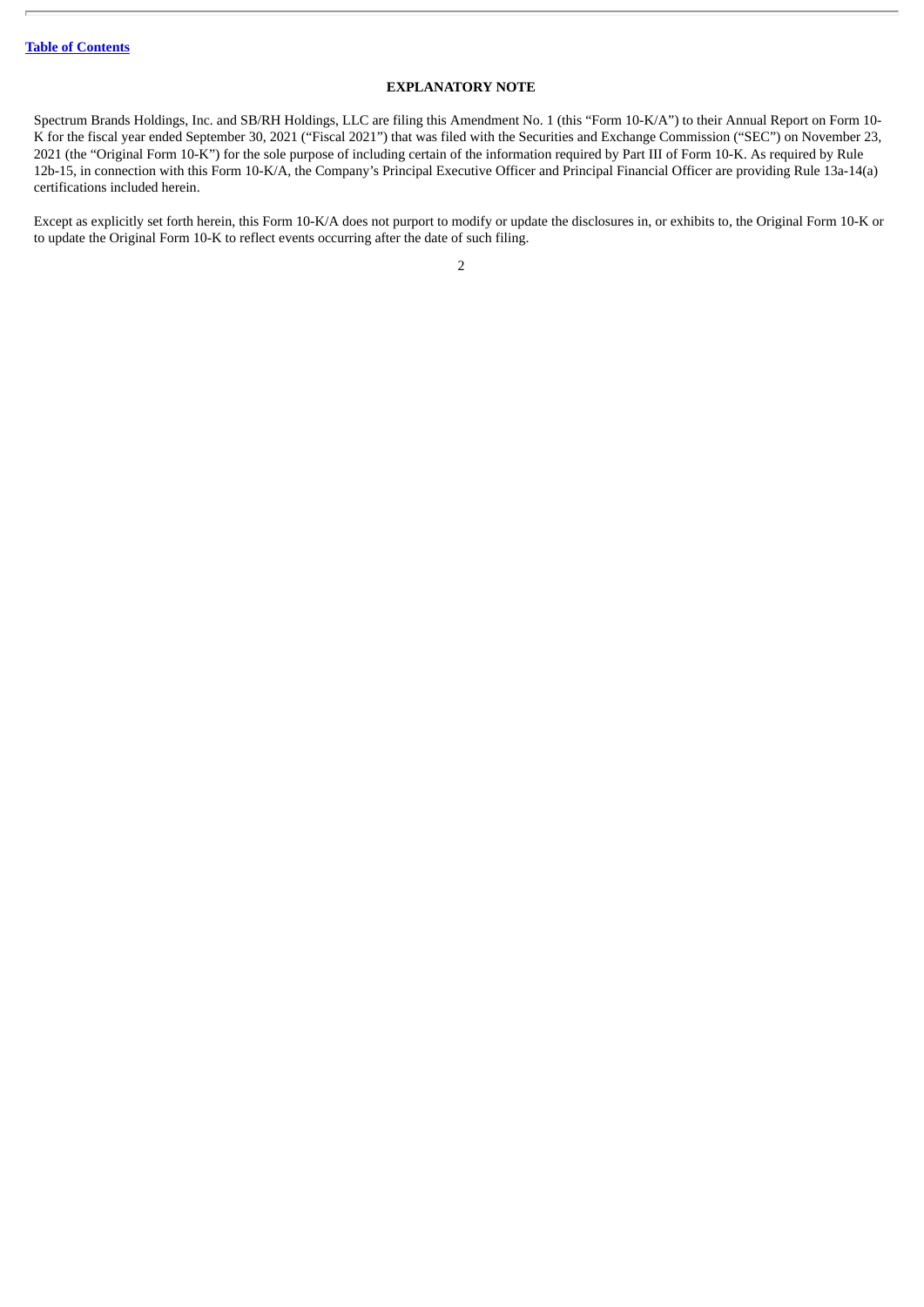## EXPLANATORY NOTE

Spectrum Brands Holdings, Inc. and SB/RH Holdings, LLC are filing this Amendment No. 1 (this "Form 10-K/A") to their Annual Report on Form 10-K for the fiscal year ended September 30, 2021 ("Fiscal 2021") that was filed with the Securities and Exchange Commission ("SEC") on November 23, 2021 (the "Original Form 10-K") for the sole purpose of including certain of the information required by Part III of Form 10-K. As required by Rule 12b-15, in connection with this Form 10-K/A, the Company's Principal Executive Officer and Principal Financial Officer are providing Rule 13a-14(a) certifications included herein.

Except as explicitly set forth herein, this Form 10-K/A does not purport to modify or update the disclosures in, or exhibits to, the Original Form 10-K or to update the Original Form 10-K to reflect events occurring after the date of such filing.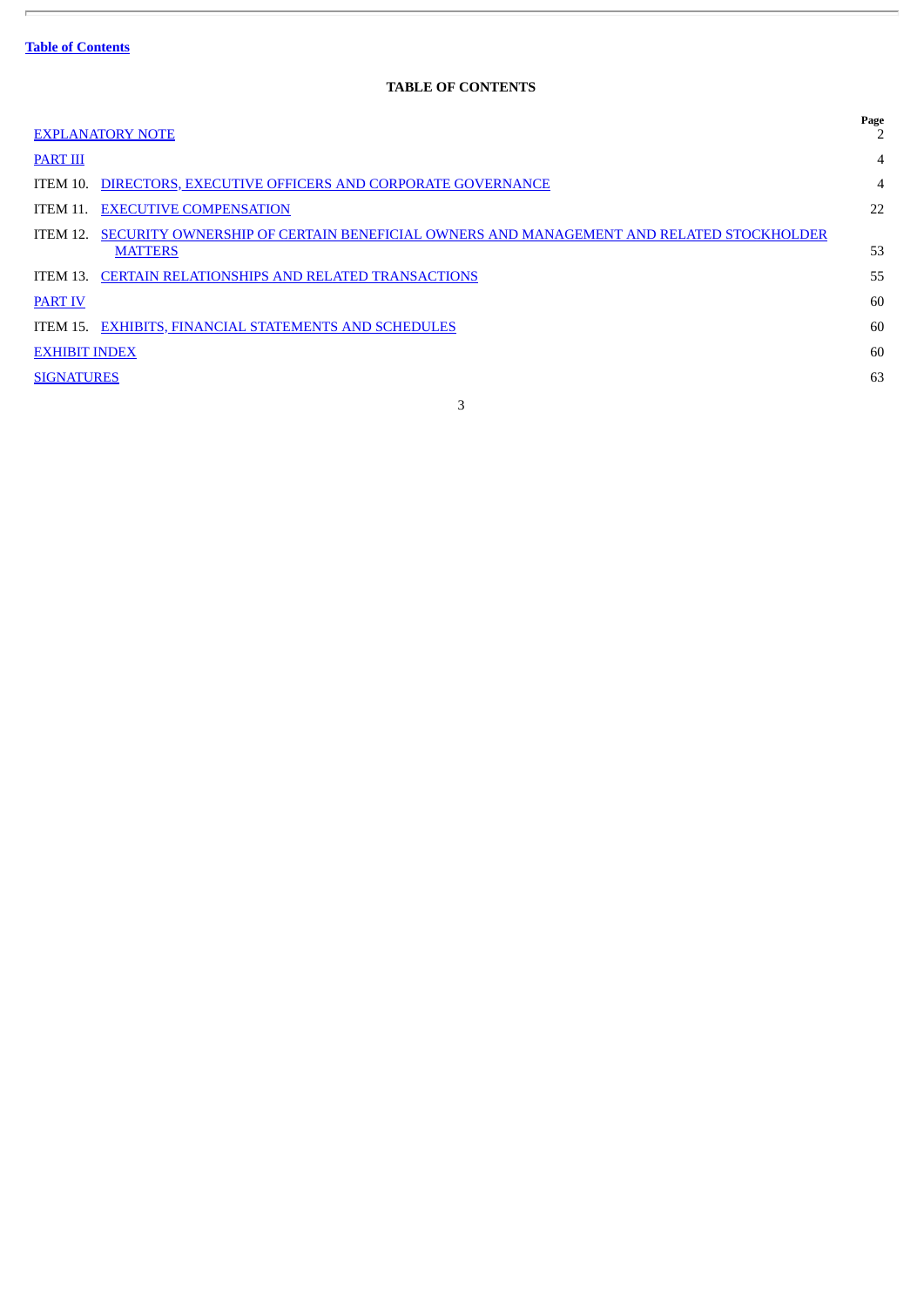**Table of Contents**

**TABLE OF CONTENTS**

| | | Page |
|---|---|---|
| EXPLANATORY NOTE | | 2 |
| PART III | | 4 |
| ITEM 10. | DIRECTORS, EXECUTIVE OFFICERS AND CORPORATE GOVERNANCE | 4 |
| ITEM 11. | EXECUTIVE COMPENSATION | 22 |
| ITEM 12. | SECURITY OWNERSHIP OF CERTAIN BENEFICIAL OWNERS AND MANAGEMENT AND RELATED STOCKHOLDER MATTERS | 53 |
| ITEM 13. | CERTAIN RELATIONSHIPS AND RELATED TRANSACTIONS | 55 |
| PART IV | | 60 |
| ITEM 15. | EXHIBITS, FINANCIAL STATEMENTS AND SCHEDULES | 60 |
| EXHIBIT INDEX | | 60 |
| SIGNATURES | | 63 |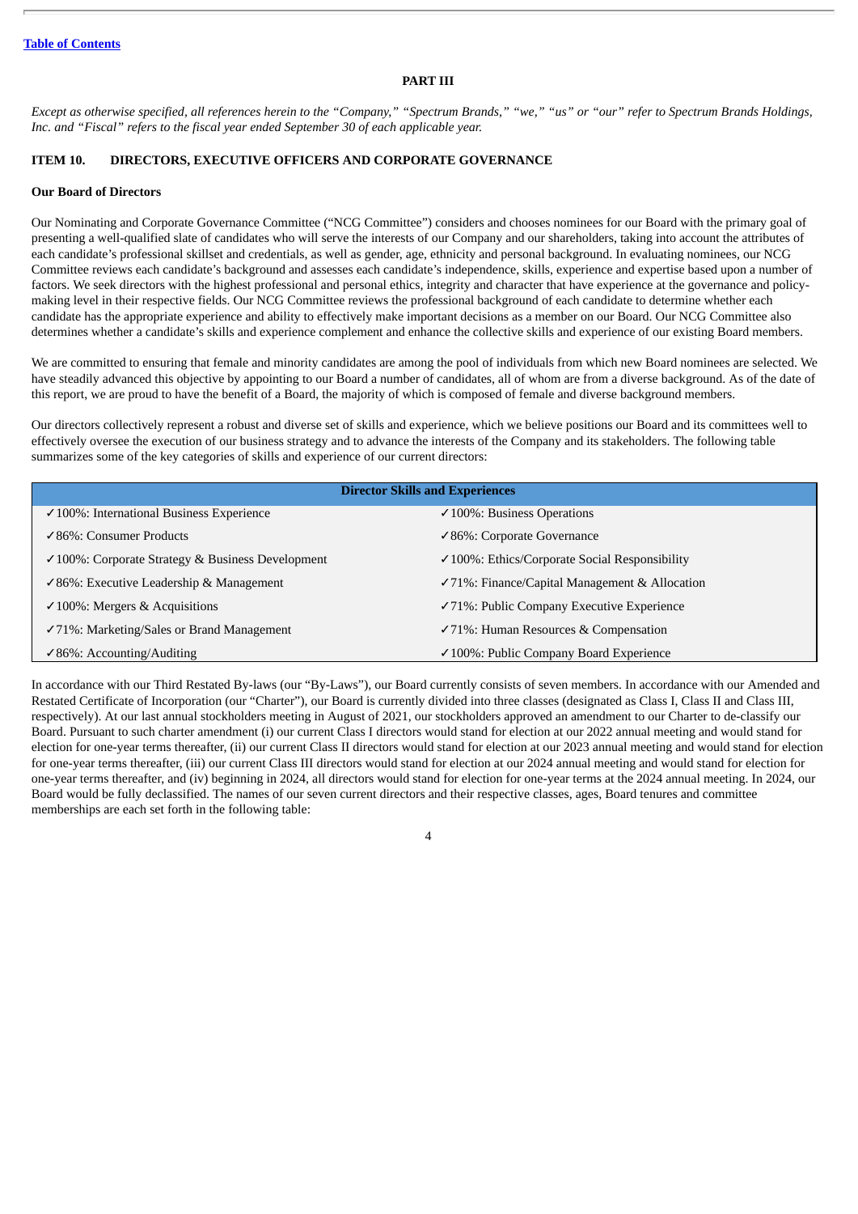[Table of Contents](#)

## PART III

*Except as otherwise specified, all references herein to the "Company," "Spectrum Brands," "we," "us" or "our" refer to Spectrum Brands Holdings, Inc. and "Fiscal" refers to the fiscal year ended September 30 of each applicable year.*

## ITEM 10. DIRECTORS, EXECUTIVE OFFICERS AND CORPORATE GOVERNANCE

### Our Board of Directors

Our Nominating and Corporate Governance Committee ("NCG Committee") considers and chooses nominees for our Board with the primary goal of presenting a well-qualified slate of candidates who will serve the interests of our Company and our shareholders, taking into account the attributes of each candidate's professional skillset and credentials, as well as gender, age, ethnicity and personal background. In evaluating nominees, our NCG Committee reviews each candidate's background and assesses each candidate's independence, skills, experience and expertise based upon a number of factors. We seek directors with the highest professional and personal ethics, integrity and character that have experience at the governance and policy-making level in their respective fields. Our NCG Committee reviews the professional background of each candidate to determine whether each candidate has the appropriate experience and ability to effectively make important decisions as a member on our Board. Our NCG Committee also determines whether a candidate's skills and experience complement and enhance the collective skills and experience of our existing Board members.

We are committed to ensuring that female and minority candidates are among the pool of individuals from which new Board nominees are selected. We have steadily advanced this objective by appointing to our Board a number of candidates, all of whom are from a diverse background. As of the date of this report, we are proud to have the benefit of a Board, the majority of which is composed of female and diverse background members.

Our directors collectively represent a robust and diverse set of skills and experience, which we believe positions our Board and its committees well to effectively oversee the execution of our business strategy and to advance the interests of the Company and its stakeholders. The following table summarizes some of the key categories of skills and experience of our current directors:

| **Director Skills and Experiences** | |
|---|---|
| ✓100%: International Business Experience | ✓100%: Business Operations |
| ✓86%: Consumer Products | ✓86%: Corporate Governance |
| ✓100%: Corporate Strategy & Business Development | ✓100%: Ethics/Corporate Social Responsibility |
| ✓86%: Executive Leadership & Management | ✓71%: Finance/Capital Management & Allocation |
| ✓100%: Mergers & Acquisitions | ✓71%: Public Company Executive Experience |
| ✓71%: Marketing/Sales or Brand Management | ✓71%: Human Resources & Compensation |
| ✓86%: Accounting/Auditing | ✓100%: Public Company Board Experience |

In accordance with our Third Restated By-laws (our "By-Laws"), our Board currently consists of seven members. In accordance with our Amended and Restated Certificate of Incorporation (our "Charter"), our Board is currently divided into three classes (designated as Class I, Class II and Class III, respectively). At our last annual stockholders meeting in August of 2021, our stockholders approved an amendment to our Charter to de-classify our Board. Pursuant to such charter amendment (i) our current Class I directors would stand for election at our 2022 annual meeting and would stand for election for one-year terms thereafter, (ii) our current Class II directors would stand for election at our 2023 annual meeting and would stand for election for one-year terms thereafter, (iii) our current Class III directors would stand for election at our 2024 annual meeting and would stand for election for one-year terms thereafter, and (iv) beginning in 2024, all directors would stand for election for one-year terms at the 2024 annual meeting. In 2024, our Board would be fully declassified. The names of our seven current directors and their respective classes, ages, Board tenures and committee memberships are each set forth in the following table: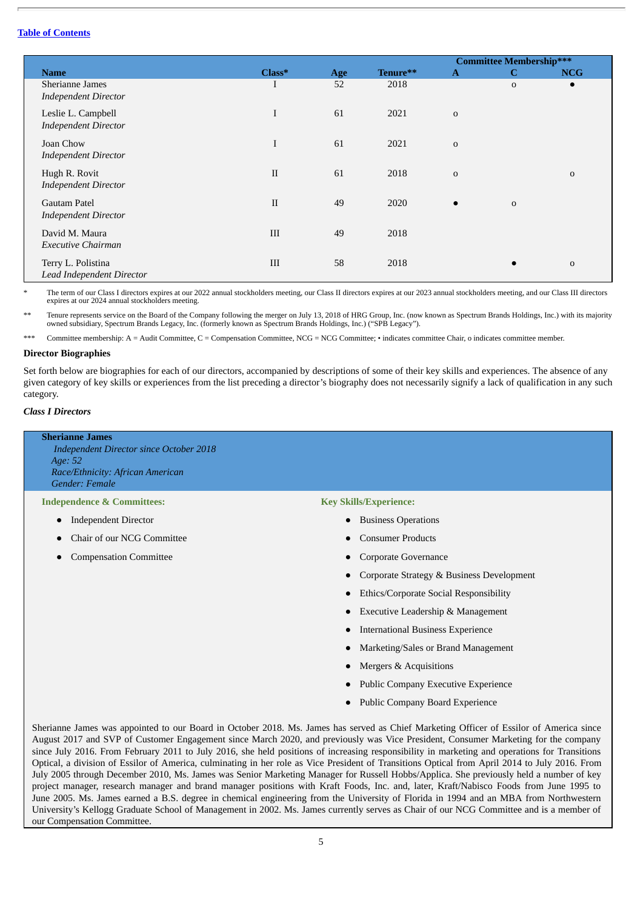[Table of Contents](#)

| Name | Class* | Age | Tenure** | Committee Membership*** A | C | NCG |
|---|---|---|---|---|---|---|
| Sherianne James<br>*Independent Director* | I | 52 | 2018 | | o | • |
| Leslie L. Campbell<br>*Independent Director* | I | 61 | 2021 | o | | |
| Joan Chow<br>*Independent Director* | I | 61 | 2021 | o | | |
| Hugh R. Rovit<br>*Independent Director* | II | 61 | 2018 | o | | o |
| Gautam Patel<br>*Independent Director* | II | 49 | 2020 | • | o | |
| David M. Maura<br>*Executive Chairman* | III | 49 | 2018 | | | |
| Terry L. Polistina<br>*Lead Independent Director* | III | 58 | 2018 | | • | o |

\* The term of our Class I directors expires at our 2022 annual stockholders meeting, our Class II directors expires at our 2023 annual stockholders meeting, and our Class III directors expires at our 2024 annual stockholders meeting.

\*\* Tenure represents service on the Board of the Company following the merger on July 13, 2018 of HRG Group, Inc. (now known as Spectrum Brands Holdings, Inc.) with its majority owned subsidiary, Spectrum Brands Legacy, Inc. (formerly known as Spectrum Brands Holdings, Inc.) ("SPB Legacy").

\*\*\* Committee membership: A = Audit Committee, C = Compensation Committee, NCG = NCG Committee; • indicates committee Chair, o indicates committee member.

**Director Biographies**

Set forth below are biographies for each of our directors, accompanied by descriptions of some of their key skills and experiences. The absence of any given category of key skills or experiences from the list preceding a director's biography does not necessarily signify a lack of qualification in any such category.

***Class I Directors***

**Sherianne James**
*Independent Director since October 2018*
*Age: 52*
*Race/Ethnicity: African American*
*Gender: Female*

**Independence & Committees:**

- Independent Director
- Chair of our NCG Committee
- Compensation Committee

**Key Skills/Experience:**

- Business Operations
- Consumer Products
- Corporate Governance
- Corporate Strategy & Business Development
- Ethics/Corporate Social Responsibility
- Executive Leadership & Management
- International Business Experience
- Marketing/Sales or Brand Management
- Mergers & Acquisitions
- Public Company Executive Experience
- Public Company Board Experience

Sherianne James was appointed to our Board in October 2018. Ms. James has served as Chief Marketing Officer of Essilor of America since August 2017 and SVP of Customer Engagement since March 2020, and previously was Vice President, Consumer Marketing for the company since July 2016. From February 2011 to July 2016, she held positions of increasing responsibility in marketing and operations for Transitions Optical, a division of Essilor of America, culminating in her role as Vice President of Transitions Optical from April 2014 to July 2016. From July 2005 through December 2010, Ms. James was Senior Marketing Manager for Russell Hobbs/Applica. She previously held a number of key project manager, research manager and brand manager positions with Kraft Foods, Inc. and, later, Kraft/Nabisco Foods from June 1995 to June 2005. Ms. James earned a B.S. degree in chemical engineering from the University of Florida in 1994 and an MBA from Northwestern University's Kellogg Graduate School of Management in 2002. Ms. James currently serves as Chair of our NCG Committee and is a member of our Compensation Committee.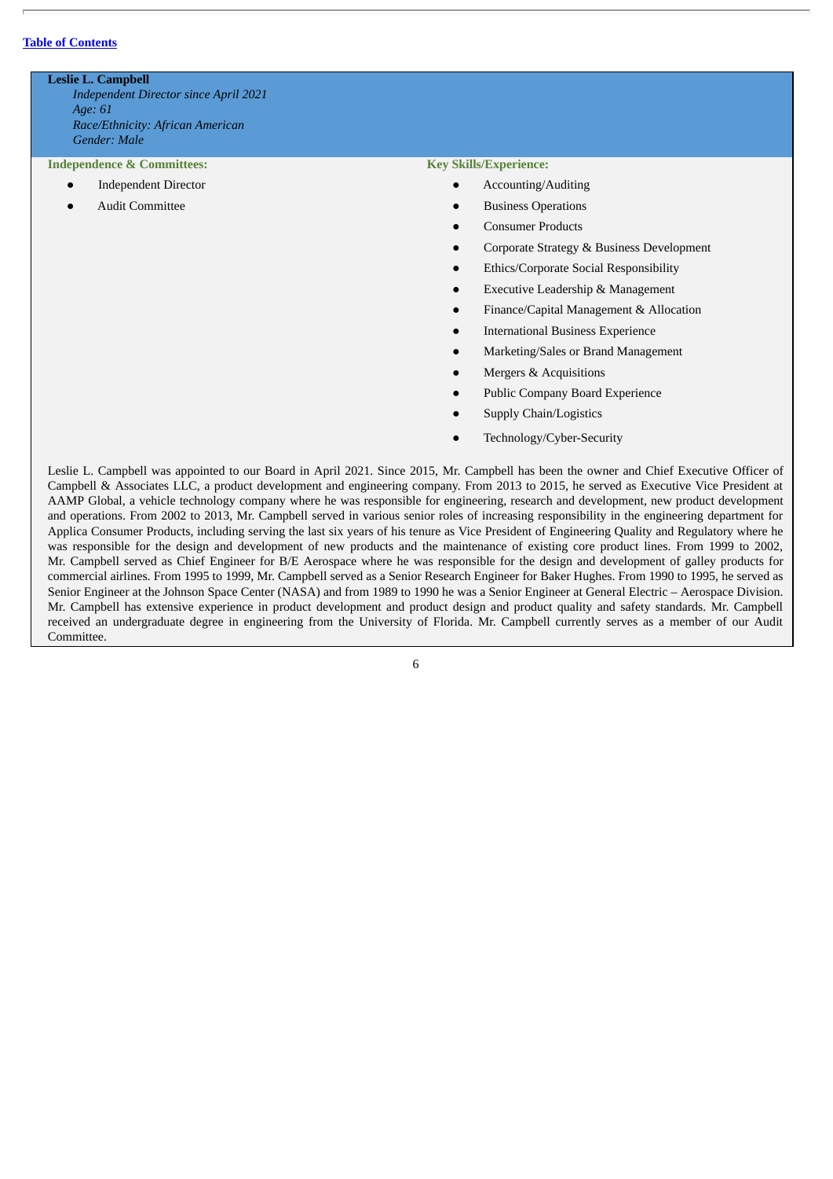[Table of Contents](#)

**Leslie L. Campbell**

*Independent Director since April 2021*

*Age: 61*

*Race/Ethnicity: African American*

*Gender: Male*

**Independence & Committees:**

- Independent Director
- Audit Committee

**Key Skills/Experience:**

- Accounting/Auditing
- Business Operations
- Consumer Products
- Corporate Strategy & Business Development
- Ethics/Corporate Social Responsibility
- Executive Leadership & Management
- Finance/Capital Management & Allocation
- International Business Experience
- Marketing/Sales or Brand Management
- Mergers & Acquisitions
- Public Company Board Experience
- Supply Chain/Logistics
- Technology/Cyber-Security

Leslie L. Campbell was appointed to our Board in April 2021. Since 2015, Mr. Campbell has been the owner and Chief Executive Officer of Campbell & Associates LLC, a product development and engineering company. From 2013 to 2015, he served as Executive Vice President at AAMP Global, a vehicle technology company where he was responsible for engineering, research and development, new product development and operations. From 2002 to 2013, Mr. Campbell served in various senior roles of increasing responsibility in the engineering department for Applica Consumer Products, including serving the last six years of his tenure as Vice President of Engineering Quality and Regulatory where he was responsible for the design and development of new products and the maintenance of existing core product lines. From 1999 to 2002, Mr. Campbell served as Chief Engineer for B/E Aerospace where he was responsible for the design and development of galley products for commercial airlines. From 1995 to 1999, Mr. Campbell served as a Senior Research Engineer for Baker Hughes. From 1990 to 1995, he served as Senior Engineer at the Johnson Space Center (NASA) and from 1989 to 1990 he was a Senior Engineer at General Electric – Aerospace Division. Mr. Campbell has extensive experience in product development and product design and product quality and safety standards. Mr. Campbell received an undergraduate degree in engineering from the University of Florida. Mr. Campbell currently serves as a member of our Audit Committee.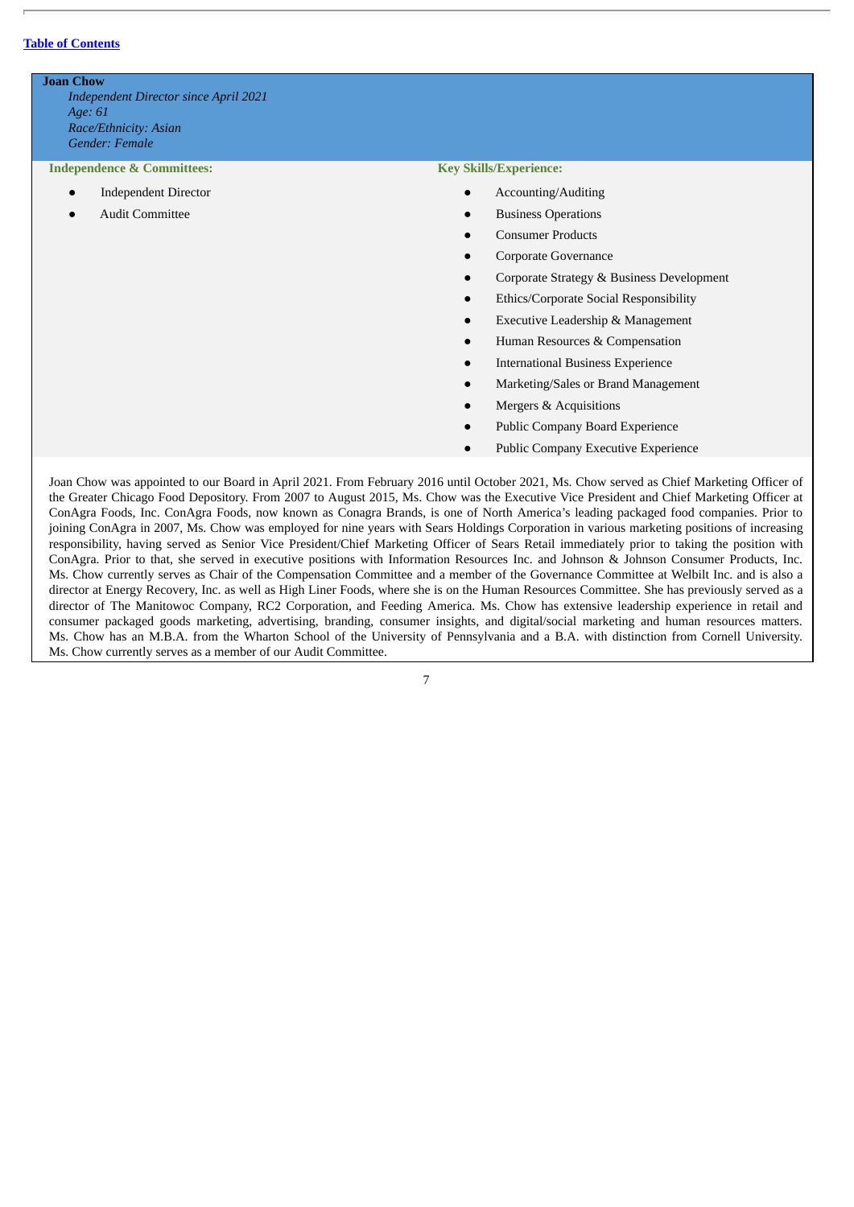[Table of Contents]

**Joan Chow**

*Independent Director since April 2021*
*Age: 61*
*Race/Ethnicity: Asian*
*Gender: Female*

**Independence & Committees:**

- Independent Director
- Audit Committee

**Key Skills/Experience:**

- Accounting/Auditing
- Business Operations
- Consumer Products
- Corporate Governance
- Corporate Strategy & Business Development
- Ethics/Corporate Social Responsibility
- Executive Leadership & Management
- Human Resources & Compensation
- International Business Experience
- Marketing/Sales or Brand Management
- Mergers & Acquisitions
- Public Company Board Experience
- Public Company Executive Experience

Joan Chow was appointed to our Board in April 2021. From February 2016 until October 2021, Ms. Chow served as Chief Marketing Officer of the Greater Chicago Food Depository. From 2007 to August 2015, Ms. Chow was the Executive Vice President and Chief Marketing Officer at ConAgra Foods, Inc. ConAgra Foods, now known as Conagra Brands, is one of North America's leading packaged food companies. Prior to joining ConAgra in 2007, Ms. Chow was employed for nine years with Sears Holdings Corporation in various marketing positions of increasing responsibility, having served as Senior Vice President/Chief Marketing Officer of Sears Retail immediately prior to taking the position with ConAgra. Prior to that, she served in executive positions with Information Resources Inc. and Johnson & Johnson Consumer Products, Inc. Ms. Chow currently serves as Chair of the Compensation Committee and a member of the Governance Committee at Welbilt Inc. and is also a director at Energy Recovery, Inc. as well as High Liner Foods, where she is on the Human Resources Committee. She has previously served as a director of The Manitowoc Company, RC2 Corporation, and Feeding America. Ms. Chow has extensive leadership experience in retail and consumer packaged goods marketing, advertising, branding, consumer insights, and digital/social marketing and human resources matters. Ms. Chow has an M.B.A. from the Wharton School of the University of Pennsylvania and a B.A. with distinction from Cornell University. Ms. Chow currently serves as a member of our Audit Committee.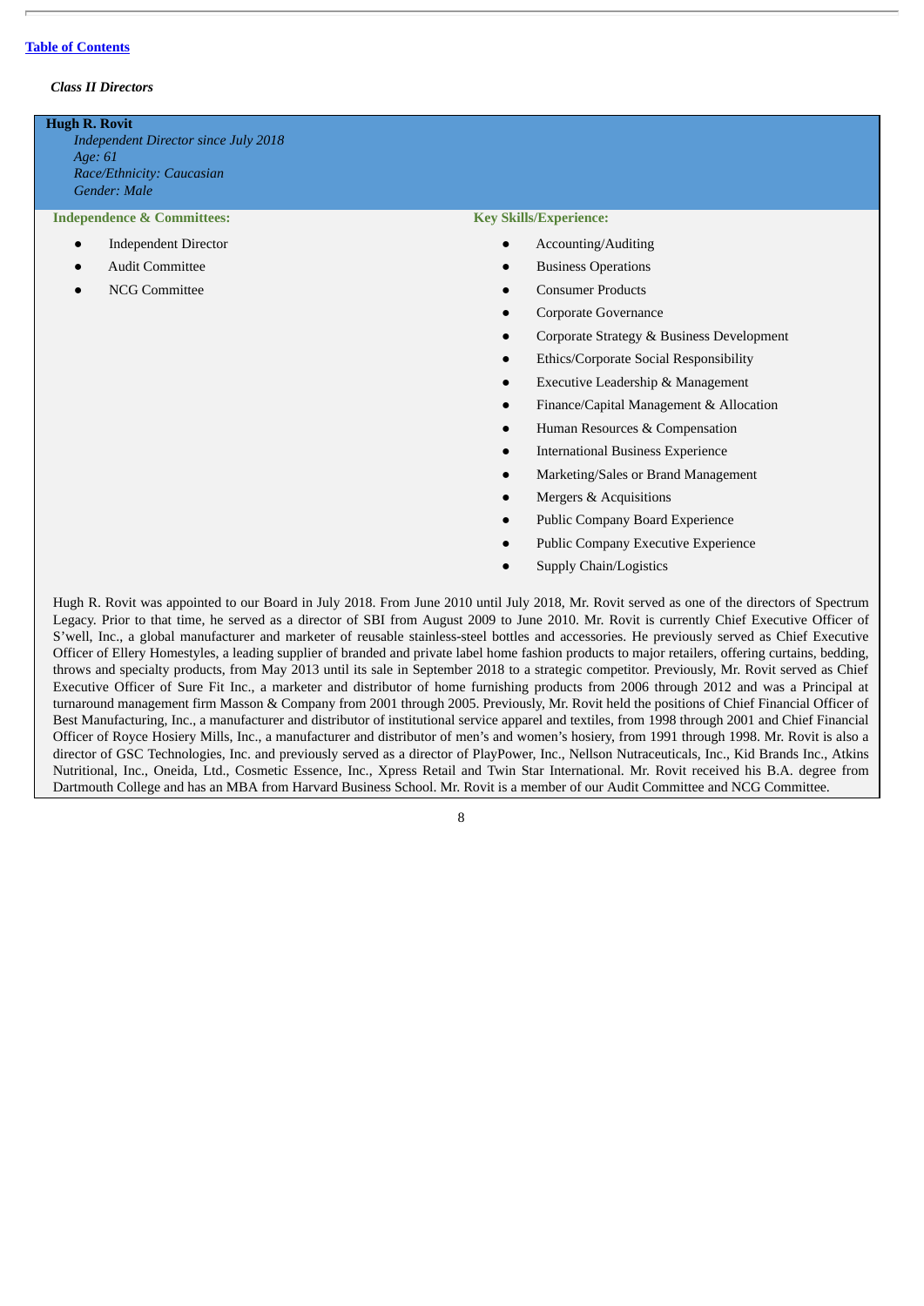[Table of Contents](#)

*Class II Directors*

**Hugh R. Rovit**
*Independent Director since July 2018*
*Age: 61*
*Race/Ethnicity: Caucasian*
*Gender: Male*

**Independence & Committees:**

- Independent Director
- Audit Committee
- NCG Committee

**Key Skills/Experience:**

- Accounting/Auditing
- Business Operations
- Consumer Products
- Corporate Governance
- Corporate Strategy & Business Development
- Ethics/Corporate Social Responsibility
- Executive Leadership & Management
- Finance/Capital Management & Allocation
- Human Resources & Compensation
- International Business Experience
- Marketing/Sales or Brand Management
- Mergers & Acquisitions
- Public Company Board Experience
- Public Company Executive Experience
- Supply Chain/Logistics

Hugh R. Rovit was appointed to our Board in July 2018. From June 2010 until July 2018, Mr. Rovit served as one of the directors of Spectrum Legacy. Prior to that time, he served as a director of SBI from August 2009 to June 2010. Mr. Rovit is currently Chief Executive Officer of S'well, Inc., a global manufacturer and marketer of reusable stainless-steel bottles and accessories. He previously served as Chief Executive Officer of Ellery Homestyles, a leading supplier of branded and private label home fashion products to major retailers, offering curtains, bedding, throws and specialty products, from May 2013 until its sale in September 2018 to a strategic competitor. Previously, Mr. Rovit served as Chief Executive Officer of Sure Fit Inc., a marketer and distributor of home furnishing products from 2006 through 2012 and was a Principal at turnaround management firm Masson & Company from 2001 through 2005. Previously, Mr. Rovit held the positions of Chief Financial Officer of Best Manufacturing, Inc., a manufacturer and distributor of institutional service apparel and textiles, from 1998 through 2001 and Chief Financial Officer of Royce Hosiery Mills, Inc., a manufacturer and distributor of men's and women's hosiery, from 1991 through 1998. Mr. Rovit is also a director of GSC Technologies, Inc. and previously served as a director of PlayPower, Inc., Nellson Nutraceuticals, Inc., Kid Brands Inc., Atkins Nutritional, Inc., Oneida, Ltd., Cosmetic Essence, Inc., Xpress Retail and Twin Star International. Mr. Rovit received his B.A. degree from Dartmouth College and has an MBA from Harvard Business School. Mr. Rovit is a member of our Audit Committee and NCG Committee.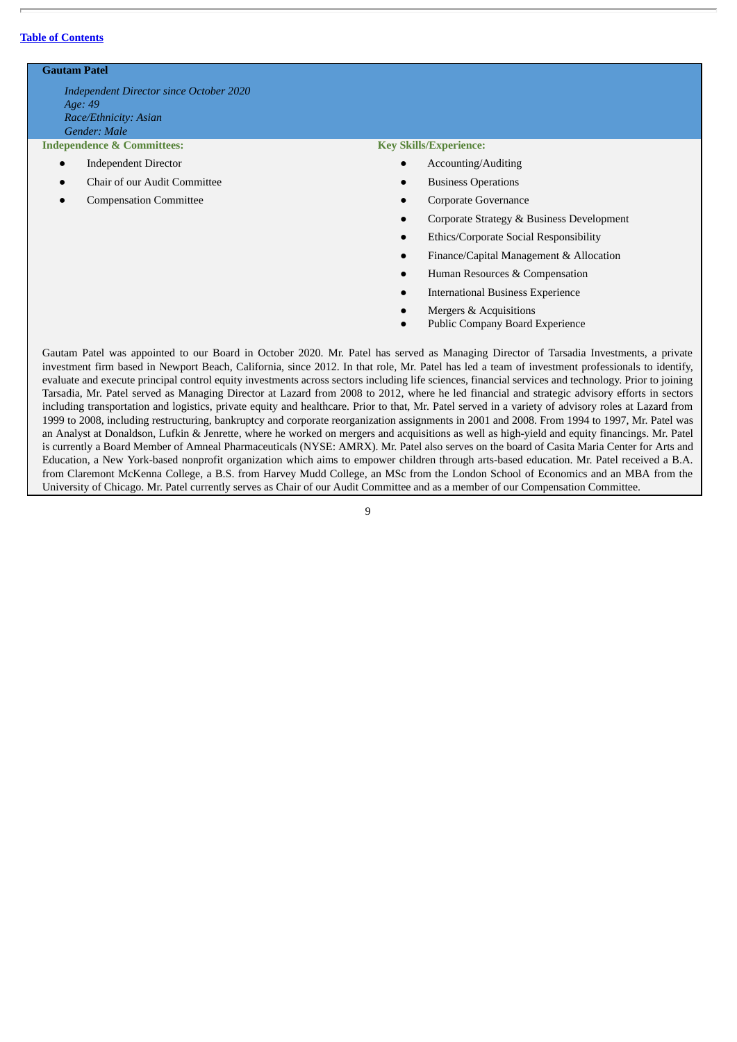**Gautam Patel**

*Independent Director since October 2020*
*Age: 49*
*Race/Ethnicity: Asian*
*Gender: Male*

**Independence & Committees:**

- Independent Director
- Chair of our Audit Committee
- Compensation Committee

**Key Skills/Experience:**

- Accounting/Auditing
- Business Operations
- Corporate Governance
- Corporate Strategy & Business Development
- Ethics/Corporate Social Responsibility
- Finance/Capital Management & Allocation
- Human Resources & Compensation
- International Business Experience
- Mergers & Acquisitions
- Public Company Board Experience

Gautam Patel was appointed to our Board in October 2020. Mr. Patel has served as Managing Director of Tarsadia Investments, a private investment firm based in Newport Beach, California, since 2012. In that role, Mr. Patel has led a team of investment professionals to identify, evaluate and execute principal control equity investments across sectors including life sciences, financial services and technology. Prior to joining Tarsadia, Mr. Patel served as Managing Director at Lazard from 2008 to 2012, where he led financial and strategic advisory efforts in sectors including transportation and logistics, private equity and healthcare. Prior to that, Mr. Patel served in a variety of advisory roles at Lazard from 1999 to 2008, including restructuring, bankruptcy and corporate reorganization assignments in 2001 and 2008. From 1994 to 1997, Mr. Patel was an Analyst at Donaldson, Lufkin & Jenrette, where he worked on mergers and acquisitions as well as high-yield and equity financings. Mr. Patel is currently a Board Member of Amneal Pharmaceuticals (NYSE: AMRX). Mr. Patel also serves on the board of Casita Maria Center for Arts and Education, a New York-based nonprofit organization which aims to empower children through arts-based education. Mr. Patel received a B.A. from Claremont McKenna College, a B.S. from Harvey Mudd College, an MSc from the London School of Economics and an MBA from the University of Chicago. Mr. Patel currently serves as Chair of our Audit Committee and as a member of our Compensation Committee.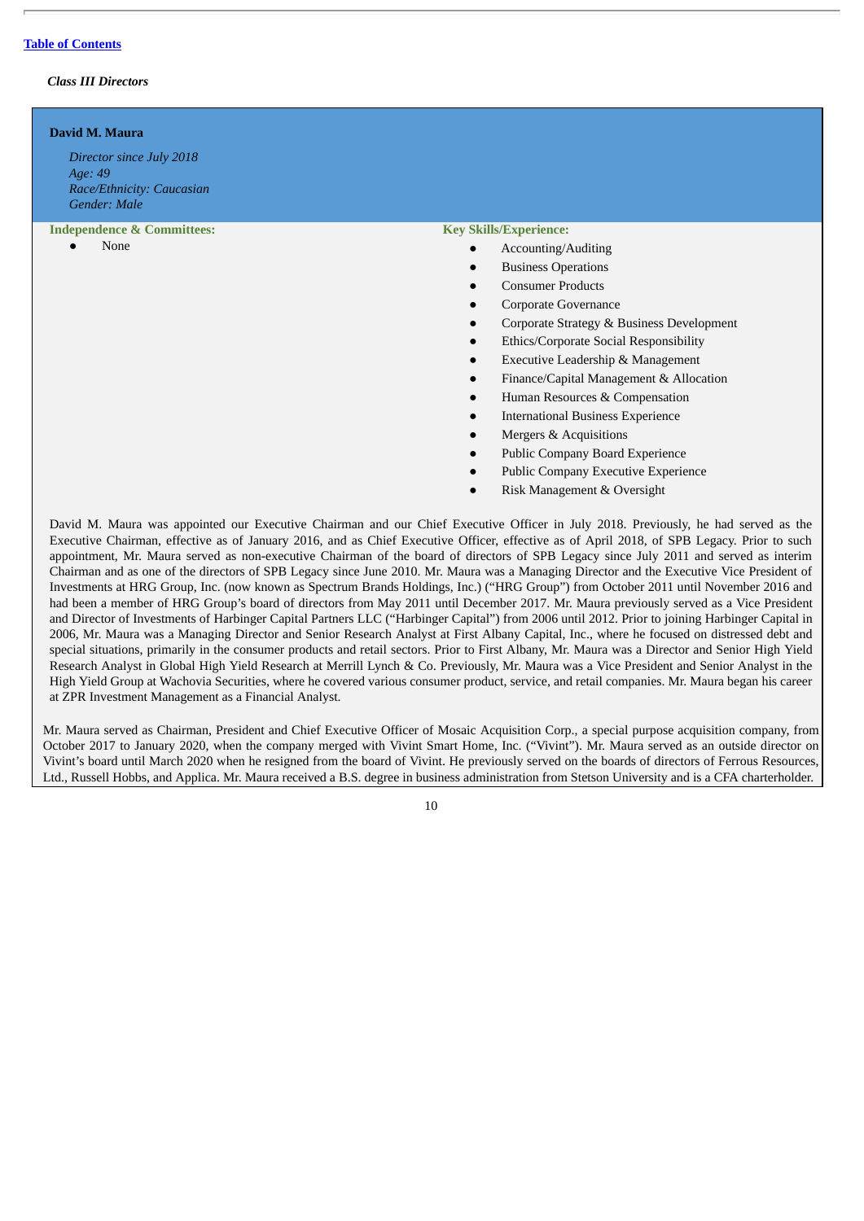[Table of Contents](#)

*Class III Directors*

**David M. Maura**

*Director since July 2018*
*Age: 49*
*Race/Ethnicity: Caucasian*
*Gender: Male*

**Independence & Committees:**

- None

**Key Skills/Experience:**

- Accounting/Auditing
- Business Operations
- Consumer Products
- Corporate Governance
- Corporate Strategy & Business Development
- Ethics/Corporate Social Responsibility
- Executive Leadership & Management
- Finance/Capital Management & Allocation
- Human Resources & Compensation
- International Business Experience
- Mergers & Acquisitions
- Public Company Board Experience
- Public Company Executive Experience
- Risk Management & Oversight

David M. Maura was appointed our Executive Chairman and our Chief Executive Officer in July 2018. Previously, he had served as the Executive Chairman, effective as of January 2016, and as Chief Executive Officer, effective as of April 2018, of SPB Legacy. Prior to such appointment, Mr. Maura served as non-executive Chairman of the board of directors of SPB Legacy since July 2011 and served as interim Chairman and as one of the directors of SPB Legacy since June 2010. Mr. Maura was a Managing Director and the Executive Vice President of Investments at HRG Group, Inc. (now known as Spectrum Brands Holdings, Inc.) ("HRG Group") from October 2011 until November 2016 and had been a member of HRG Group's board of directors from May 2011 until December 2017. Mr. Maura previously served as a Vice President and Director of Investments of Harbinger Capital Partners LLC ("Harbinger Capital") from 2006 until 2012. Prior to joining Harbinger Capital in 2006, Mr. Maura was a Managing Director and Senior Research Analyst at First Albany Capital, Inc., where he focused on distressed debt and special situations, primarily in the consumer products and retail sectors. Prior to First Albany, Mr. Maura was a Director and Senior High Yield Research Analyst in Global High Yield Research at Merrill Lynch & Co. Previously, Mr. Maura was a Vice President and Senior Analyst in the High Yield Group at Wachovia Securities, where he covered various consumer product, service, and retail companies. Mr. Maura began his career at ZPR Investment Management as a Financial Analyst.

Mr. Maura served as Chairman, President and Chief Executive Officer of Mosaic Acquisition Corp., a special purpose acquisition company, from October 2017 to January 2020, when the company merged with Vivint Smart Home, Inc. ("Vivint"). Mr. Maura served as an outside director on Vivint's board until March 2020 when he resigned from the board of Vivint. He previously served on the boards of directors of Ferrous Resources, Ltd., Russell Hobbs, and Applica. Mr. Maura received a B.S. degree in business administration from Stetson University and is a CFA charterholder.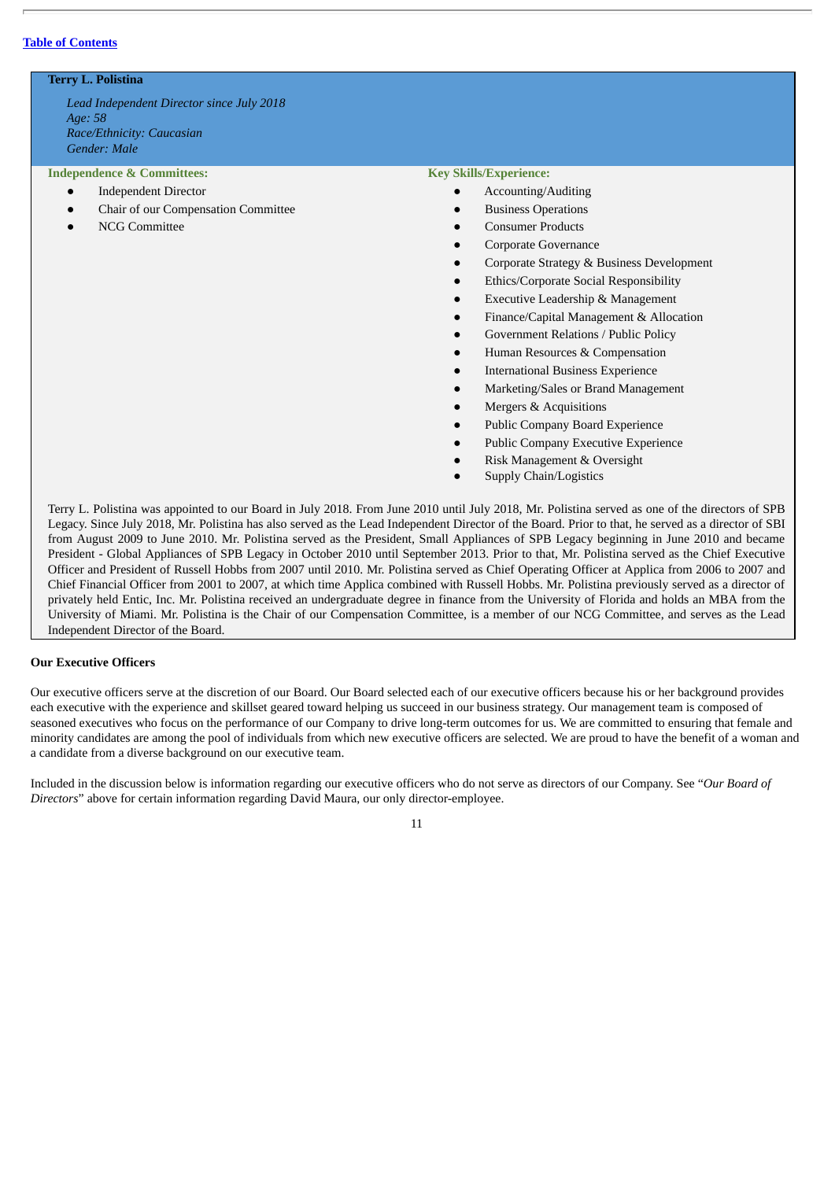**Terry L. Polistina**

*Lead Independent Director since July 2018*
*Age: 58*
*Race/Ethnicity: Caucasian*
*Gender: Male*

**Independence & Committees:**

- Independent Director
- Chair of our Compensation Committee
- NCG Committee

**Key Skills/Experience:**

- Accounting/Auditing
- Business Operations
- Consumer Products
- Corporate Governance
- Corporate Strategy & Business Development
- Ethics/Corporate Social Responsibility
- Executive Leadership & Management
- Finance/Capital Management & Allocation
- Government Relations / Public Policy
- Human Resources & Compensation
- International Business Experience
- Marketing/Sales or Brand Management
- Mergers & Acquisitions
- Public Company Board Experience
- Public Company Executive Experience
- Risk Management & Oversight
- Supply Chain/Logistics

Terry L. Polistina was appointed to our Board in July 2018. From June 2010 until July 2018, Mr. Polistina served as one of the directors of SPB Legacy. Since July 2018, Mr. Polistina has also served as the Lead Independent Director of the Board. Prior to that, he served as a director of SBI from August 2009 to June 2010. Mr. Polistina served as the President, Small Appliances of SPB Legacy beginning in June 2010 and became President - Global Appliances of SPB Legacy in October 2010 until September 2013. Prior to that, Mr. Polistina served as the Chief Executive Officer and President of Russell Hobbs from 2007 until 2010. Mr. Polistina served as Chief Operating Officer at Applica from 2006 to 2007 and Chief Financial Officer from 2001 to 2007, at which time Applica combined with Russell Hobbs. Mr. Polistina previously served as a director of privately held Entic, Inc. Mr. Polistina received an undergraduate degree in finance from the University of Florida and holds an MBA from the University of Miami. Mr. Polistina is the Chair of our Compensation Committee, is a member of our NCG Committee, and serves as the Lead Independent Director of the Board.

**Our Executive Officers**

Our executive officers serve at the discretion of our Board. Our Board selected each of our executive officers because his or her background provides each executive with the experience and skillset geared toward helping us succeed in our business strategy. Our management team is composed of seasoned executives who focus on the performance of our Company to drive long-term outcomes for us. We are committed to ensuring that female and minority candidates are among the pool of individuals from which new executive officers are selected. We are proud to have the benefit of a woman and a candidate from a diverse background on our executive team.

Included in the discussion below is information regarding our executive officers who do not serve as directors of our Company. See "*Our Board of Directors*" above for certain information regarding David Maura, our only director-employee.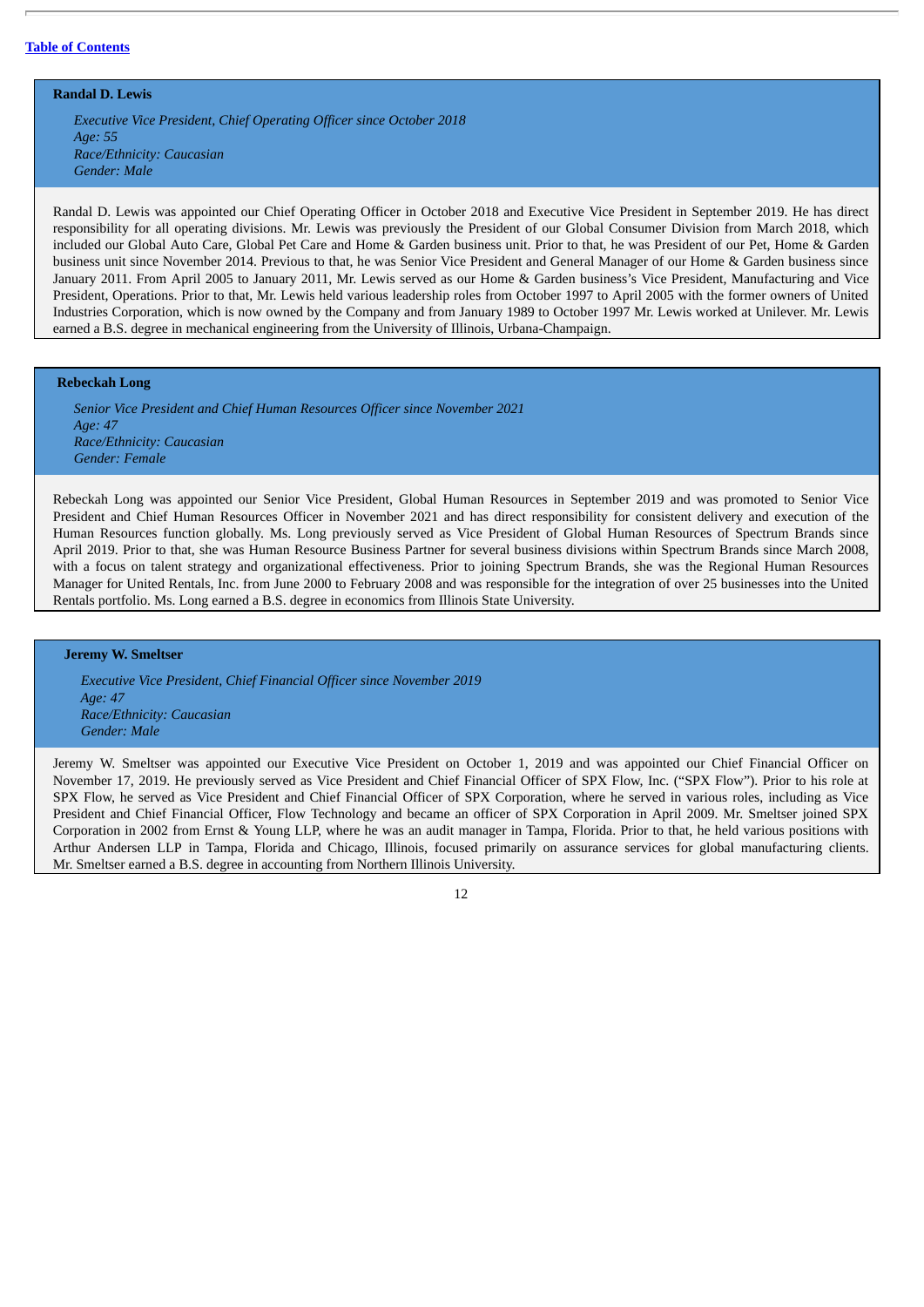**Randal D. Lewis**

*Executive Vice President, Chief Operating Officer since October 2018*
*Age: 55*
*Race/Ethnicity: Caucasian*
*Gender: Male*

Randal D. Lewis was appointed our Chief Operating Officer in October 2018 and Executive Vice President in September 2019. He has direct responsibility for all operating divisions. Mr. Lewis was previously the President of our Global Consumer Division from March 2018, which included our Global Auto Care, Global Pet Care and Home & Garden business unit. Prior to that, he was President of our Pet, Home & Garden business unit since November 2014. Previous to that, he was Senior Vice President and General Manager of our Home & Garden business since January 2011. From April 2005 to January 2011, Mr. Lewis served as our Home & Garden business's Vice President, Manufacturing and Vice President, Operations. Prior to that, Mr. Lewis held various leadership roles from October 1997 to April 2005 with the former owners of United Industries Corporation, which is now owned by the Company and from January 1989 to October 1997 Mr. Lewis worked at Unilever. Mr. Lewis earned a B.S. degree in mechanical engineering from the University of Illinois, Urbana-Champaign.

**Rebeckah Long**

*Senior Vice President and Chief Human Resources Officer since November 2021*
*Age: 47*
*Race/Ethnicity: Caucasian*
*Gender: Female*

Rebeckah Long was appointed our Senior Vice President, Global Human Resources in September 2019 and was promoted to Senior Vice President and Chief Human Resources Officer in November 2021 and has direct responsibility for consistent delivery and execution of the Human Resources function globally. Ms. Long previously served as Vice President of Global Human Resources of Spectrum Brands since April 2019. Prior to that, she was Human Resource Business Partner for several business divisions within Spectrum Brands since March 2008, with a focus on talent strategy and organizational effectiveness. Prior to joining Spectrum Brands, she was the Regional Human Resources Manager for United Rentals, Inc. from June 2000 to February 2008 and was responsible for the integration of over 25 businesses into the United Rentals portfolio. Ms. Long earned a B.S. degree in economics from Illinois State University.

**Jeremy W. Smeltser**

*Executive Vice President, Chief Financial Officer since November 2019*
*Age: 47*
*Race/Ethnicity: Caucasian*
*Gender: Male*

Jeremy W. Smeltser was appointed our Executive Vice President on October 1, 2019 and was appointed our Chief Financial Officer on November 17, 2019. He previously served as Vice President and Chief Financial Officer of SPX Flow, Inc. ("SPX Flow"). Prior to his role at SPX Flow, he served as Vice President and Chief Financial Officer of SPX Corporation, where he served in various roles, including as Vice President and Chief Financial Officer, Flow Technology and became an officer of SPX Corporation in April 2009. Mr. Smeltser joined SPX Corporation in 2002 from Ernst & Young LLP, where he was an audit manager in Tampa, Florida. Prior to that, he held various positions with Arthur Andersen LLP in Tampa, Florida and Chicago, Illinois, focused primarily on assurance services for global manufacturing clients. Mr. Smeltser earned a B.S. degree in accounting from Northern Illinois University.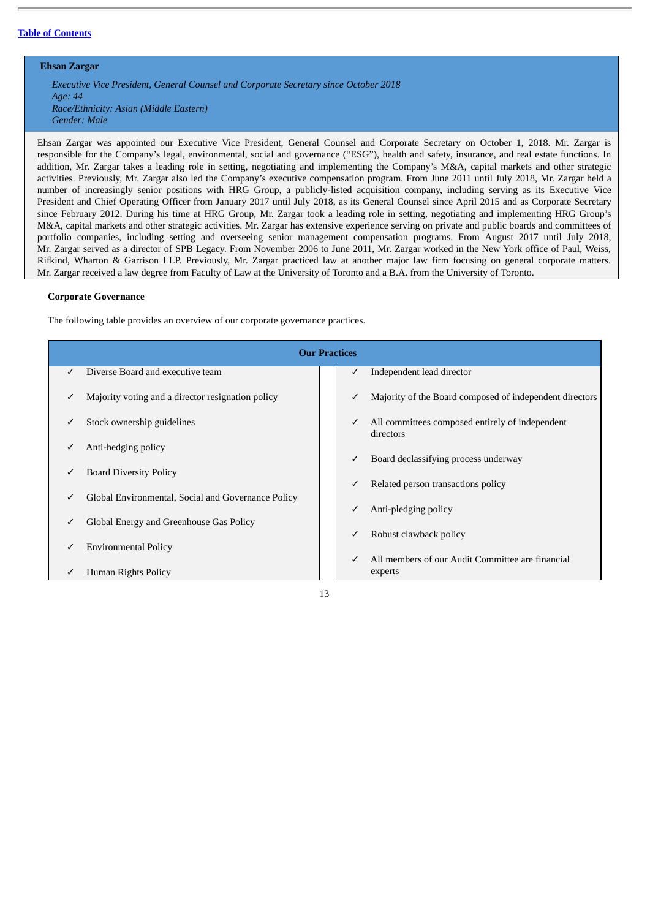**Ehsan Zargar**

*Executive Vice President, General Counsel and Corporate Secretary since October 2018*
*Age: 44*
*Race/Ethnicity: Asian (Middle Eastern)*
*Gender: Male*

Ehsan Zargar was appointed our Executive Vice President, General Counsel and Corporate Secretary on October 1, 2018. Mr. Zargar is responsible for the Company's legal, environmental, social and governance ("ESG"), health and safety, insurance, and real estate functions. In addition, Mr. Zargar takes a leading role in setting, negotiating and implementing the Company's M&A, capital markets and other strategic activities. Previously, Mr. Zargar also led the Company's executive compensation program. From June 2011 until July 2018, Mr. Zargar held a number of increasingly senior positions with HRG Group, a publicly-listed acquisition company, including serving as its Executive Vice President and Chief Operating Officer from January 2017 until July 2018, as its General Counsel since April 2015 and as Corporate Secretary since February 2012. During his time at HRG Group, Mr. Zargar took a leading role in setting, negotiating and implementing HRG Group's M&A, capital markets and other strategic activities. Mr. Zargar has extensive experience serving on private and public boards and committees of portfolio companies, including setting and overseeing senior management compensation programs. From August 2017 until July 2018, Mr. Zargar served as a director of SPB Legacy. From November 2006 to June 2011, Mr. Zargar worked in the New York office of Paul, Weiss, Rifkind, Wharton & Garrison LLP. Previously, Mr. Zargar practiced law at another major law firm focusing on general corporate matters. Mr. Zargar received a law degree from Faculty of Law at the University of Toronto and a B.A. from the University of Toronto.

**Corporate Governance**

The following table provides an overview of our corporate governance practices.

| Our Practices | |
|---|---|
| ✓ Diverse Board and executive team | ✓ Independent lead director |
| ✓ Majority voting and a director resignation policy | ✓ Majority of the Board composed of independent directors |
| ✓ Stock ownership guidelines | ✓ All committees composed entirely of independent directors |
| ✓ Anti-hedging policy | ✓ Board declassifying process underway |
| ✓ Board Diversity Policy | ✓ Related person transactions policy |
| ✓ Global Environmental, Social and Governance Policy | ✓ Anti-pledging policy |
| ✓ Global Energy and Greenhouse Gas Policy | ✓ Robust clawback policy |
| ✓ Environmental Policy | ✓ All members of our Audit Committee are financial experts |
| ✓ Human Rights Policy | |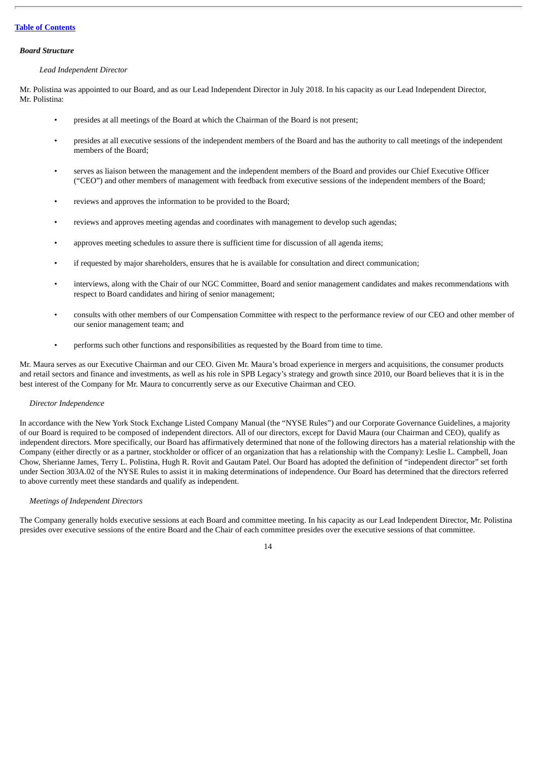[Table of Contents](#)

***Board Structure***

*Lead Independent Director*

Mr. Polistina was appointed to our Board, and as our Lead Independent Director in July 2018. In his capacity as our Lead Independent Director, Mr. Polistina:

- presides at all meetings of the Board at which the Chairman of the Board is not present;
- presides at all executive sessions of the independent members of the Board and has the authority to call meetings of the independent members of the Board;
- serves as liaison between the management and the independent members of the Board and provides our Chief Executive Officer ("CEO") and other members of management with feedback from executive sessions of the independent members of the Board;
- reviews and approves the information to be provided to the Board;
- reviews and approves meeting agendas and coordinates with management to develop such agendas;
- approves meeting schedules to assure there is sufficient time for discussion of all agenda items;
- if requested by major shareholders, ensures that he is available for consultation and direct communication;
- interviews, along with the Chair of our NGC Committee, Board and senior management candidates and makes recommendations with respect to Board candidates and hiring of senior management;
- consults with other members of our Compensation Committee with respect to the performance review of our CEO and other member of our senior management team; and
- performs such other functions and responsibilities as requested by the Board from time to time.

Mr. Maura serves as our Executive Chairman and our CEO. Given Mr. Maura's broad experience in mergers and acquisitions, the consumer products and retail sectors and finance and investments, as well as his role in SPB Legacy's strategy and growth since 2010, our Board believes that it is in the best interest of the Company for Mr. Maura to concurrently serve as our Executive Chairman and CEO.

*Director Independence*

In accordance with the New York Stock Exchange Listed Company Manual (the "NYSE Rules") and our Corporate Governance Guidelines, a majority of our Board is required to be composed of independent directors. All of our directors, except for David Maura (our Chairman and CEO), qualify as independent directors. More specifically, our Board has affirmatively determined that none of the following directors has a material relationship with the Company (either directly or as a partner, stockholder or officer of an organization that has a relationship with the Company): Leslie L. Campbell, Joan Chow, Sherianne James, Terry L. Polistina, Hugh R. Rovit and Gautam Patel. Our Board has adopted the definition of "independent director" set forth under Section 303A.02 of the NYSE Rules to assist it in making determinations of independence. Our Board has determined that the directors referred to above currently meet these standards and qualify as independent.

*Meetings of Independent Directors*

The Company generally holds executive sessions at each Board and committee meeting. In his capacity as our Lead Independent Director, Mr. Polistina presides over executive sessions of the entire Board and the Chair of each committee presides over the executive sessions of that committee.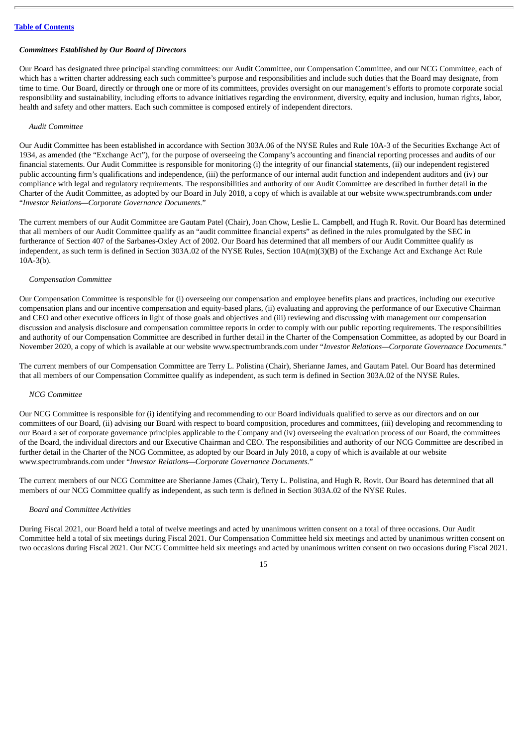### *Committees Established by Our Board of Directors*

Our Board has designated three principal standing committees: our Audit Committee, our Compensation Committee, and our NCG Committee, each of which has a written charter addressing each such committee's purpose and responsibilities and include such duties that the Board may designate, from time to time. Our Board, directly or through one or more of its committees, provides oversight on our management's efforts to promote corporate social responsibility and sustainability, including efforts to advance initiatives regarding the environment, diversity, equity and inclusion, human rights, labor, health and safety and other matters. Each such committee is composed entirely of independent directors.

#### *Audit Committee*

Our Audit Committee has been established in accordance with Section 303A.06 of the NYSE Rules and Rule 10A-3 of the Securities Exchange Act of 1934, as amended (the "Exchange Act"), for the purpose of overseeing the Company's accounting and financial reporting processes and audits of our financial statements. Our Audit Committee is responsible for monitoring (i) the integrity of our financial statements, (ii) our independent registered public accounting firm's qualifications and independence, (iii) the performance of our internal audit function and independent auditors and (iv) our compliance with legal and regulatory requirements. The responsibilities and authority of our Audit Committee are described in further detail in the Charter of the Audit Committee, as adopted by our Board in July 2018, a copy of which is available at our website www.spectrumbrands.com under "*Investor Relations—Corporate Governance Documents*."

The current members of our Audit Committee are Gautam Patel (Chair), Joan Chow, Leslie L. Campbell, and Hugh R. Rovit. Our Board has determined that all members of our Audit Committee qualify as an "audit committee financial experts" as defined in the rules promulgated by the SEC in furtherance of Section 407 of the Sarbanes-Oxley Act of 2002. Our Board has determined that all members of our Audit Committee qualify as independent, as such term is defined in Section 303A.02 of the NYSE Rules, Section 10A(m)(3)(B) of the Exchange Act and Exchange Act Rule 10A-3(b).

#### *Compensation Committee*

Our Compensation Committee is responsible for (i) overseeing our compensation and employee benefits plans and practices, including our executive compensation plans and our incentive compensation and equity-based plans, (ii) evaluating and approving the performance of our Executive Chairman and CEO and other executive officers in light of those goals and objectives and (iii) reviewing and discussing with management our compensation discussion and analysis disclosure and compensation committee reports in order to comply with our public reporting requirements. The responsibilities and authority of our Compensation Committee are described in further detail in the Charter of the Compensation Committee, as adopted by our Board in November 2020, a copy of which is available at our website www.spectrumbrands.com under "*Investor Relations—Corporate Governance Documents*."

The current members of our Compensation Committee are Terry L. Polistina (Chair), Sherianne James, and Gautam Patel. Our Board has determined that all members of our Compensation Committee qualify as independent, as such term is defined in Section 303A.02 of the NYSE Rules.

#### *NCG Committee*

Our NCG Committee is responsible for (i) identifying and recommending to our Board individuals qualified to serve as our directors and on our committees of our Board, (ii) advising our Board with respect to board composition, procedures and committees, (iii) developing and recommending to our Board a set of corporate governance principles applicable to the Company and (iv) overseeing the evaluation process of our Board, the committees of the Board, the individual directors and our Executive Chairman and CEO. The responsibilities and authority of our NCG Committee are described in further detail in the Charter of the NCG Committee, as adopted by our Board in July 2018, a copy of which is available at our website www.spectrumbrands.com under "*Investor Relations—Corporate Governance Documents*."

The current members of our NCG Committee are Sherianne James (Chair), Terry L. Polistina, and Hugh R. Rovit. Our Board has determined that all members of our NCG Committee qualify as independent, as such term is defined in Section 303A.02 of the NYSE Rules.

#### *Board and Committee Activities*

During Fiscal 2021, our Board held a total of twelve meetings and acted by unanimous written consent on a total of three occasions. Our Audit Committee held a total of six meetings during Fiscal 2021. Our Compensation Committee held six meetings and acted by unanimous written consent on two occasions during Fiscal 2021. Our NCG Committee held six meetings and acted by unanimous written consent on two occasions during Fiscal 2021.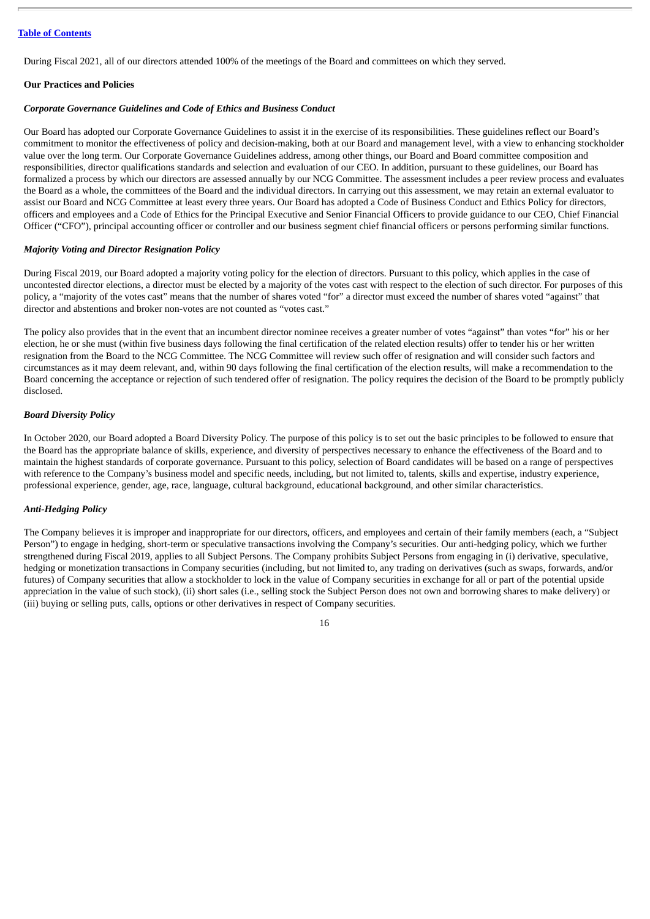During Fiscal 2021, all of our directors attended 100% of the meetings of the Board and committees on which they served.

## Our Practices and Policies

### *Corporate Governance Guidelines and Code of Ethics and Business Conduct*

Our Board has adopted our Corporate Governance Guidelines to assist it in the exercise of its responsibilities. These guidelines reflect our Board's commitment to monitor the effectiveness of policy and decision-making, both at our Board and management level, with a view to enhancing stockholder value over the long term. Our Corporate Governance Guidelines address, among other things, our Board and Board committee composition and responsibilities, director qualifications standards and selection and evaluation of our CEO. In addition, pursuant to these guidelines, our Board has formalized a process by which our directors are assessed annually by our NCG Committee. The assessment includes a peer review process and evaluates the Board as a whole, the committees of the Board and the individual directors. In carrying out this assessment, we may retain an external evaluator to assist our Board and NCG Committee at least every three years. Our Board has adopted a Code of Business Conduct and Ethics Policy for directors, officers and employees and a Code of Ethics for the Principal Executive and Senior Financial Officers to provide guidance to our CEO, Chief Financial Officer ("CFO"), principal accounting officer or controller and our business segment chief financial officers or persons performing similar functions.

### *Majority Voting and Director Resignation Policy*

During Fiscal 2019, our Board adopted a majority voting policy for the election of directors. Pursuant to this policy, which applies in the case of uncontested director elections, a director must be elected by a majority of the votes cast with respect to the election of such director. For purposes of this policy, a "majority of the votes cast" means that the number of shares voted "for" a director must exceed the number of shares voted "against" that director and abstentions and broker non-votes are not counted as "votes cast."

The policy also provides that in the event that an incumbent director nominee receives a greater number of votes "against" than votes "for" his or her election, he or she must (within five business days following the final certification of the related election results) offer to tender his or her written resignation from the Board to the NCG Committee. The NCG Committee will review such offer of resignation and will consider such factors and circumstances as it may deem relevant, and, within 90 days following the final certification of the election results, will make a recommendation to the Board concerning the acceptance or rejection of such tendered offer of resignation. The policy requires the decision of the Board to be promptly publicly disclosed.

### *Board Diversity Policy*

In October 2020, our Board adopted a Board Diversity Policy. The purpose of this policy is to set out the basic principles to be followed to ensure that the Board has the appropriate balance of skills, experience, and diversity of perspectives necessary to enhance the effectiveness of the Board and to maintain the highest standards of corporate governance. Pursuant to this policy, selection of Board candidates will be based on a range of perspectives with reference to the Company's business model and specific needs, including, but not limited to, talents, skills and expertise, industry experience, professional experience, gender, age, race, language, cultural background, educational background, and other similar characteristics.

### *Anti-Hedging Policy*

The Company believes it is improper and inappropriate for our directors, officers, and employees and certain of their family members (each, a "Subject Person") to engage in hedging, short-term or speculative transactions involving the Company's securities. Our anti-hedging policy, which we further strengthened during Fiscal 2019, applies to all Subject Persons. The Company prohibits Subject Persons from engaging in (i) derivative, speculative, hedging or monetization transactions in Company securities (including, but not limited to, any trading on derivatives (such as swaps, forwards, and/or futures) of Company securities that allow a stockholder to lock in the value of Company securities in exchange for all or part of the potential upside appreciation in the value of such stock), (ii) short sales (i.e., selling stock the Subject Person does not own and borrowing shares to make delivery) or (iii) buying or selling puts, calls, options or other derivatives in respect of Company securities.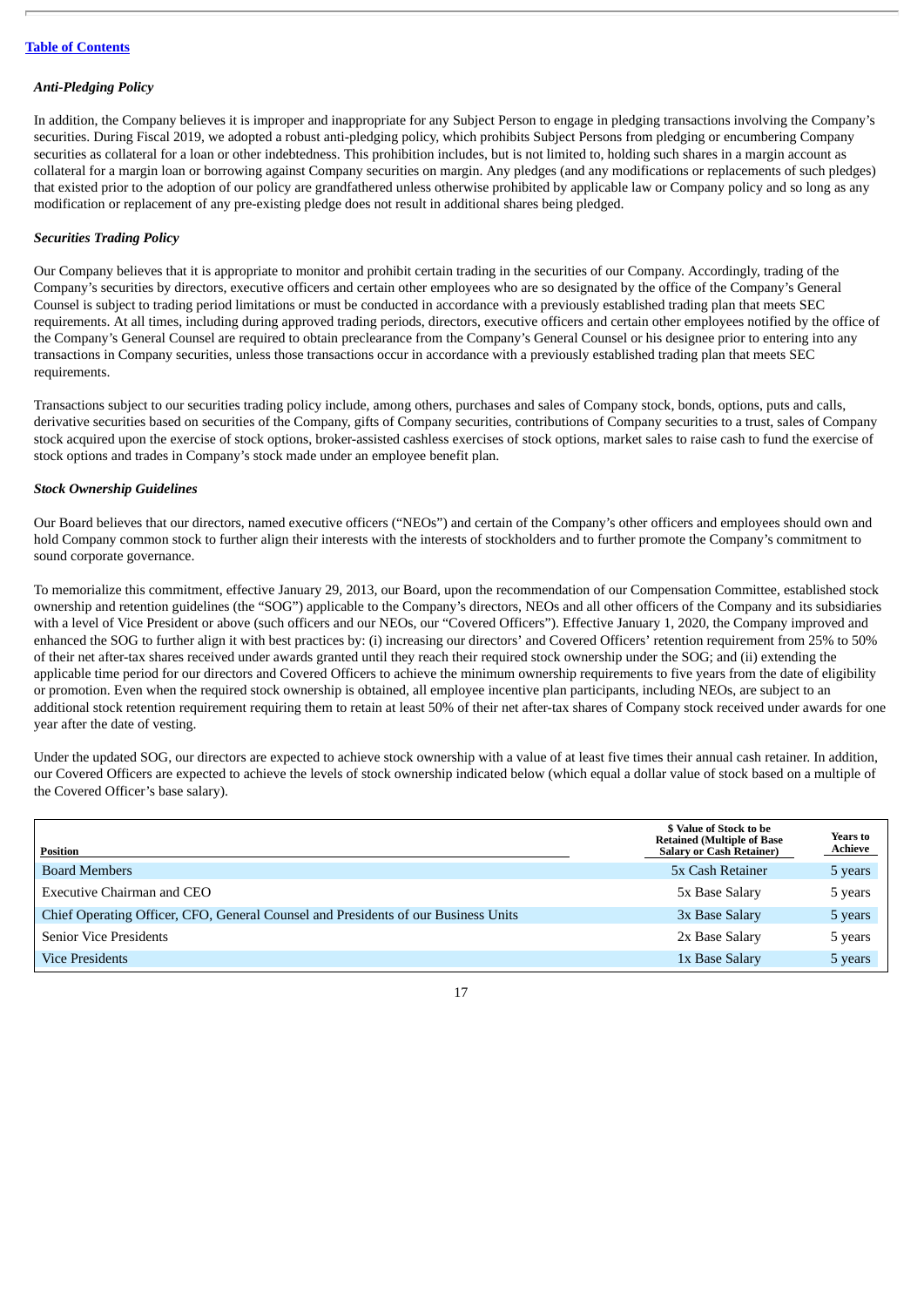[Table of Contents](#)

### *Anti-Pledging Policy*

In addition, the Company believes it is improper and inappropriate for any Subject Person to engage in pledging transactions involving the Company's securities. During Fiscal 2019, we adopted a robust anti-pledging policy, which prohibits Subject Persons from pledging or encumbering Company securities as collateral for a loan or other indebtedness. This prohibition includes, but is not limited to, holding such shares in a margin account as collateral for a margin loan or borrowing against Company securities on margin. Any pledges (and any modifications or replacements of such pledges) that existed prior to the adoption of our policy are grandfathered unless otherwise prohibited by applicable law or Company policy and so long as any modification or replacement of any pre-existing pledge does not result in additional shares being pledged.

### *Securities Trading Policy*

Our Company believes that it is appropriate to monitor and prohibit certain trading in the securities of our Company. Accordingly, trading of the Company's securities by directors, executive officers and certain other employees who are so designated by the office of the Company's General Counsel is subject to trading period limitations or must be conducted in accordance with a previously established trading plan that meets SEC requirements. At all times, including during approved trading periods, directors, executive officers and certain other employees notified by the office of the Company's General Counsel are required to obtain preclearance from the Company's General Counsel or his designee prior to entering into any transactions in Company securities, unless those transactions occur in accordance with a previously established trading plan that meets SEC requirements.

Transactions subject to our securities trading policy include, among others, purchases and sales of Company stock, bonds, options, puts and calls, derivative securities based on securities of the Company, gifts of Company securities, contributions of Company securities to a trust, sales of Company stock acquired upon the exercise of stock options, broker-assisted cashless exercises of stock options, market sales to raise cash to fund the exercise of stock options and trades in Company's stock made under an employee benefit plan.

### *Stock Ownership Guidelines*

Our Board believes that our directors, named executive officers ("NEOs") and certain of the Company's other officers and employees should own and hold Company common stock to further align their interests with the interests of stockholders and to further promote the Company's commitment to sound corporate governance.

To memorialize this commitment, effective January 29, 2013, our Board, upon the recommendation of our Compensation Committee, established stock ownership and retention guidelines (the "SOG") applicable to the Company's directors, NEOs and all other officers of the Company and its subsidiaries with a level of Vice President or above (such officers and our NEOs, our "Covered Officers"). Effective January 1, 2020, the Company improved and enhanced the SOG to further align it with best practices by: (i) increasing our directors' and Covered Officers' retention requirement from 25% to 50% of their net after-tax shares received under awards granted until they reach their required stock ownership under the SOG; and (ii) extending the applicable time period for our directors and Covered Officers to achieve the minimum ownership requirements to five years from the date of eligibility or promotion. Even when the required stock ownership is obtained, all employee incentive plan participants, including NEOs, are subject to an additional stock retention requirement requiring them to retain at least 50% of their net after-tax shares of Company stock received under awards for one year after the date of vesting.

Under the updated SOG, our directors are expected to achieve stock ownership with a value of at least five times their annual cash retainer. In addition, our Covered Officers are expected to achieve the levels of stock ownership indicated below (which equal a dollar value of stock based on a multiple of the Covered Officer's base salary).

| Position | $ Value of Stock to be Retained (Multiple of Base Salary or Cash Retainer) | Years to Achieve |
|---|---|---|
| Board Members | 5x Cash Retainer | 5 years |
| Executive Chairman and CEO | 5x Base Salary | 5 years |
| Chief Operating Officer, CFO, General Counsel and Presidents of our Business Units | 3x Base Salary | 5 years |
| Senior Vice Presidents | 2x Base Salary | 5 years |
| Vice Presidents | 1x Base Salary | 5 years |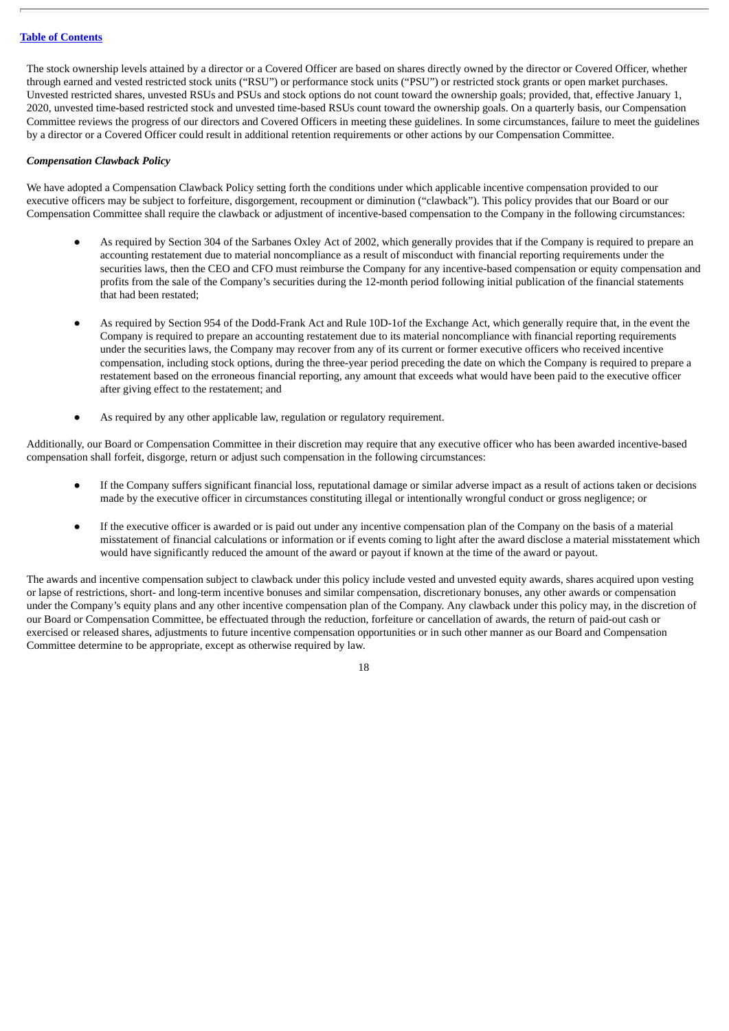The stock ownership levels attained by a director or a Covered Officer are based on shares directly owned by the director or Covered Officer, whether through earned and vested restricted stock units ("RSU") or performance stock units ("PSU") or restricted stock grants or open market purchases. Unvested restricted shares, unvested RSUs and PSUs and stock options do not count toward the ownership goals; provided, that, effective January 1, 2020, unvested time-based restricted stock and unvested time-based RSUs count toward the ownership goals. On a quarterly basis, our Compensation Committee reviews the progress of our directors and Covered Officers in meeting these guidelines. In some circumstances, failure to meet the guidelines by a director or a Covered Officer could result in additional retention requirements or other actions by our Compensation Committee.

***Compensation Clawback Policy***

We have adopted a Compensation Clawback Policy setting forth the conditions under which applicable incentive compensation provided to our executive officers may be subject to forfeiture, disgorgement, recoupment or diminution ("clawback"). This policy provides that our Board or our Compensation Committee shall require the clawback or adjustment of incentive-based compensation to the Company in the following circumstances:

- As required by Section 304 of the Sarbanes Oxley Act of 2002, which generally provides that if the Company is required to prepare an accounting restatement due to material noncompliance as a result of misconduct with financial reporting requirements under the securities laws, then the CEO and CFO must reimburse the Company for any incentive-based compensation or equity compensation and profits from the sale of the Company's securities during the 12-month period following initial publication of the financial statements that had been restated;

- As required by Section 954 of the Dodd-Frank Act and Rule 10D-1of the Exchange Act, which generally require that, in the event the Company is required to prepare an accounting restatement due to its material noncompliance with financial reporting requirements under the securities laws, the Company may recover from any of its current or former executive officers who received incentive compensation, including stock options, during the three-year period preceding the date on which the Company is required to prepare a restatement based on the erroneous financial reporting, any amount that exceeds what would have been paid to the executive officer after giving effect to the restatement; and

- As required by any other applicable law, regulation or regulatory requirement.

Additionally, our Board or Compensation Committee in their discretion may require that any executive officer who has been awarded incentive-based compensation shall forfeit, disgorge, return or adjust such compensation in the following circumstances:

- If the Company suffers significant financial loss, reputational damage or similar adverse impact as a result of actions taken or decisions made by the executive officer in circumstances constituting illegal or intentionally wrongful conduct or gross negligence; or

- If the executive officer is awarded or is paid out under any incentive compensation plan of the Company on the basis of a material misstatement of financial calculations or information or if events coming to light after the award disclose a material misstatement which would have significantly reduced the amount of the award or payout if known at the time of the award or payout.

The awards and incentive compensation subject to clawback under this policy include vested and unvested equity awards, shares acquired upon vesting or lapse of restrictions, short- and long-term incentive bonuses and similar compensation, discretionary bonuses, any other awards or compensation under the Company's equity plans and any other incentive compensation plan of the Company. Any clawback under this policy may, in the discretion of our Board or Compensation Committee, be effectuated through the reduction, forfeiture or cancellation of awards, the return of paid-out cash or exercised or released shares, adjustments to future incentive compensation opportunities or in such other manner as our Board and Compensation Committee determine to be appropriate, except as otherwise required by law.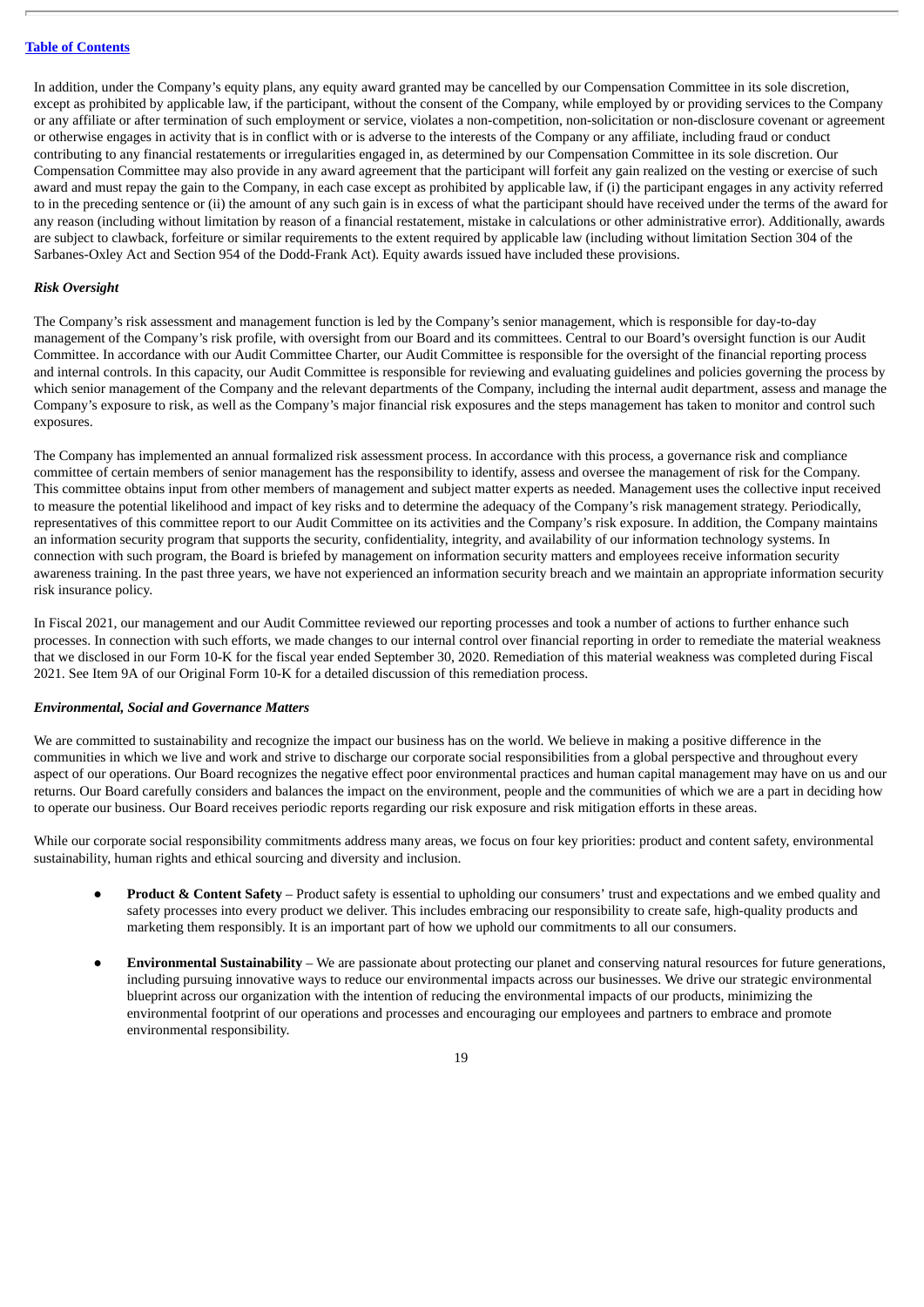In addition, under the Company's equity plans, any equity award granted may be cancelled by our Compensation Committee in its sole discretion, except as prohibited by applicable law, if the participant, without the consent of the Company, while employed by or providing services to the Company or any affiliate or after termination of such employment or service, violates a non-competition, non-solicitation or non-disclosure covenant or agreement or otherwise engages in activity that is in conflict with or is adverse to the interests of the Company or any affiliate, including fraud or conduct contributing to any financial restatements or irregularities engaged in, as determined by our Compensation Committee in its sole discretion. Our Compensation Committee may also provide in any award agreement that the participant will forfeit any gain realized on the vesting or exercise of such award and must repay the gain to the Company, in each case except as prohibited by applicable law, if (i) the participant engages in any activity referred to in the preceding sentence or (ii) the amount of any such gain is in excess of what the participant should have received under the terms of the award for any reason (including without limitation by reason of a financial restatement, mistake in calculations or other administrative error). Additionally, awards are subject to clawback, forfeiture or similar requirements to the extent required by applicable law (including without limitation Section 304 of the Sarbanes-Oxley Act and Section 954 of the Dodd-Frank Act). Equity awards issued have included these provisions.

***Risk Oversight***

The Company's risk assessment and management function is led by the Company's senior management, which is responsible for day-to-day management of the Company's risk profile, with oversight from our Board and its committees. Central to our Board's oversight function is our Audit Committee. In accordance with our Audit Committee Charter, our Audit Committee is responsible for the oversight of the financial reporting process and internal controls. In this capacity, our Audit Committee is responsible for reviewing and evaluating guidelines and policies governing the process by which senior management of the Company and the relevant departments of the Company, including the internal audit department, assess and manage the Company's exposure to risk, as well as the Company's major financial risk exposures and the steps management has taken to monitor and control such exposures.

The Company has implemented an annual formalized risk assessment process. In accordance with this process, a governance risk and compliance committee of certain members of senior management has the responsibility to identify, assess and oversee the management of risk for the Company. This committee obtains input from other members of management and subject matter experts as needed. Management uses the collective input received to measure the potential likelihood and impact of key risks and to determine the adequacy of the Company's risk management strategy. Periodically, representatives of this committee report to our Audit Committee on its activities and the Company's risk exposure. In addition, the Company maintains an information security program that supports the security, confidentiality, integrity, and availability of our information technology systems. In connection with such program, the Board is briefed by management on information security matters and employees receive information security awareness training. In the past three years, we have not experienced an information security breach and we maintain an appropriate information security risk insurance policy.

In Fiscal 2021, our management and our Audit Committee reviewed our reporting processes and took a number of actions to further enhance such processes. In connection with such efforts, we made changes to our internal control over financial reporting in order to remediate the material weakness that we disclosed in our Form 10-K for the fiscal year ended September 30, 2020. Remediation of this material weakness was completed during Fiscal 2021. See Item 9A of our Original Form 10-K for a detailed discussion of this remediation process.

***Environmental, Social and Governance Matters***

We are committed to sustainability and recognize the impact our business has on the world. We believe in making a positive difference in the communities in which we live and work and strive to discharge our corporate social responsibilities from a global perspective and throughout every aspect of our operations. Our Board recognizes the negative effect poor environmental practices and human capital management may have on us and our returns. Our Board carefully considers and balances the impact on the environment, people and the communities of which we are a part in deciding how to operate our business. Our Board receives periodic reports regarding our risk exposure and risk mitigation efforts in these areas.

While our corporate social responsibility commitments address many areas, we focus on four key priorities: product and content safety, environmental sustainability, human rights and ethical sourcing and diversity and inclusion.

- **Product & Content Safety** – Product safety is essential to upholding our consumers' trust and expectations and we embed quality and safety processes into every product we deliver. This includes embracing our responsibility to create safe, high-quality products and marketing them responsibly. It is an important part of how we uphold our commitments to all our consumers.

- **Environmental Sustainability** – We are passionate about protecting our planet and conserving natural resources for future generations, including pursuing innovative ways to reduce our environmental impacts across our businesses. We drive our strategic environmental blueprint across our organization with the intention of reducing the environmental impacts of our products, minimizing the environmental footprint of our operations and processes and encouraging our employees and partners to embrace and promote environmental responsibility.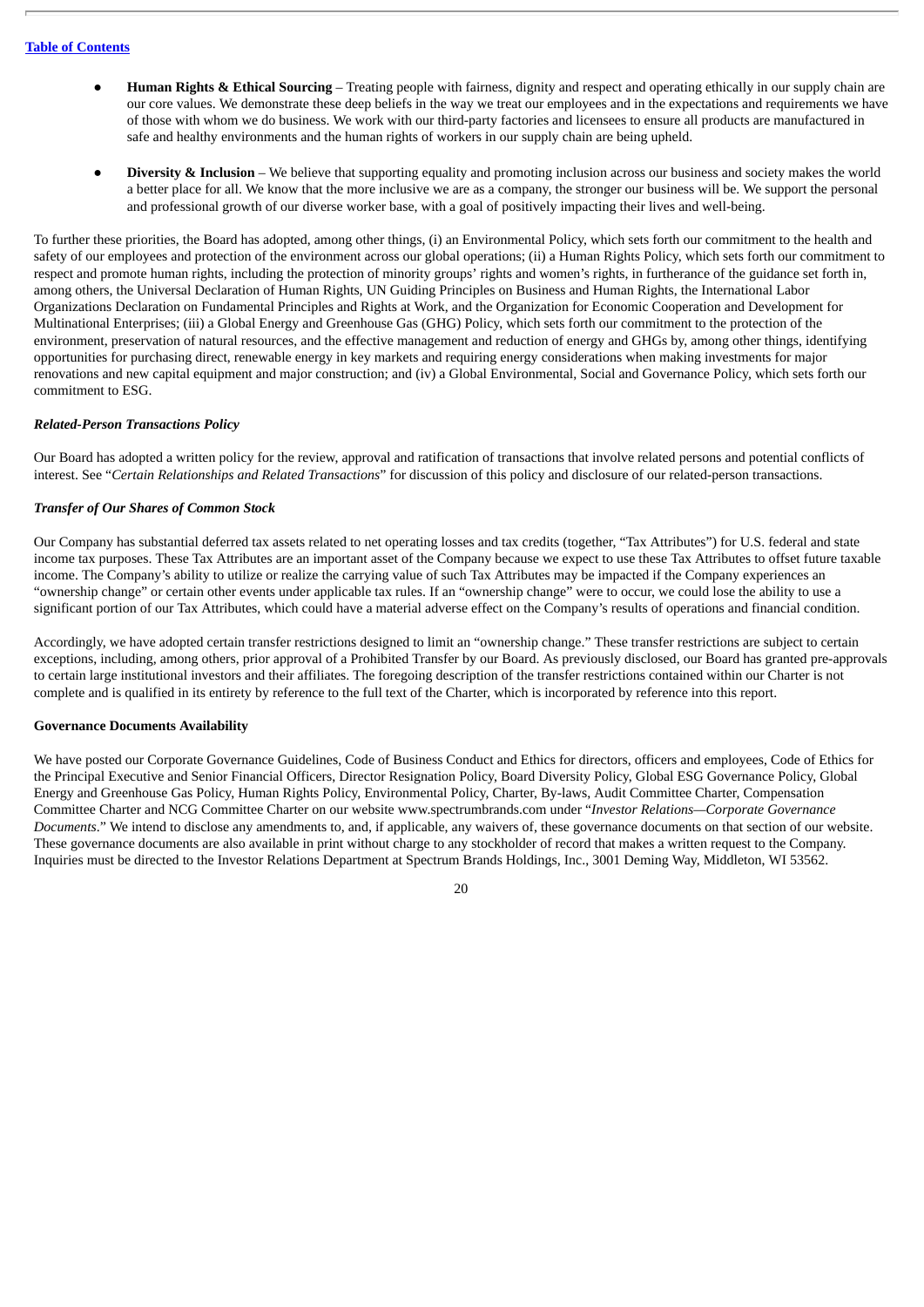- **Human Rights & Ethical Sourcing** – Treating people with fairness, dignity and respect and operating ethically in our supply chain are our core values. We demonstrate these deep beliefs in the way we treat our employees and in the expectations and requirements we have of those with whom we do business. We work with our third-party factories and licensees to ensure all products are manufactured in safe and healthy environments and the human rights of workers in our supply chain are being upheld.

- **Diversity & Inclusion** – We believe that supporting equality and promoting inclusion across our business and society makes the world a better place for all. We know that the more inclusive we are as a company, the stronger our business will be. We support the personal and professional growth of our diverse worker base, with a goal of positively impacting their lives and well-being.

To further these priorities, the Board has adopted, among other things, (i) an Environmental Policy, which sets forth our commitment to the health and safety of our employees and protection of the environment across our global operations; (ii) a Human Rights Policy, which sets forth our commitment to respect and promote human rights, including the protection of minority groups' rights and women's rights, in furtherance of the guidance set forth in, among others, the Universal Declaration of Human Rights, UN Guiding Principles on Business and Human Rights, the International Labor Organizations Declaration on Fundamental Principles and Rights at Work, and the Organization for Economic Cooperation and Development for Multinational Enterprises; (iii) a Global Energy and Greenhouse Gas (GHG) Policy, which sets forth our commitment to the protection of the environment, preservation of natural resources, and the effective management and reduction of energy and GHGs by, among other things, identifying opportunities for purchasing direct, renewable energy in key markets and requiring energy considerations when making investments for major renovations and new capital equipment and major construction; and (iv) a Global Environmental, Social and Governance Policy, which sets forth our commitment to ESG.

***Related-Person Transactions Policy***

Our Board has adopted a written policy for the review, approval and ratification of transactions that involve related persons and potential conflicts of interest. See "*Certain Relationships and Related Transactions*" for discussion of this policy and disclosure of our related-person transactions.

***Transfer of Our Shares of Common Stock***

Our Company has substantial deferred tax assets related to net operating losses and tax credits (together, "Tax Attributes") for U.S. federal and state income tax purposes. These Tax Attributes are an important asset of the Company because we expect to use these Tax Attributes to offset future taxable income. The Company's ability to utilize or realize the carrying value of such Tax Attributes may be impacted if the Company experiences an "ownership change" or certain other events under applicable tax rules. If an "ownership change" were to occur, we could lose the ability to use a significant portion of our Tax Attributes, which could have a material adverse effect on the Company's results of operations and financial condition.

Accordingly, we have adopted certain transfer restrictions designed to limit an "ownership change." These transfer restrictions are subject to certain exceptions, including, among others, prior approval of a Prohibited Transfer by our Board. As previously disclosed, our Board has granted pre-approvals to certain large institutional investors and their affiliates. The foregoing description of the transfer restrictions contained within our Charter is not complete and is qualified in its entirety by reference to the full text of the Charter, which is incorporated by reference into this report.

**Governance Documents Availability**

We have posted our Corporate Governance Guidelines, Code of Business Conduct and Ethics for directors, officers and employees, Code of Ethics for the Principal Executive and Senior Financial Officers, Director Resignation Policy, Board Diversity Policy, Global ESG Governance Policy, Global Energy and Greenhouse Gas Policy, Human Rights Policy, Environmental Policy, Charter, By-laws, Audit Committee Charter, Compensation Committee Charter and NCG Committee Charter on our website www.spectrumbrands.com under "*Investor Relations—Corporate Governance Documents*." We intend to disclose any amendments to, and, if applicable, any waivers of, these governance documents on that section of our website. These governance documents are also available in print without charge to any stockholder of record that makes a written request to the Company. Inquiries must be directed to the Investor Relations Department at Spectrum Brands Holdings, Inc., 3001 Deming Way, Middleton, WI 53562.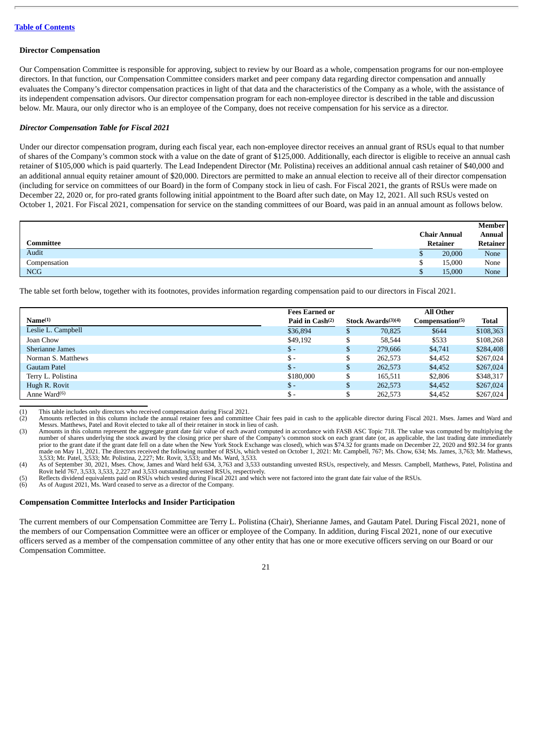[Table of Contents](#)

**Director Compensation**

Our Compensation Committee is responsible for approving, subject to review by our Board as a whole, compensation programs for our non-employee directors. In that function, our Compensation Committee considers market and peer company data regarding director compensation and annually evaluates the Company's director compensation practices in light of that data and the characteristics of the Company as a whole, with the assistance of its independent compensation advisors. Our director compensation program for each non-employee director is described in the table and discussion below. Mr. Maura, our only director who is an employee of the Company, does not receive compensation for his service as a director.

***Director Compensation Table for Fiscal 2021***

Under our director compensation program, during each fiscal year, each non-employee director receives an annual grant of RSUs equal to that number of shares of the Company's common stock with a value on the date of grant of $125,000. Additionally, each director is eligible to receive an annual cash retainer of $105,000 which is paid quarterly. The Lead Independent Director (Mr. Polistina) receives an additional annual cash retainer of $40,000 and an additional annual equity retainer amount of $20,000. Directors are permitted to make an annual election to receive all of their director compensation (including for service on committees of our Board) in the form of Company stock in lieu of cash. For Fiscal 2021, the grants of RSUs were made on December 22, 2020 or, for pro-rated grants following initial appointment to the Board after such date, on May 12, 2021. All such RSUs vested on October 1, 2021. For Fiscal 2021, compensation for service on the standing committees of our Board, was paid in an annual amount as follows below.

| Committee | Chair Annual Retainer | Member Annual Retainer |
|---|---|---|
| Audit | $ 20,000 | None |
| Compensation | $ 15,000 | None |
| NCG | $ 15,000 | None |

The table set forth below, together with its footnotes, provides information regarding compensation paid to our directors in Fiscal 2021.

| Name[(1)] | Fees Earned or Paid in Cash[(2)] | Stock Awards[(3)(4)] | All Other Compensation[(5)] | Total |
|---|---|---|---|---|
| Leslie L. Campbell | $36,894 | $ 70,825 | $644 | $108,363 |
| Joan Chow | $49,192 | $ 58,544 | $533 | $108,268 |
| Sherianne James | $ - | $ 279,666 | $4,741 | $284,408 |
| Norman S. Matthews | $ - | $ 262,573 | $4,452 | $267,024 |
| Gautam Patel | $ - | $ 262,573 | $4,452 | $267,024 |
| Terry L. Polistina | $180,000 | $ 165,511 | $2,806 | $348,317 |
| Hugh R. Rovit | $ - | $ 262,573 | $4,452 | $267,024 |
| Anne Ward[(6)] | $ - | $ 262,573 | $4,452 | $267,024 |

(1) This table includes only directors who received compensation during Fiscal 2021.

(2) Amounts reflected in this column include the annual retainer fees and committee Chair fees paid in cash to the applicable director during Fiscal 2021. Mses. James and Ward and Messrs. Matthews, Patel and Rovit elected to take all of their retainer in stock in lieu of cash.

(3) Amounts in this column represent the aggregate grant date fair value of each award computed in accordance with FASB ASC Topic 718. The value was computed by multiplying the number of shares underlying the stock award by the closing price per share of the Company's common stock on each grant date (or, as applicable, the last trading date immediately prior to the grant date if the grant date fell on a date when the New York Stock Exchange was closed), which was $74.32 for grants made on December 22, 2020 and $92.34 for grants made on May 11, 2021. The directors received the following number of RSUs, which vested on October 1, 2021: Mr. Campbell, 767; Ms. Chow, 634; Ms. James, 3,763; Mr. Mathews, 3,533; Mr. Patel, 3,533; Mr. Polistina, 2,227; Mr. Rovit, 3,533; and Ms. Ward, 3,533.

(4) As of September 30, 2021, Mses. Chow, James and Ward held 634, 3,763 and 3,533 outstanding unvested RSUs, respectively, and Messrs. Campbell, Matthews, Patel, Polistina and Rovit held 767, 3,533, 3,533, 2,227 and 3,533 outstanding unvested RSUs, respectively.

(5) Reflects dividend equivalents paid on RSUs which vested during Fiscal 2021 and which were not factored into the grant date fair value of the RSUs.

(6) As of August 2021, Ms. Ward ceased to serve as a director of the Company.

**Compensation Committee Interlocks and Insider Participation**

The current members of our Compensation Committee are Terry L. Polistina (Chair), Sherianne James, and Gautam Patel. During Fiscal 2021, none of the members of our Compensation Committee were an officer or employee of the Company. In addition, during Fiscal 2021, none of our executive officers served as a member of the compensation committee of any other entity that has one or more executive officers serving on our Board or our Compensation Committee.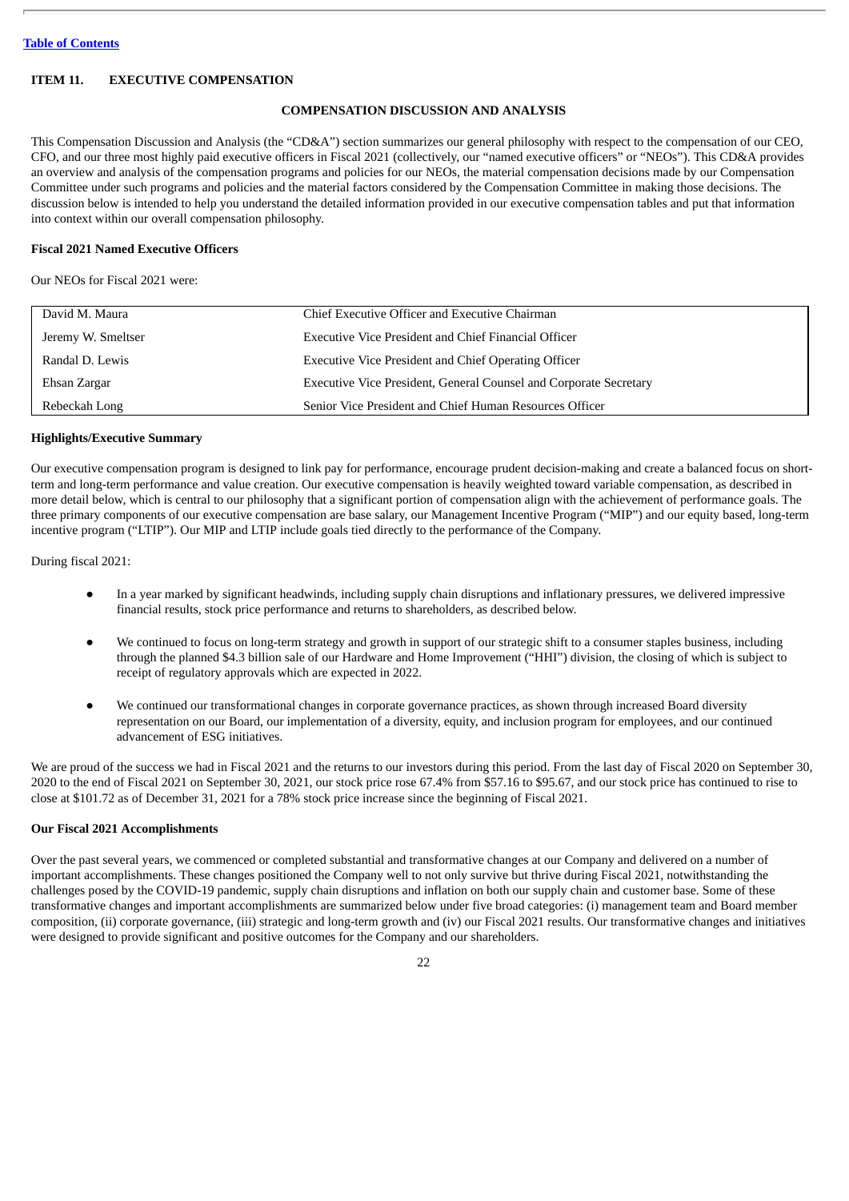[Table of Contents](#)

**ITEM 11. EXECUTIVE COMPENSATION**

## COMPENSATION DISCUSSION AND ANALYSIS

This Compensation Discussion and Analysis (the "CD&A") section summarizes our general philosophy with respect to the compensation of our CEO, CFO, and our three most highly paid executive officers in Fiscal 2021 (collectively, our "named executive officers" or "NEOs"). This CD&A provides an overview and analysis of the compensation programs and policies for our NEOs, the material compensation decisions made by our Compensation Committee under such programs and policies and the material factors considered by the Compensation Committee in making those decisions. The discussion below is intended to help you understand the detailed information provided in our executive compensation tables and put that information into context within our overall compensation philosophy.

### Fiscal 2021 Named Executive Officers

Our NEOs for Fiscal 2021 were:

| | |
|---|---|
| David M. Maura | Chief Executive Officer and Executive Chairman |
| Jeremy W. Smeltser | Executive Vice President and Chief Financial Officer |
| Randal D. Lewis | Executive Vice President and Chief Operating Officer |
| Ehsan Zargar | Executive Vice President, General Counsel and Corporate Secretary |
| Rebeckah Long | Senior Vice President and Chief Human Resources Officer |

### Highlights/Executive Summary

Our executive compensation program is designed to link pay for performance, encourage prudent decision-making and create a balanced focus on short-term and long-term performance and value creation. Our executive compensation is heavily weighted toward variable compensation, as described in more detail below, which is central to our philosophy that a significant portion of compensation align with the achievement of performance goals. The three primary components of our executive compensation are base salary, our Management Incentive Program ("MIP") and our equity based, long-term incentive program ("LTIP"). Our MIP and LTIP include goals tied directly to the performance of the Company.

During fiscal 2021:

- In a year marked by significant headwinds, including supply chain disruptions and inflationary pressures, we delivered impressive financial results, stock price performance and returns to shareholders, as described below.
- We continued to focus on long-term strategy and growth in support of our strategic shift to a consumer staples business, including through the planned $4.3 billion sale of our Hardware and Home Improvement ("HHI") division, the closing of which is subject to receipt of regulatory approvals which are expected in 2022.
- We continued our transformational changes in corporate governance practices, as shown through increased Board diversity representation on our Board, our implementation of a diversity, equity, and inclusion program for employees, and our continued advancement of ESG initiatives.

We are proud of the success we had in Fiscal 2021 and the returns to our investors during this period. From the last day of Fiscal 2020 on September 30, 2020 to the end of Fiscal 2021 on September 30, 2021, our stock price rose 67.4% from $57.16 to $95.67, and our stock price has continued to rise to close at $101.72 as of December 31, 2021 for a 78% stock price increase since the beginning of Fiscal 2021.

### Our Fiscal 2021 Accomplishments

Over the past several years, we commenced or completed substantial and transformative changes at our Company and delivered on a number of important accomplishments. These changes positioned the Company well to not only survive but thrive during Fiscal 2021, notwithstanding the challenges posed by the COVID-19 pandemic, supply chain disruptions and inflation on both our supply chain and customer base. Some of these transformative changes and important accomplishments are summarized below under five broad categories: (i) management team and Board member composition, (ii) corporate governance, (iii) strategic and long-term growth and (iv) our Fiscal 2021 results. Our transformative changes and initiatives were designed to provide significant and positive outcomes for the Company and our shareholders.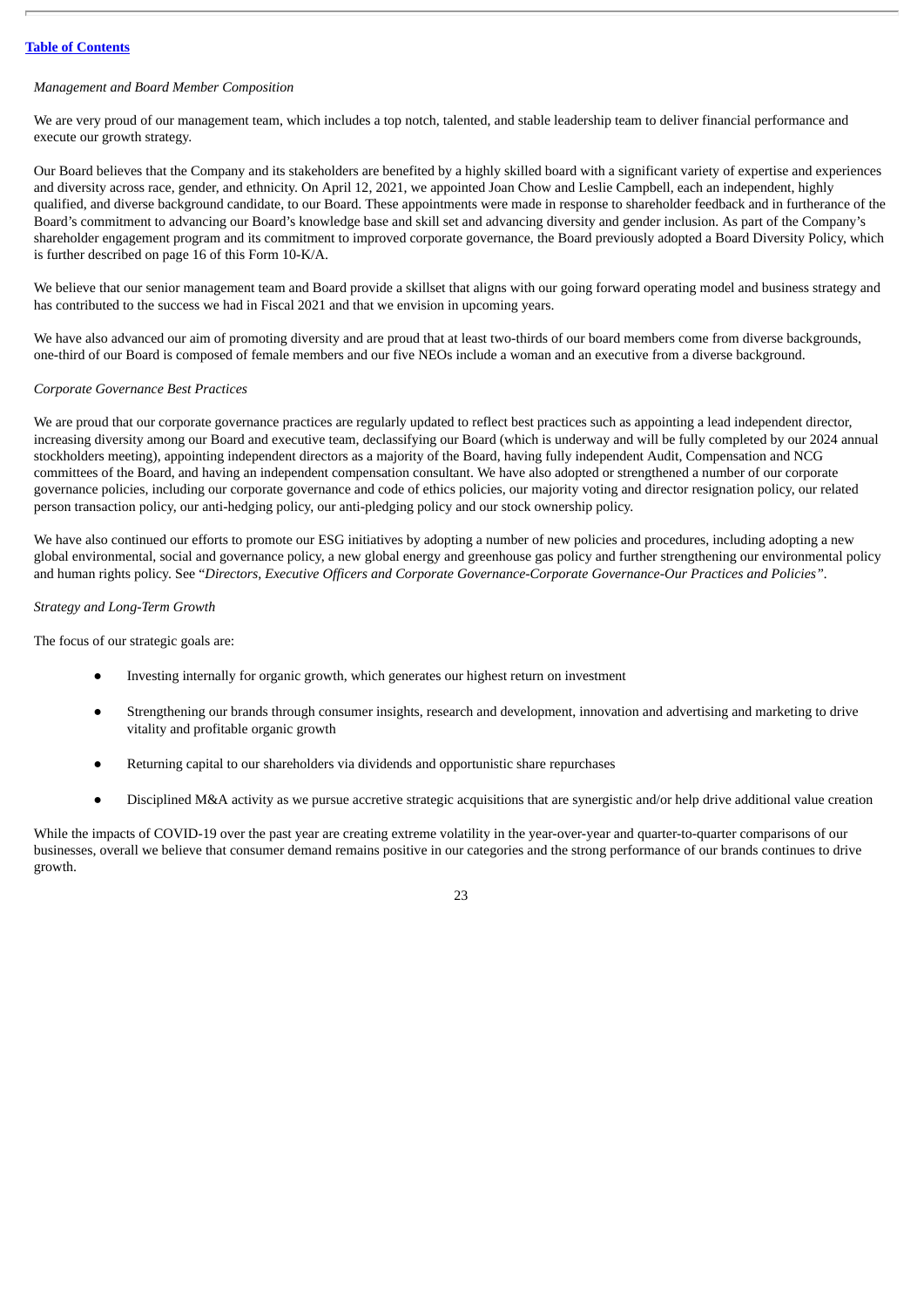[Table of Contents](#)

*Management and Board Member Composition*

We are very proud of our management team, which includes a top notch, talented, and stable leadership team to deliver financial performance and execute our growth strategy.

Our Board believes that the Company and its stakeholders are benefited by a highly skilled board with a significant variety of expertise and experiences and diversity across race, gender, and ethnicity. On April 12, 2021, we appointed Joan Chow and Leslie Campbell, each an independent, highly qualified, and diverse background candidate, to our Board. These appointments were made in response to shareholder feedback and in furtherance of the Board's commitment to advancing our Board's knowledge base and skill set and advancing diversity and gender inclusion. As part of the Company's shareholder engagement program and its commitment to improved corporate governance, the Board previously adopted a Board Diversity Policy, which is further described on page 16 of this Form 10-K/A.

We believe that our senior management team and Board provide a skillset that aligns with our going forward operating model and business strategy and has contributed to the success we had in Fiscal 2021 and that we envision in upcoming years.

We have also advanced our aim of promoting diversity and are proud that at least two-thirds of our board members come from diverse backgrounds, one-third of our Board is composed of female members and our five NEOs include a woman and an executive from a diverse background.

*Corporate Governance Best Practices*

We are proud that our corporate governance practices are regularly updated to reflect best practices such as appointing a lead independent director, increasing diversity among our Board and executive team, declassifying our Board (which is underway and will be fully completed by our 2024 annual stockholders meeting), appointing independent directors as a majority of the Board, having fully independent Audit, Compensation and NCG committees of the Board, and having an independent compensation consultant. We have also adopted or strengthened a number of our corporate governance policies, including our corporate governance and code of ethics policies, our majority voting and director resignation policy, our related person transaction policy, our anti-hedging policy, our anti-pledging policy and our stock ownership policy.

We have also continued our efforts to promote our ESG initiatives by adopting a number of new policies and procedures, including adopting a new global environmental, social and governance policy, a new global energy and greenhouse gas policy and further strengthening our environmental policy and human rights policy. See "*Directors, Executive Officers and Corporate Governance-Corporate Governance-Our Practices and Policies*".

*Strategy and Long-Term Growth*

The focus of our strategic goals are:

- Investing internally for organic growth, which generates our highest return on investment
- Strengthening our brands through consumer insights, research and development, innovation and advertising and marketing to drive vitality and profitable organic growth
- Returning capital to our shareholders via dividends and opportunistic share repurchases
- Disciplined M&A activity as we pursue accretive strategic acquisitions that are synergistic and/or help drive additional value creation

While the impacts of COVID-19 over the past year are creating extreme volatility in the year-over-year and quarter-to-quarter comparisons of our businesses, overall we believe that consumer demand remains positive in our categories and the strong performance of our brands continues to drive growth.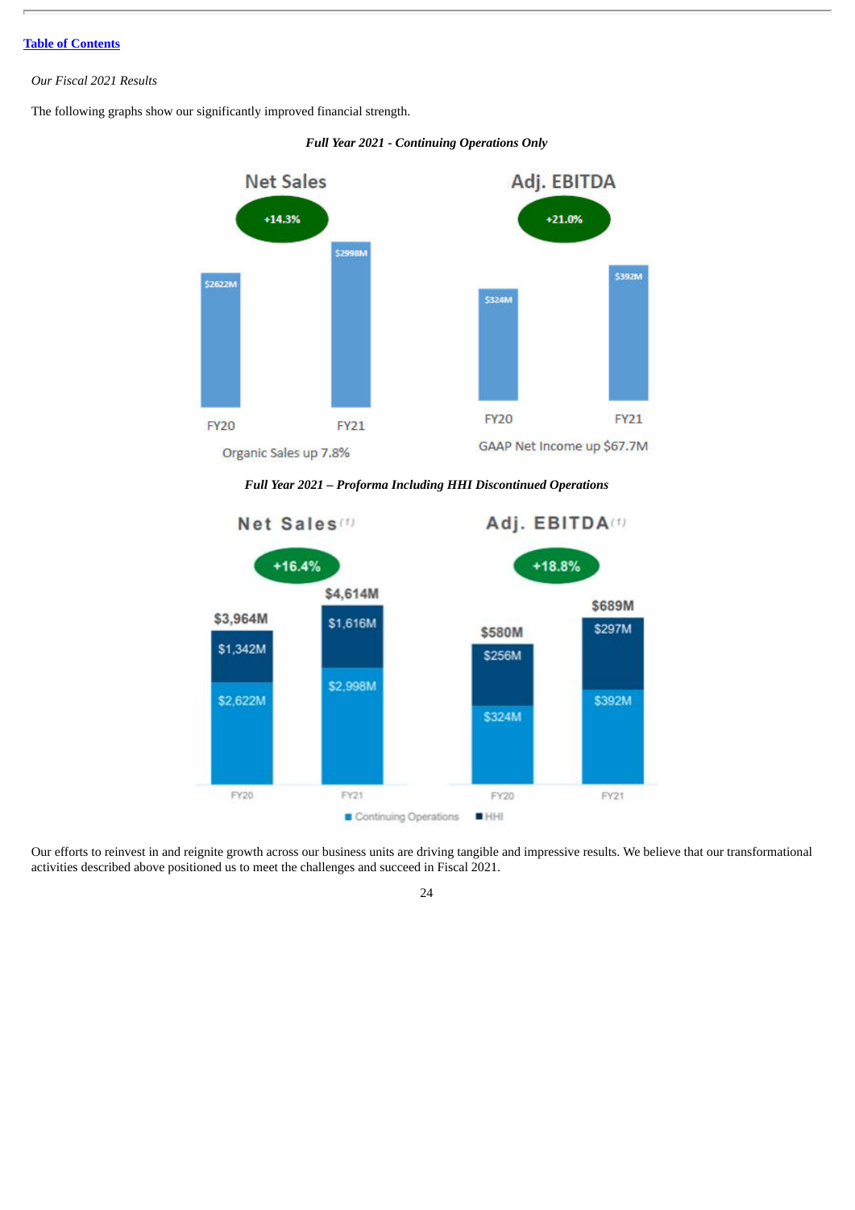[Table of Contents](#)

*Our Fiscal 2021 Results*

The following graphs show our significantly improved financial strength.

***Full Year 2021 - Continuing Operations Only***

**Net Sales** (+14.3%)

| | FY20 | FY21 |
|---|---|---|
| Net Sales | $2622M | $2998M |

Organic Sales up 7.8%

**Adj. EBITDA** (+21.0%)

| | FY20 | FY21 |
|---|---|---|
| Adj. EBITDA | $324M | $392M |

GAAP Net Income up $67.7M

***Full Year 2021 – Proforma Including HHI Discontinued Operations***

**Net Sales**[(1)] (+16.4%)

| | FY20 | FY21 |
|---|---|---|
| Continuing Operations | $2,622M | $2,998M |
| HHI | $1,342M | $1,616M |
| Total | $3,964M | $4,614M |

**Adj. EBITDA**[(1)] (+18.8%)

| | FY20 | FY21 |
|---|---|---|
| Continuing Operations | $324M | $392M |
| HHI | $256M | $297M |
| Total | $580M | $689M |

Our efforts to reinvest in and reignite growth across our business units are driving tangible and impressive results. We believe that our transformational activities described above positioned us to meet the challenges and succeed in Fiscal 2021.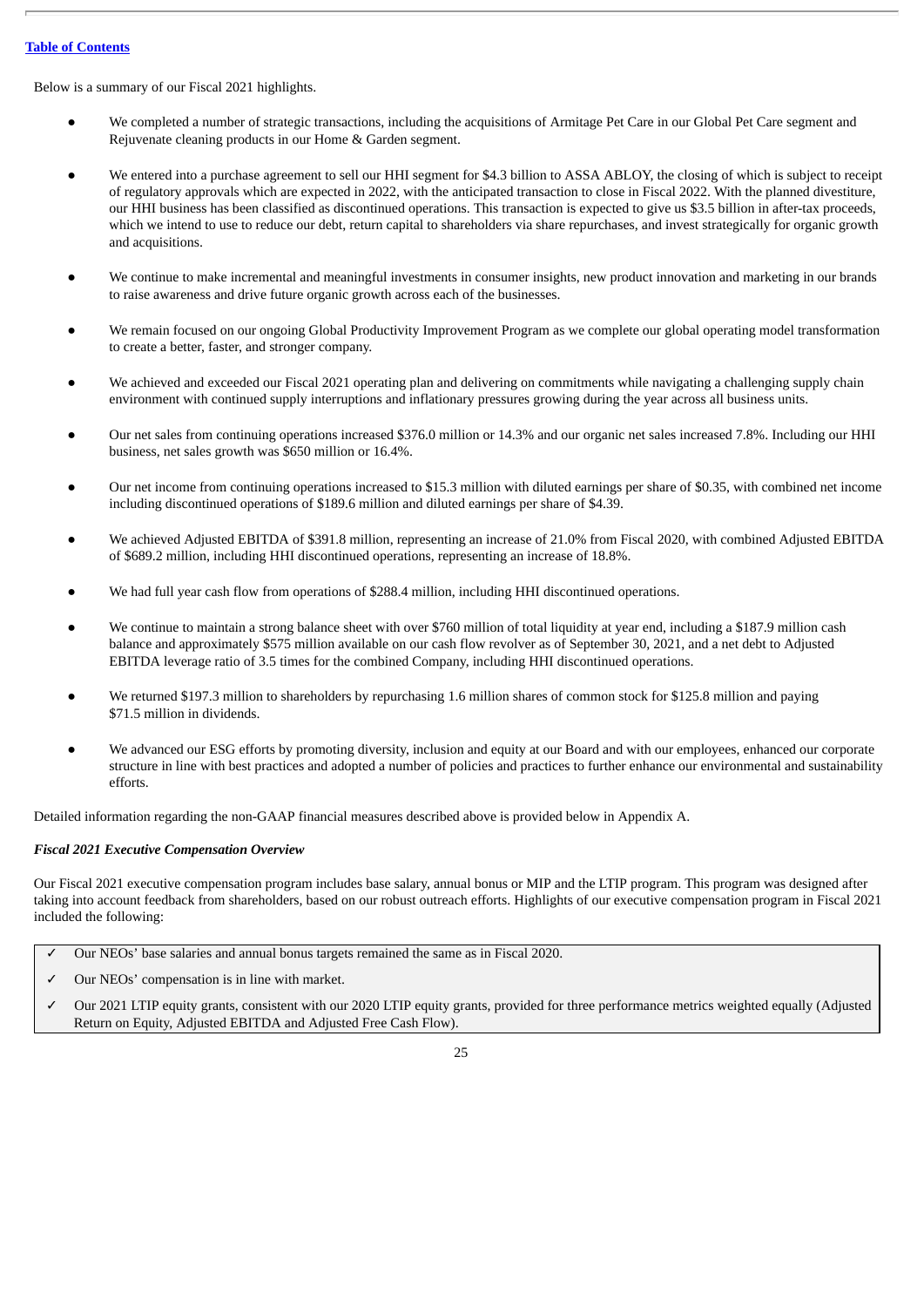Below is a summary of our Fiscal 2021 highlights.

- We completed a number of strategic transactions, including the acquisitions of Armitage Pet Care in our Global Pet Care segment and Rejuvenate cleaning products in our Home & Garden segment.
- We entered into a purchase agreement to sell our HHI segment for $4.3 billion to ASSA ABLOY, the closing of which is subject to receipt of regulatory approvals which are expected in 2022, with the anticipated transaction to close in Fiscal 2022. With the planned divestiture, our HHI business has been classified as discontinued operations. This transaction is expected to give us $3.5 billion in after-tax proceeds, which we intend to use to reduce our debt, return capital to shareholders via share repurchases, and invest strategically for organic growth and acquisitions.
- We continue to make incremental and meaningful investments in consumer insights, new product innovation and marketing in our brands to raise awareness and drive future organic growth across each of the businesses.
- We remain focused on our ongoing Global Productivity Improvement Program as we complete our global operating model transformation to create a better, faster, and stronger company.
- We achieved and exceeded our Fiscal 2021 operating plan and delivering on commitments while navigating a challenging supply chain environment with continued supply interruptions and inflationary pressures growing during the year across all business units.
- Our net sales from continuing operations increased $376.0 million or 14.3% and our organic net sales increased 7.8%. Including our HHI business, net sales growth was $650 million or 16.4%.
- Our net income from continuing operations increased to $15.3 million with diluted earnings per share of $0.35, with combined net income including discontinued operations of $189.6 million and diluted earnings per share of $4.39.
- We achieved Adjusted EBITDA of $391.8 million, representing an increase of 21.0% from Fiscal 2020, with combined Adjusted EBITDA of $689.2 million, including HHI discontinued operations, representing an increase of 18.8%.
- We had full year cash flow from operations of $288.4 million, including HHI discontinued operations.
- We continue to maintain a strong balance sheet with over $760 million of total liquidity at year end, including a $187.9 million cash balance and approximately $575 million available on our cash flow revolver as of September 30, 2021, and a net debt to Adjusted EBITDA leverage ratio of 3.5 times for the combined Company, including HHI discontinued operations.
- We returned $197.3 million to shareholders by repurchasing 1.6 million shares of common stock for $125.8 million and paying $71.5 million in dividends.
- We advanced our ESG efforts by promoting diversity, inclusion and equity at our Board and with our employees, enhanced our corporate structure in line with best practices and adopted a number of policies and practices to further enhance our environmental and sustainability efforts.

Detailed information regarding the non-GAAP financial measures described above is provided below in Appendix A.

***Fiscal 2021 Executive Compensation Overview***

Our Fiscal 2021 executive compensation program includes base salary, annual bonus or MIP and the LTIP program. This program was designed after taking into account feedback from shareholders, based on our robust outreach efforts. Highlights of our executive compensation program in Fiscal 2021 included the following:

- ✓ Our NEOs' base salaries and annual bonus targets remained the same as in Fiscal 2020.
- ✓ Our NEOs' compensation is in line with market.
- ✓ Our 2021 LTIP equity grants, consistent with our 2020 LTIP equity grants, provided for three performance metrics weighted equally (Adjusted Return on Equity, Adjusted EBITDA and Adjusted Free Cash Flow).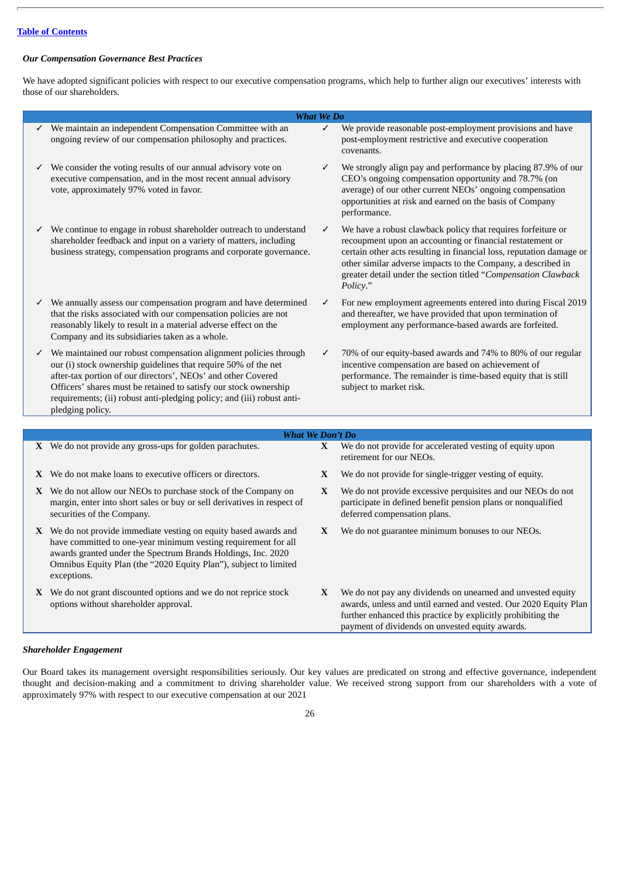[Table of Contents](#)

***Our Compensation Governance Best Practices***

We have adopted significant policies with respect to our executive compensation programs, which help to further align our executives' interests with those of our shareholders.

| *What We Do* | | | |
|---|---|---|---|
| ✓ | We maintain an independent Compensation Committee with an ongoing review of our compensation philosophy and practices. | ✓ | We provide reasonable post-employment provisions and have post-employment restrictive and executive cooperation covenants. |
| ✓ | We consider the voting results of our annual advisory vote on executive compensation, and in the most recent annual advisory vote, approximately 97% voted in favor. | ✓ | We strongly align pay and performance by placing 87.9% of our CEO's ongoing compensation opportunity and 78.7% (on average) of our other current NEOs' ongoing compensation opportunities at risk and earned on the basis of Company performance. |
| ✓ | We continue to engage in robust shareholder outreach to understand shareholder feedback and input on a variety of matters, including business strategy, compensation programs and corporate governance. | ✓ | We have a robust clawback policy that requires forfeiture or recoupment upon an accounting or financial restatement or certain other acts resulting in financial loss, reputation damage or other similar adverse impacts to the Company, a described in greater detail under the section titled "*Compensation Clawback Policy*." |
| ✓ | We annually assess our compensation program and have determined that the risks associated with our compensation policies are not reasonably likely to result in a material adverse effect on the Company and its subsidiaries taken as a whole. | ✓ | For new employment agreements entered into during Fiscal 2019 and thereafter, we have provided that upon termination of employment any performance-based awards are forfeited. |
| ✓ | We maintained our robust compensation alignment policies through our (i) stock ownership guidelines that require 50% of the net after-tax portion of our directors', NEOs' and other Covered Officers' shares must be retained to satisfy our stock ownership requirements; (ii) robust anti-pledging policy; and (iii) robust anti-pledging policy. | ✓ | 70% of our equity-based awards and 74% to 80% of our regular incentive compensation are based on achievement of performance. The remainder is time-based equity that is still subject to market risk. |

| *What We Don't Do* | | | |
|---|---|---|---|
| **X** | We do not provide any gross-ups for golden parachutes. | **X** | We do not provide for accelerated vesting of equity upon retirement for our NEOs. |
| **X** | We do not make loans to executive officers or directors. | **X** | We do not provide for single-trigger vesting of equity. |
| **X** | We do not allow our NEOs to purchase stock of the Company on margin, enter into short sales or buy or sell derivatives in respect of securities of the Company. | **X** | We do not provide excessive perquisites and our NEOs do not participate in defined benefit pension plans or nonqualified deferred compensation plans. |
| **X** | We do not provide immediate vesting on equity based awards and have committed to one-year minimum vesting requirement for all awards granted under the Spectrum Brands Holdings, Inc. 2020 Omnibus Equity Plan (the "2020 Equity Plan"), subject to limited exceptions. | **X** | We do not guarantee minimum bonuses to our NEOs. |
| **X** | We do not grant discounted options and we do not reprice stock options without shareholder approval. | **X** | We do not pay any dividends on unearned and unvested equity awards, unless and until earned and vested. Our 2020 Equity Plan further enhanced this practice by explicitly prohibiting the payment of dividends on unvested equity awards. |

***Shareholder Engagement***

Our Board takes its management oversight responsibilities seriously. Our key values are predicated on strong and effective governance, independent thought and decision-making and a commitment to driving shareholder value. We received strong support from our shareholders with a vote of approximately 97% with respect to our executive compensation at our 2021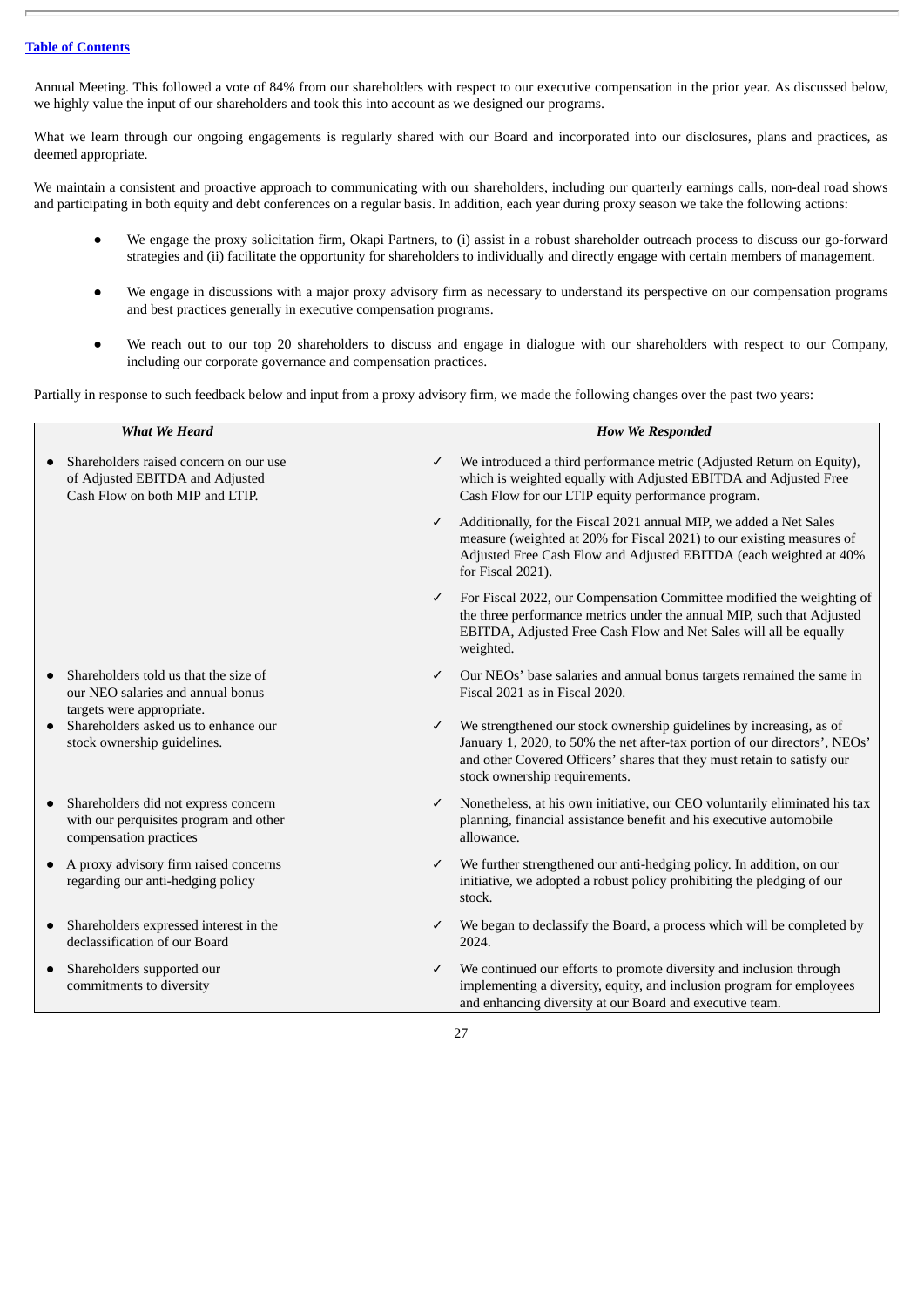[Table of Contents](#)

Annual Meeting. This followed a vote of 84% from our shareholders with respect to our executive compensation in the prior year. As discussed below, we highly value the input of our shareholders and took this into account as we designed our programs.

What we learn through our ongoing engagements is regularly shared with our Board and incorporated into our disclosures, plans and practices, as deemed appropriate.

We maintain a consistent and proactive approach to communicating with our shareholders, including our quarterly earnings calls, non-deal road shows and participating in both equity and debt conferences on a regular basis. In addition, each year during proxy season we take the following actions:

- We engage the proxy solicitation firm, Okapi Partners, to (i) assist in a robust shareholder outreach process to discuss our go-forward strategies and (ii) facilitate the opportunity for shareholders to individually and directly engage with certain members of management.
- We engage in discussions with a major proxy advisory firm as necessary to understand its perspective on our compensation programs and best practices generally in executive compensation programs.
- We reach out to our top 20 shareholders to discuss and engage in dialogue with our shareholders with respect to our Company, including our corporate governance and compensation practices.

Partially in response to such feedback below and input from a proxy advisory firm, we made the following changes over the past two years:

| *What We Heard* | *How We Responded* |
|---|---|
| ● Shareholders raised concern on our use of Adjusted EBITDA and Adjusted Cash Flow on both MIP and LTIP. | ✓ We introduced a third performance metric (Adjusted Return on Equity), which is weighted equally with Adjusted EBITDA and Adjusted Free Cash Flow for our LTIP equity performance program. |
| | ✓ Additionally, for the Fiscal 2021 annual MIP, we added a Net Sales measure (weighted at 20% for Fiscal 2021) to our existing measures of Adjusted Free Cash Flow and Adjusted EBITDA (each weighted at 40% for Fiscal 2021). |
| | ✓ For Fiscal 2022, our Compensation Committee modified the weighting of the three performance metrics under the annual MIP, such that Adjusted EBITDA, Adjusted Free Cash Flow and Net Sales will all be equally weighted. |
| ● Shareholders told us that the size of our NEO salaries and annual bonus targets were appropriate. | ✓ Our NEOs' base salaries and annual bonus targets remained the same in Fiscal 2021 as in Fiscal 2020. |
| ● Shareholders asked us to enhance our stock ownership guidelines. | ✓ We strengthened our stock ownership guidelines by increasing, as of January 1, 2020, to 50% the net after-tax portion of our directors', NEOs' and other Covered Officers' shares that they must retain to satisfy our stock ownership requirements. |
| ● Shareholders did not express concern with our perquisites program and other compensation practices | ✓ Nonetheless, at his own initiative, our CEO voluntarily eliminated his tax planning, financial assistance benefit and his executive automobile allowance. |
| ● A proxy advisory firm raised concerns regarding our anti-hedging policy | ✓ We further strengthened our anti-hedging policy. In addition, on our initiative, we adopted a robust policy prohibiting the pledging of our stock. |
| ● Shareholders expressed interest in the declassification of our Board | ✓ We began to declassify the Board, a process which will be completed by 2024. |
| ● Shareholders supported our commitments to diversity | ✓ We continued our efforts to promote diversity and inclusion through implementing a diversity, equity, and inclusion program for employees and enhancing diversity at our Board and executive team. |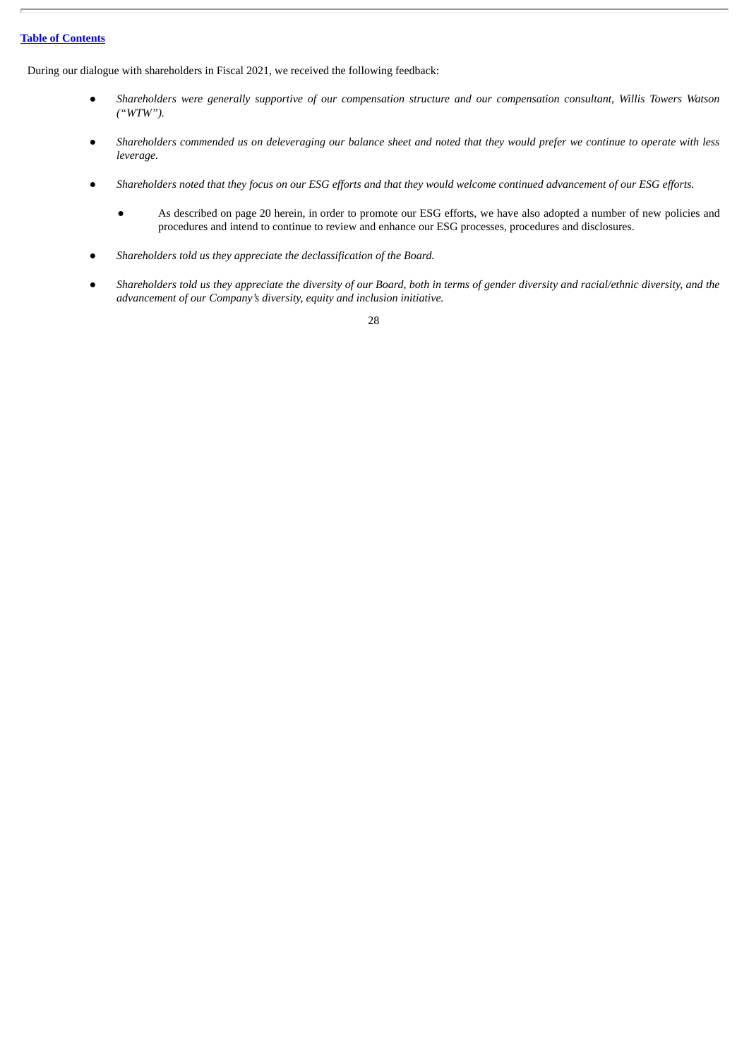During our dialogue with shareholders in Fiscal 2021, we received the following feedback:

- *Shareholders were generally supportive of our compensation structure and our compensation consultant, Willis Towers Watson ("WTW").*
- *Shareholders commended us on deleveraging our balance sheet and noted that they would prefer we continue to operate with less leverage.*
- *Shareholders noted that they focus on our ESG efforts and that they would welcome continued advancement of our ESG efforts.*
  - As described on page 20 herein, in order to promote our ESG efforts, we have also adopted a number of new policies and procedures and intend to continue to review and enhance our ESG processes, procedures and disclosures.
- *Shareholders told us they appreciate the declassification of the Board.*
- *Shareholders told us they appreciate the diversity of our Board, both in terms of gender diversity and racial/ethnic diversity, and the advancement of our Company's diversity, equity and inclusion initiative.*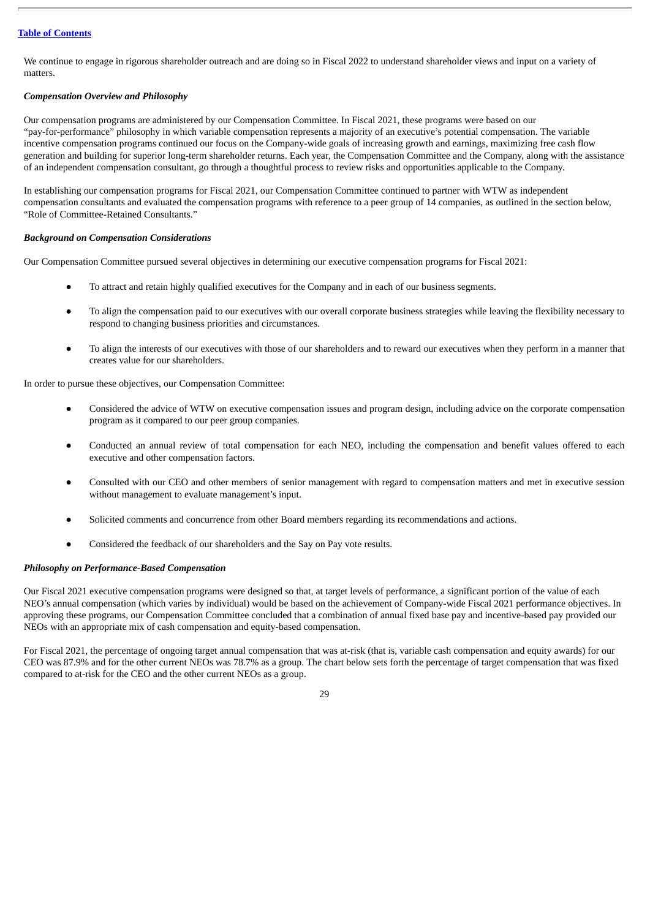We continue to engage in rigorous shareholder outreach and are doing so in Fiscal 2022 to understand shareholder views and input on a variety of matters.

***Compensation Overview and Philosophy***

Our compensation programs are administered by our Compensation Committee. In Fiscal 2021, these programs were based on our "pay-for-performance" philosophy in which variable compensation represents a majority of an executive's potential compensation. The variable incentive compensation programs continued our focus on the Company-wide goals of increasing growth and earnings, maximizing free cash flow generation and building for superior long-term shareholder returns. Each year, the Compensation Committee and the Company, along with the assistance of an independent compensation consultant, go through a thoughtful process to review risks and opportunities applicable to the Company.

In establishing our compensation programs for Fiscal 2021, our Compensation Committee continued to partner with WTW as independent compensation consultants and evaluated the compensation programs with reference to a peer group of 14 companies, as outlined in the section below, "Role of Committee-Retained Consultants."

***Background on Compensation Considerations***

Our Compensation Committee pursued several objectives in determining our executive compensation programs for Fiscal 2021:

- To attract and retain highly qualified executives for the Company and in each of our business segments.
- To align the compensation paid to our executives with our overall corporate business strategies while leaving the flexibility necessary to respond to changing business priorities and circumstances.
- To align the interests of our executives with those of our shareholders and to reward our executives when they perform in a manner that creates value for our shareholders.

In order to pursue these objectives, our Compensation Committee:

- Considered the advice of WTW on executive compensation issues and program design, including advice on the corporate compensation program as it compared to our peer group companies.
- Conducted an annual review of total compensation for each NEO, including the compensation and benefit values offered to each executive and other compensation factors.
- Consulted with our CEO and other members of senior management with regard to compensation matters and met in executive session without management to evaluate management's input.
- Solicited comments and concurrence from other Board members regarding its recommendations and actions.
- Considered the feedback of our shareholders and the Say on Pay vote results.

***Philosophy on Performance-Based Compensation***

Our Fiscal 2021 executive compensation programs were designed so that, at target levels of performance, a significant portion of the value of each NEO's annual compensation (which varies by individual) would be based on the achievement of Company-wide Fiscal 2021 performance objectives. In approving these programs, our Compensation Committee concluded that a combination of annual fixed base pay and incentive-based pay provided our NEOs with an appropriate mix of cash compensation and equity-based compensation.

For Fiscal 2021, the percentage of ongoing target annual compensation that was at-risk (that is, variable cash compensation and equity awards) for our CEO was 87.9% and for the other current NEOs was 78.7% as a group. The chart below sets forth the percentage of target compensation that was fixed compared to at-risk for the CEO and the other current NEOs as a group.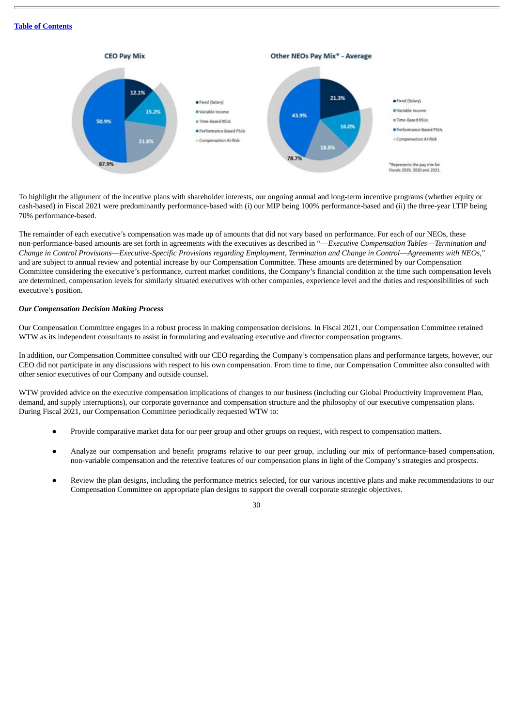**CEO Pay Mix**

- Fixed (Salary): 12.1%
- Variable Income: 15.2%
- Time-Based RSUs: 21.8%
- Performance-Based PSUs: 50.9%
- Compensation At-Risk: 87.9%

**Other NEOs Pay Mix* - Average**

- Fixed (Salary): 21.3%
- Variable Income: 16.0%
- Time-Based RSUs: 18.8%
- Performance-Based PSUs: 43.9%
- Compensation At-Risk: 78.7%

*Represents the pay mix for Fiscals 2019, 2020 and 2021.

To highlight the alignment of the incentive plans with shareholder interests, our ongoing annual and long-term incentive programs (whether equity or cash-based) in Fiscal 2021 were predominantly performance-based with (i) our MIP being 100% performance-based and (ii) the three-year LTIP being 70% performance-based.

The remainder of each executive's compensation was made up of amounts that did not vary based on performance. For each of our NEOs, these non-performance-based amounts are set forth in agreements with the executives as described in "—*Executive Compensation Tables—Termination and Change in Control Provisions—Executive-Specific Provisions regarding Employment, Termination and Change in Control—Agreements with NEOs*," and are subject to annual review and potential increase by our Compensation Committee. These amounts are determined by our Compensation Committee considering the executive's performance, current market conditions, the Company's financial condition at the time such compensation levels are determined, compensation levels for similarly situated executives with other companies, experience level and the duties and responsibilities of such executive's position.

***Our Compensation Decision Making Process***

Our Compensation Committee engages in a robust process in making compensation decisions. In Fiscal 2021, our Compensation Committee retained WTW as its independent consultants to assist in formulating and evaluating executive and director compensation programs.

In addition, our Compensation Committee consulted with our CEO regarding the Company's compensation plans and performance targets, however, our CEO did not participate in any discussions with respect to his own compensation. From time to time, our Compensation Committee also consulted with other senior executives of our Company and outside counsel.

WTW provided advice on the executive compensation implications of changes to our business (including our Global Productivity Improvement Plan, demand, and supply interruptions), our corporate governance and compensation structure and the philosophy of our executive compensation plans. During Fiscal 2021, our Compensation Committee periodically requested WTW to:

- Provide comparative market data for our peer group and other groups on request, with respect to compensation matters.
- Analyze our compensation and benefit programs relative to our peer group, including our mix of performance-based compensation, non-variable compensation and the retentive features of our compensation plans in light of the Company's strategies and prospects.
- Review the plan designs, including the performance metrics selected, for our various incentive plans and make recommendations to our Compensation Committee on appropriate plan designs to support the overall corporate strategic objectives.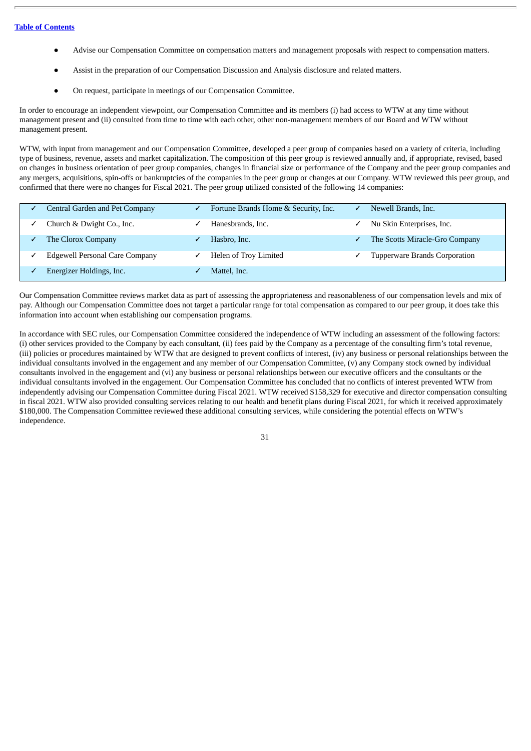- Advise our Compensation Committee on compensation matters and management proposals with respect to compensation matters.
- Assist in the preparation of our Compensation Discussion and Analysis disclosure and related matters.
- On request, participate in meetings of our Compensation Committee.

In order to encourage an independent viewpoint, our Compensation Committee and its members (i) had access to WTW at any time without management present and (ii) consulted from time to time with each other, other non-management members of our Board and WTW without management present.

WTW, with input from management and our Compensation Committee, developed a peer group of companies based on a variety of criteria, including type of business, revenue, assets and market capitalization. The composition of this peer group is reviewed annually and, if appropriate, revised, based on changes in business orientation of peer group companies, changes in financial size or performance of the Company and the peer group companies and any mergers, acquisitions, spin-offs or bankruptcies of the companies in the peer group or changes at our Company. WTW reviewed this peer group, and confirmed that there were no changes for Fiscal 2021. The peer group utilized consisted of the following 14 companies:

| | | |
|---|---|---|
| ✓ Central Garden and Pet Company | ✓ Fortune Brands Home & Security, Inc. | ✓ Newell Brands, Inc. |
| ✓ Church & Dwight Co., Inc. | ✓ Hanesbrands, Inc. | ✓ Nu Skin Enterprises, Inc. |
| ✓ The Clorox Company | ✓ Hasbro, Inc. | ✓ The Scotts Miracle-Gro Company |
| ✓ Edgewell Personal Care Company | ✓ Helen of Troy Limited | ✓ Tupperware Brands Corporation |
| ✓ Energizer Holdings, Inc. | ✓ Mattel, Inc. | |

Our Compensation Committee reviews market data as part of assessing the appropriateness and reasonableness of our compensation levels and mix of pay. Although our Compensation Committee does not target a particular range for total compensation as compared to our peer group, it does take this information into account when establishing our compensation programs.

In accordance with SEC rules, our Compensation Committee considered the independence of WTW including an assessment of the following factors: (i) other services provided to the Company by each consultant, (ii) fees paid by the Company as a percentage of the consulting firm's total revenue, (iii) policies or procedures maintained by WTW that are designed to prevent conflicts of interest, (iv) any business or personal relationships between the individual consultants involved in the engagement and any member of our Compensation Committee, (v) any Company stock owned by individual consultants involved in the engagement and (vi) any business or personal relationships between our executive officers and the consultants or the individual consultants involved in the engagement. Our Compensation Committee has concluded that no conflicts of interest prevented WTW from independently advising our Compensation Committee during Fiscal 2021. WTW received $158,329 for executive and director compensation consulting in fiscal 2021. WTW also provided consulting services relating to our health and benefit plans during Fiscal 2021, for which it received approximately $180,000. The Compensation Committee reviewed these additional consulting services, while considering the potential effects on WTW's independence.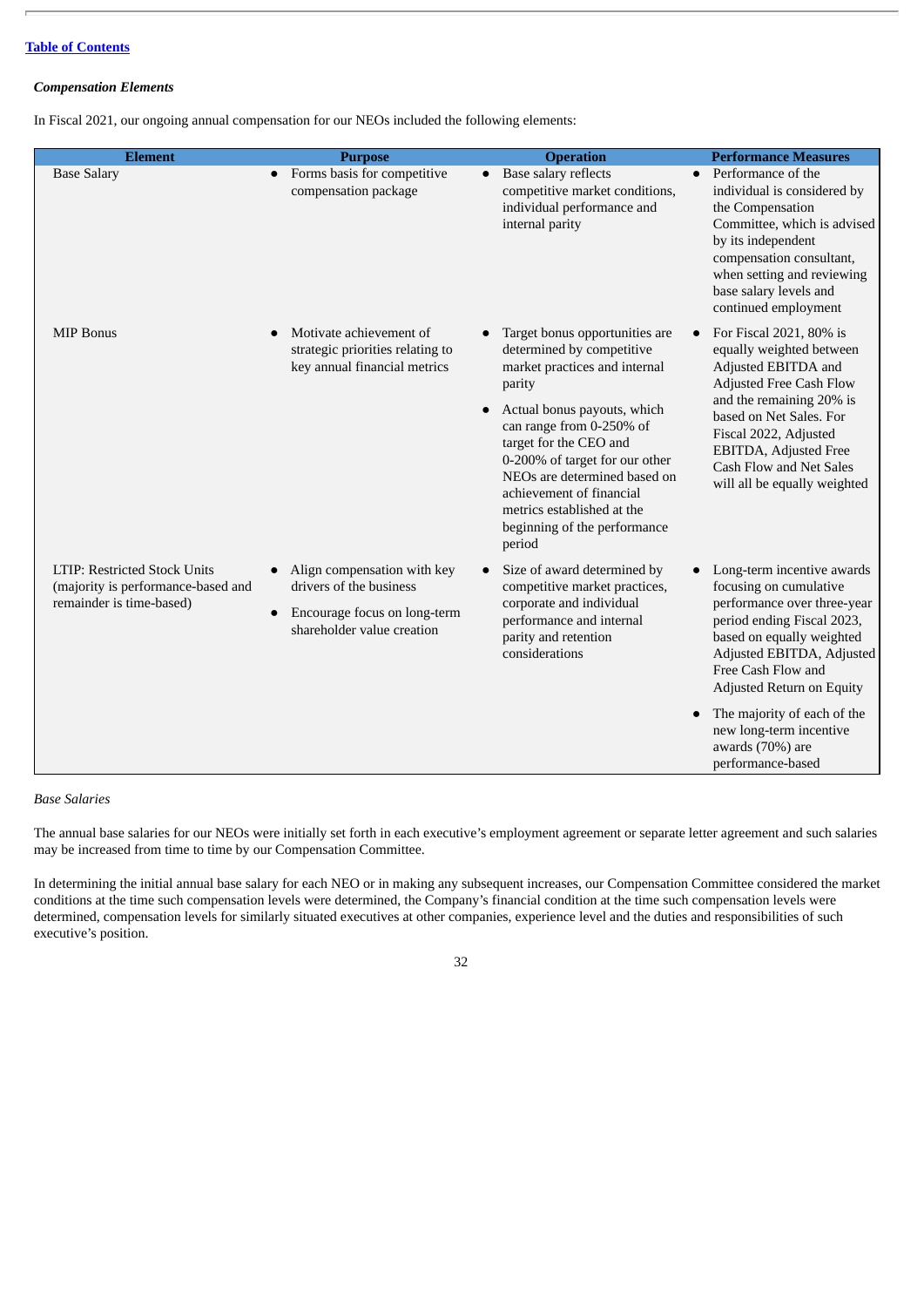*Compensation Elements*

In Fiscal 2021, our ongoing annual compensation for our NEOs included the following elements:

| Element | Purpose | Operation | Performance Measures |
|---|---|---|---|
| Base Salary | • Forms basis for competitive compensation package | • Base salary reflects competitive market conditions, individual performance and internal parity | • Performance of the individual is considered by the Compensation Committee, which is advised by its independent compensation consultant, when setting and reviewing base salary levels and continued employment |
| MIP Bonus | • Motivate achievement of strategic priorities relating to key annual financial metrics | • Target bonus opportunities are determined by competitive market practices and internal parity<br>• Actual bonus payouts, which can range from 0-250% of target for the CEO and 0-200% of target for our other NEOs are determined based on achievement of financial metrics established at the beginning of the performance period | • For Fiscal 2021, 80% is equally weighted between Adjusted EBITDA and Adjusted Free Cash Flow and the remaining 20% is based on Net Sales. For Fiscal 2022, Adjusted EBITDA, Adjusted Free Cash Flow and Net Sales will all be equally weighted |
| LTIP: Restricted Stock Units (majority is performance-based and remainder is time-based) | • Align compensation with key drivers of the business<br>• Encourage focus on long-term shareholder value creation | • Size of award determined by competitive market practices, corporate and individual performance and internal parity and retention considerations | • Long-term incentive awards focusing on cumulative performance over three-year period ending Fiscal 2023, based on equally weighted Adjusted EBITDA, Adjusted Free Cash Flow and Adjusted Return on Equity<br>• The majority of each of the new long-term incentive awards (70%) are performance-based |

*Base Salaries*

The annual base salaries for our NEOs were initially set forth in each executive's employment agreement or separate letter agreement and such salaries may be increased from time to time by our Compensation Committee.

In determining the initial annual base salary for each NEO or in making any subsequent increases, our Compensation Committee considered the market conditions at the time such compensation levels were determined, the Company's financial condition at the time such compensation levels were determined, compensation levels for similarly situated executives at other companies, experience level and the duties and responsibilities of such executive's position.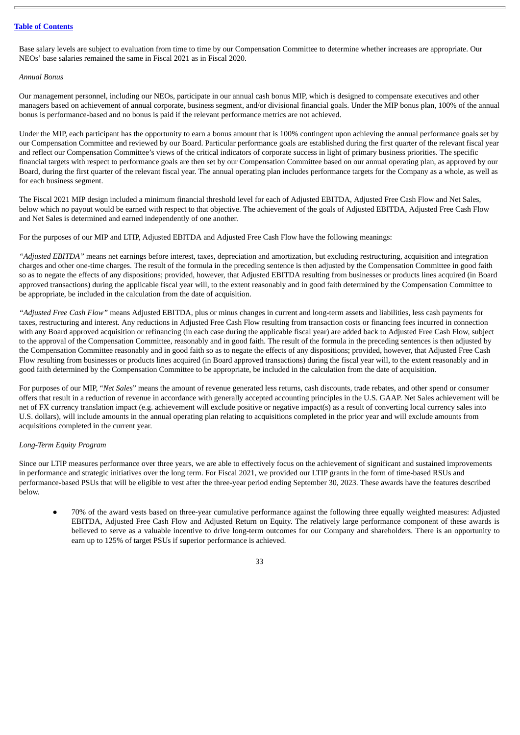Base salary levels are subject to evaluation from time to time by our Compensation Committee to determine whether increases are appropriate. Our NEOs' base salaries remained the same in Fiscal 2021 as in Fiscal 2020.

*Annual Bonus*

Our management personnel, including our NEOs, participate in our annual cash bonus MIP, which is designed to compensate executives and other managers based on achievement of annual corporate, business segment, and/or divisional financial goals. Under the MIP bonus plan, 100% of the annual bonus is performance-based and no bonus is paid if the relevant performance metrics are not achieved.

Under the MIP, each participant has the opportunity to earn a bonus amount that is 100% contingent upon achieving the annual performance goals set by our Compensation Committee and reviewed by our Board. Particular performance goals are established during the first quarter of the relevant fiscal year and reflect our Compensation Committee's views of the critical indicators of corporate success in light of primary business priorities. The specific financial targets with respect to performance goals are then set by our Compensation Committee based on our annual operating plan, as approved by our Board, during the first quarter of the relevant fiscal year. The annual operating plan includes performance targets for the Company as a whole, as well as for each business segment.

The Fiscal 2021 MIP design included a minimum financial threshold level for each of Adjusted EBITDA, Adjusted Free Cash Flow and Net Sales, below which no payout would be earned with respect to that objective. The achievement of the goals of Adjusted EBITDA, Adjusted Free Cash Flow and Net Sales is determined and earned independently of one another.

For the purposes of our MIP and LTIP, Adjusted EBITDA and Adjusted Free Cash Flow have the following meanings:

*"Adjusted EBITDA"* means net earnings before interest, taxes, depreciation and amortization, but excluding restructuring, acquisition and integration charges and other one-time charges. The result of the formula in the preceding sentence is then adjusted by the Compensation Committee in good faith so as to negate the effects of any dispositions; provided, however, that Adjusted EBITDA resulting from businesses or products lines acquired (in Board approved transactions) during the applicable fiscal year will, to the extent reasonably and in good faith determined by the Compensation Committee to be appropriate, be included in the calculation from the date of acquisition.

*"Adjusted Free Cash Flow"* means Adjusted EBITDA, plus or minus changes in current and long-term assets and liabilities, less cash payments for taxes, restructuring and interest. Any reductions in Adjusted Free Cash Flow resulting from transaction costs or financing fees incurred in connection with any Board approved acquisition or refinancing (in each case during the applicable fiscal year) are added back to Adjusted Free Cash Flow, subject to the approval of the Compensation Committee, reasonably and in good faith. The result of the formula in the preceding sentences is then adjusted by the Compensation Committee reasonably and in good faith so as to negate the effects of any dispositions; provided, however, that Adjusted Free Cash Flow resulting from businesses or products lines acquired (in Board approved transactions) during the fiscal year will, to the extent reasonably and in good faith determined by the Compensation Committee to be appropriate, be included in the calculation from the date of acquisition.

For purposes of our MIP, "*Net Sales*" means the amount of revenue generated less returns, cash discounts, trade rebates, and other spend or consumer offers that result in a reduction of revenue in accordance with generally accepted accounting principles in the U.S. GAAP. Net Sales achievement will be net of FX currency translation impact (e.g. achievement will exclude positive or negative impact(s) as a result of converting local currency sales into U.S. dollars), will include amounts in the annual operating plan relating to acquisitions completed in the prior year and will exclude amounts from acquisitions completed in the current year.

*Long-Term Equity Program*

Since our LTIP measures performance over three years, we are able to effectively focus on the achievement of significant and sustained improvements in performance and strategic initiatives over the long term. For Fiscal 2021, we provided our LTIP grants in the form of time-based RSUs and performance-based PSUs that will be eligible to vest after the three-year period ending September 30, 2023. These awards have the features described below.

- 70% of the award vests based on three-year cumulative performance against the following three equally weighted measures: Adjusted EBITDA, Adjusted Free Cash Flow and Adjusted Return on Equity. The relatively large performance component of these awards is believed to serve as a valuable incentive to drive long-term outcomes for our Company and shareholders. There is an opportunity to earn up to 125% of target PSUs if superior performance is achieved.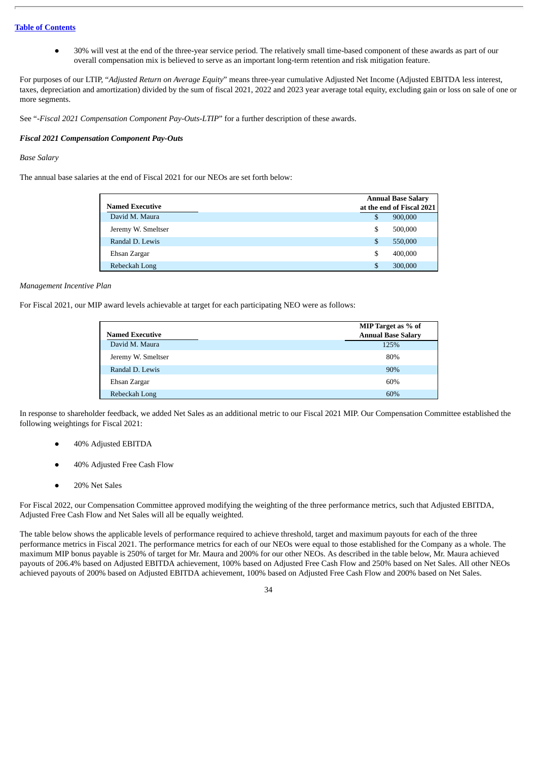- 30% will vest at the end of the three-year service period. The relatively small time-based component of these awards as part of our overall compensation mix is believed to serve as an important long-term retention and risk mitigation feature.

For purposes of our LTIP, "*Adjusted Return on Average Equity*" means three-year cumulative Adjusted Net Income (Adjusted EBITDA less interest, taxes, depreciation and amortization) divided by the sum of fiscal 2021, 2022 and 2023 year average total equity, excluding gain or loss on sale of one or more segments.

See "*-Fiscal 2021 Compensation Component Pay-Outs-LTIP*" for a further description of these awards.

***Fiscal 2021 Compensation Component Pay-Outs***

*Base Salary*

The annual base salaries at the end of Fiscal 2021 for our NEOs are set forth below:

| Named Executive | Annual Base Salary at the end of Fiscal 2021 |
|---|---|
| David M. Maura | $ 900,000 |
| Jeremy W. Smeltser | $ 500,000 |
| Randal D. Lewis | $ 550,000 |
| Ehsan Zargar | $ 400,000 |
| Rebeckah Long | $ 300,000 |

*Management Incentive Plan*

For Fiscal 2021, our MIP award levels achievable at target for each participating NEO were as follows:

| Named Executive | MIP Target as % of Annual Base Salary |
|---|---|
| David M. Maura | 125% |
| Jeremy W. Smeltser | 80% |
| Randal D. Lewis | 90% |
| Ehsan Zargar | 60% |
| Rebeckah Long | 60% |

In response to shareholder feedback, we added Net Sales as an additional metric to our Fiscal 2021 MIP. Our Compensation Committee established the following weightings for Fiscal 2021:

- 40% Adjusted EBITDA
- 40% Adjusted Free Cash Flow
- 20% Net Sales

For Fiscal 2022, our Compensation Committee approved modifying the weighting of the three performance metrics, such that Adjusted EBITDA, Adjusted Free Cash Flow and Net Sales will all be equally weighted.

The table below shows the applicable levels of performance required to achieve threshold, target and maximum payouts for each of the three performance metrics in Fiscal 2021. The performance metrics for each of our NEOs were equal to those established for the Company as a whole. The maximum MIP bonus payable is 250% of target for Mr. Maura and 200% for our other NEOs. As described in the table below, Mr. Maura achieved payouts of 206.4% based on Adjusted EBITDA achievement, 100% based on Adjusted Free Cash Flow and 250% based on Net Sales. All other NEOs achieved payouts of 200% based on Adjusted EBITDA achievement, 100% based on Adjusted Free Cash Flow and 200% based on Net Sales.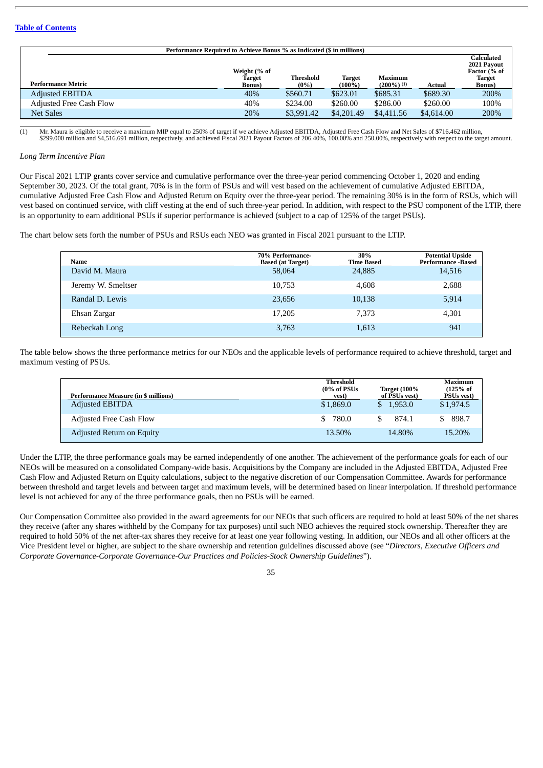[Table of Contents](#)

| Performance Required to Achieve Bonus % as Indicated ($ in millions) | | | | | | |
|---|---|---|---|---|---|---|
| **Performance Metric** | **Weight (% of Target Bonus)** | **Threshold (0%)** | **Target (100%)** | **Maximum (200%) (1)** | **Actual** | **Calculated 2021 Payout Factor (% of Target Bonus)** |
| Adjusted EBITDA | 40% | $560.71 | $623.01 | $685.31 | $689.30 | 200% |
| Adjusted Free Cash Flow | 40% | $234.00 | $260.00 | $286.00 | $260.00 | 100% |
| Net Sales | 20% | $3,991.42 | $4,201.49 | $4,411.56 | $4,614.00 | 200% |

(1) Mr. Maura is eligible to receive a maximum MIP equal to 250% of target if we achieve Adjusted EBITDA, Adjusted Free Cash Flow and Net Sales of $716.462 million, $299.000 million and $4,516.691 million, respectively, and achieved Fiscal 2021 Payout Factors of 206.40%, 100.00% and 250.00%, respectively with respect to the target amount.

*Long Term Incentive Plan*

Our Fiscal 2021 LTIP grants cover service and cumulative performance over the three-year period commencing October 1, 2020 and ending September 30, 2023. Of the total grant, 70% is in the form of PSUs and will vest based on the achievement of cumulative Adjusted EBITDA, cumulative Adjusted Free Cash Flow and Adjusted Return on Equity over the three-year period. The remaining 30% is in the form of RSUs, which will vest based on continued service, with cliff vesting at the end of such three-year period. In addition, with respect to the PSU component of the LTIP, there is an opportunity to earn additional PSUs if superior performance is achieved (subject to a cap of 125% of the target PSUs).

The chart below sets forth the number of PSUs and RSUs each NEO was granted in Fiscal 2021 pursuant to the LTIP.

| Name | 70% Performance-Based (at Target) | 30% Time Based | Potential Upside Performance -Based |
|---|---|---|---|
| David M. Maura | 58,064 | 24,885 | 14,516 |
| Jeremy W. Smeltser | 10,753 | 4,608 | 2,688 |
| Randal D. Lewis | 23,656 | 10,138 | 5,914 |
| Ehsan Zargar | 17,205 | 7,373 | 4,301 |
| Rebeckah Long | 3,763 | 1,613 | 941 |

The table below shows the three performance metrics for our NEOs and the applicable levels of performance required to achieve threshold, target and maximum vesting of PSUs.

| Performance Measure (in $ millions) | Threshold (0% of PSUs vest) | Target (100% of PSUs vest) | Maximum (125% of PSUs vest) |
|---|---|---|---|
| Adjusted EBITDA | $1,869.0 | $ 1,953.0 | $1,974.5 |
| Adjusted Free Cash Flow | $ 780.0 | $ 874.1 | $ 898.7 |
| Adjusted Return on Equity | 13.50% | 14.80% | 15.20% |

Under the LTIP, the three performance goals may be earned independently of one another. The achievement of the performance goals for each of our NEOs will be measured on a consolidated Company-wide basis. Acquisitions by the Company are included in the Adjusted EBITDA, Adjusted Free Cash Flow and Adjusted Return on Equity calculations, subject to the negative discretion of our Compensation Committee. Awards for performance between threshold and target levels and between target and maximum levels, will be determined based on linear interpolation. If threshold performance level is not achieved for any of the three performance goals, then no PSUs will be earned.

Our Compensation Committee also provided in the award agreements for our NEOs that such officers are required to hold at least 50% of the net shares they receive (after any shares withheld by the Company for tax purposes) until such NEO achieves the required stock ownership. Thereafter they are required to hold 50% of the net after-tax shares they receive for at least one year following vesting. In addition, our NEOs and all other officers at the Vice President level or higher, are subject to the share ownership and retention guidelines discussed above (see "*Directors, Executive Officers and Corporate Governance-Corporate Governance-Our Practices and Policies-Stock Ownership Guidelines*").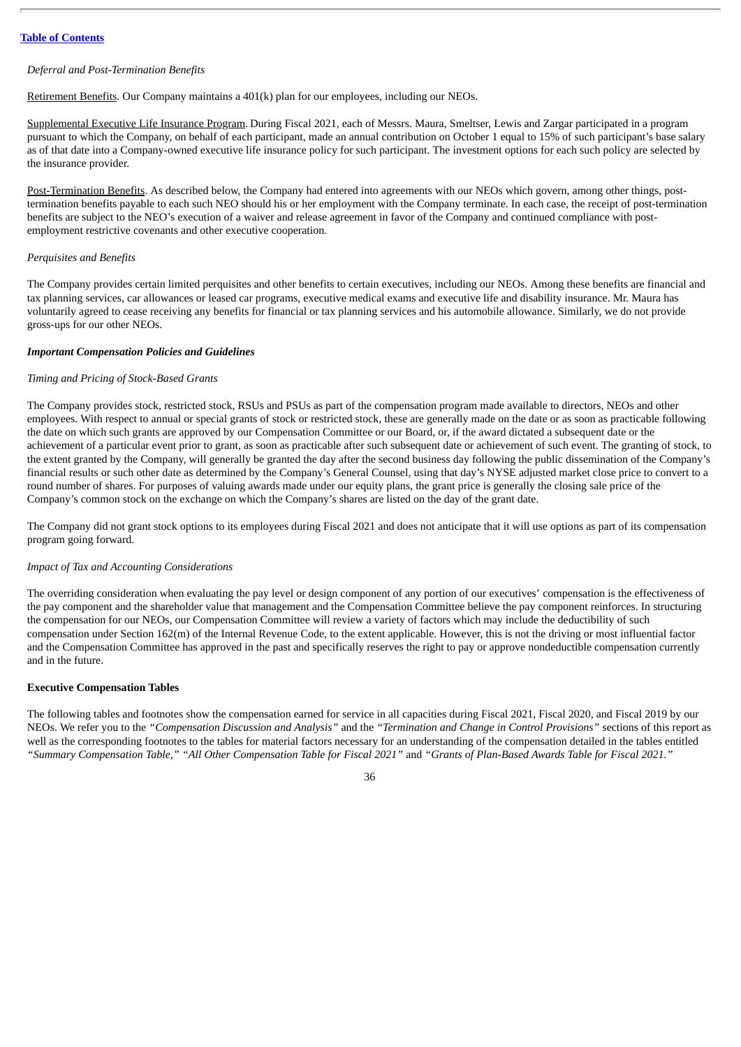*Deferral and Post-Termination Benefits*

Retirement Benefits. Our Company maintains a 401(k) plan for our employees, including our NEOs.

Supplemental Executive Life Insurance Program. During Fiscal 2021, each of Messrs. Maura, Smeltser, Lewis and Zargar participated in a program pursuant to which the Company, on behalf of each participant, made an annual contribution on October 1 equal to 15% of such participant's base salary as of that date into a Company-owned executive life insurance policy for such participant. The investment options for each such policy are selected by the insurance provider.

Post-Termination Benefits. As described below, the Company had entered into agreements with our NEOs which govern, among other things, post-termination benefits payable to each such NEO should his or her employment with the Company terminate. In each case, the receipt of post-termination benefits are subject to the NEO's execution of a waiver and release agreement in favor of the Company and continued compliance with post-employment restrictive covenants and other executive cooperation.

*Perquisites and Benefits*

The Company provides certain limited perquisites and other benefits to certain executives, including our NEOs. Among these benefits are financial and tax planning services, car allowances or leased car programs, executive medical exams and executive life and disability insurance. Mr. Maura has voluntarily agreed to cease receiving any benefits for financial or tax planning services and his automobile allowance. Similarly, we do not provide gross-ups for our other NEOs.

***Important Compensation Policies and Guidelines***

*Timing and Pricing of Stock-Based Grants*

The Company provides stock, restricted stock, RSUs and PSUs as part of the compensation program made available to directors, NEOs and other employees. With respect to annual or special grants of stock or restricted stock, these are generally made on the date or as soon as practicable following the date on which such grants are approved by our Compensation Committee or our Board, or, if the award dictated a subsequent date or the achievement of a particular event prior to grant, as soon as practicable after such subsequent date or achievement of such event. The granting of stock, to the extent granted by the Company, will generally be granted the day after the second business day following the public dissemination of the Company's financial results or such other date as determined by the Company's General Counsel, using that day's NYSE adjusted market close price to convert to a round number of shares. For purposes of valuing awards made under our equity plans, the grant price is generally the closing sale price of the Company's common stock on the exchange on which the Company's shares are listed on the day of the grant date.

The Company did not grant stock options to its employees during Fiscal 2021 and does not anticipate that it will use options as part of its compensation program going forward.

*Impact of Tax and Accounting Considerations*

The overriding consideration when evaluating the pay level or design component of any portion of our executives' compensation is the effectiveness of the pay component and the shareholder value that management and the Compensation Committee believe the pay component reinforces. In structuring the compensation for our NEOs, our Compensation Committee will review a variety of factors which may include the deductibility of such compensation under Section 162(m) of the Internal Revenue Code, to the extent applicable. However, this is not the driving or most influential factor and the Compensation Committee has approved in the past and specifically reserves the right to pay or approve nondeductible compensation currently and in the future.

**Executive Compensation Tables**

The following tables and footnotes show the compensation earned for service in all capacities during Fiscal 2021, Fiscal 2020, and Fiscal 2019 by our NEOs. We refer you to the *"Compensation Discussion and Analysis"* and the *"Termination and Change in Control Provisions"* sections of this report as well as the corresponding footnotes to the tables for material factors necessary for an understanding of the compensation detailed in the tables entitled *"Summary Compensation Table," "All Other Compensation Table for Fiscal 2021"* and *"Grants of Plan-Based Awards Table for Fiscal 2021."*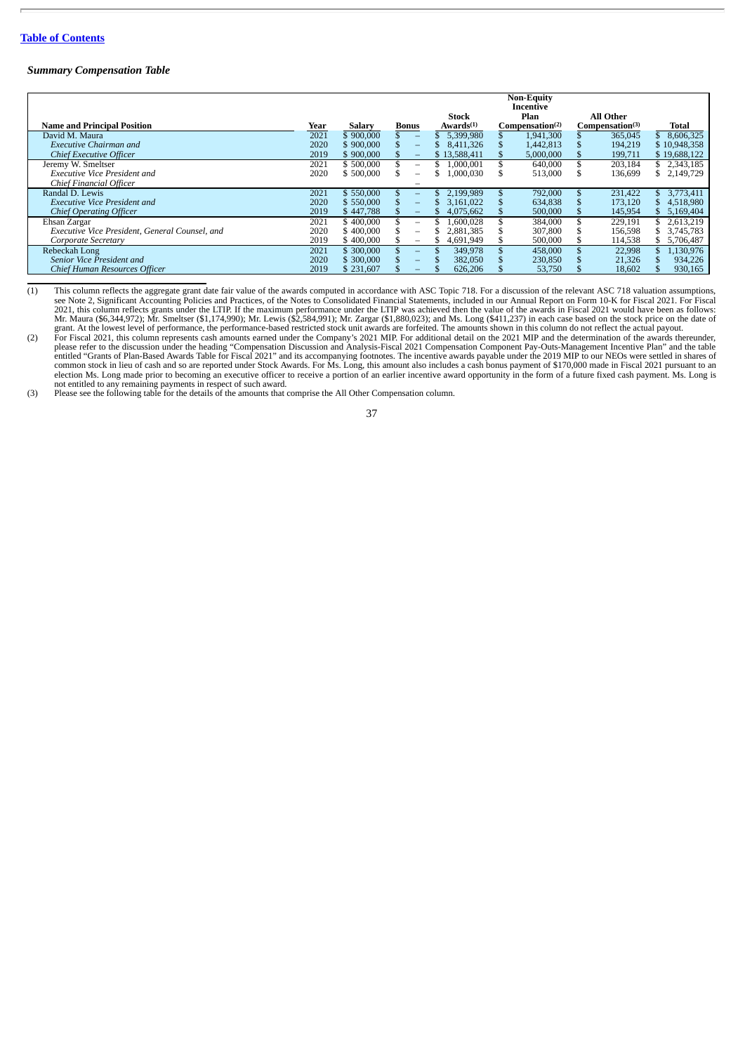[Table of Contents](#)

***Summary Compensation Table***

| Name and Principal Position | Year | Salary | Bonus | Stock Awards[(1)] | Non-Equity Incentive Plan Compensation[(2)] | All Other Compensation[(3)] | Total |
|---|---|---|---|---|---|---|---|
| David M. Maura | 2021 | $ 900,000 | $ – | $ 5,399,980 | $ 1,941,300 | $ 365,045 | $ 8,606,325 |
| *Executive Chairman and* | 2020 | $ 900,000 | $ – | $ 8,411,326 | $ 1,442,813 | $ 194,219 | $ 10,948,358 |
| *Chief Executive Officer* | 2019 | $ 900,000 | $ – | $ 13,588,411 | $ 5,000,000 | $ 199,711 | $ 19,688,122 |
| Jeremy W. Smeltser | 2021 | $ 500,000 | $ – | $ 1,000,001 | $ 640,000 | $ 203,184 | $ 2,343,185 |
| *Executive Vice President and* | 2020 | $ 500,000 | $ – | $ 1,000,030 | $ 513,000 | $ 136,699 | $ 2,149,729 |
| *Chief Financial Officer* | | | – | | | | |
| Randal D. Lewis | 2021 | $ 550,000 | $ – | $ 2,199,989 | $ 792,000 | $ 231,422 | $ 3,773,411 |
| *Executive Vice President and* | 2020 | $ 550,000 | $ – | $ 3,161,022 | $ 634,838 | $ 173,120 | $ 4,518,980 |
| *Chief Operating Officer* | 2019 | $ 447,788 | $ – | $ 4,075,662 | $ 500,000 | $ 145,954 | $ 5,169,404 |
| Ehsan Zargar | 2021 | $ 400,000 | $ – | $ 1,600,028 | $ 384,000 | $ 229,191 | $ 2,613,219 |
| *Executive Vice President, General Counsel, and* | 2020 | $ 400,000 | $ – | $ 2,881,385 | $ 307,800 | $ 156,598 | $ 3,745,783 |
| *Corporate Secretary* | 2019 | $ 400,000 | $ – | $ 4,691,949 | $ 500,000 | $ 114,538 | $ 5,706,487 |
| Rebeckah Long | 2021 | $ 300,000 | $ – | $ 349,978 | $ 458,000 | $ 22,998 | $ 1,130,976 |
| *Senior Vice President and* | 2020 | $ 300,000 | $ – | $ 382,050 | $ 230,850 | $ 21,326 | $ 934,226 |
| *Chief Human Resources Officer* | 2019 | $ 231,607 | $ – | $ 626,206 | $ 53,750 | $ 18,602 | $ 930,165 |

(1) This column reflects the aggregate grant date fair value of the awards computed in accordance with ASC Topic 718. For a discussion of the relevant ASC 718 valuation assumptions, see Note 2, Significant Accounting Policies and Practices, of the Notes to Consolidated Financial Statements, included in our Annual Report on Form 10-K for Fiscal 2021. For Fiscal 2021, this column reflects grants under the LTIP. If the maximum performance under the LTIP was achieved then the value of the awards in Fiscal 2021 would have been as follows: Mr. Maura ($6,344,972); Mr. Smeltser ($1,174,990); Mr. Lewis ($2,584,991); Mr. Zargar ($1,880,023); and Ms. Long ($411,237) in each case based on the stock price on the date of grant. At the lowest level of performance, the performance-based restricted stock unit awards are forfeited. The amounts shown in this column do not reflect the actual payout.

(2) For Fiscal 2021, this column represents cash amounts earned under the Company's 2021 MIP. For additional detail on the 2021 MIP and the determination of the awards thereunder, please refer to the discussion under the heading "Compensation Discussion and Analysis-Fiscal 2021 Compensation Component Pay-Outs-Management Incentive Plan" and the table entitled "Grants of Plan-Based Awards Table for Fiscal 2021" and its accompanying footnotes. The incentive awards payable under the 2019 MIP to our NEOs were settled in shares of common stock in lieu of cash and so are reported under Stock Awards. For Ms. Long, this amount also includes a cash bonus payment of $170,000 made in Fiscal 2021 pursuant to an election Ms. Long made prior to becoming an executive officer to receive a portion of an earlier incentive award opportunity in the form of a future fixed cash payment. Ms. Long is not entitled to any remaining payments in respect of such award.

(3) Please see the following table for the details of the amounts that comprise the All Other Compensation column.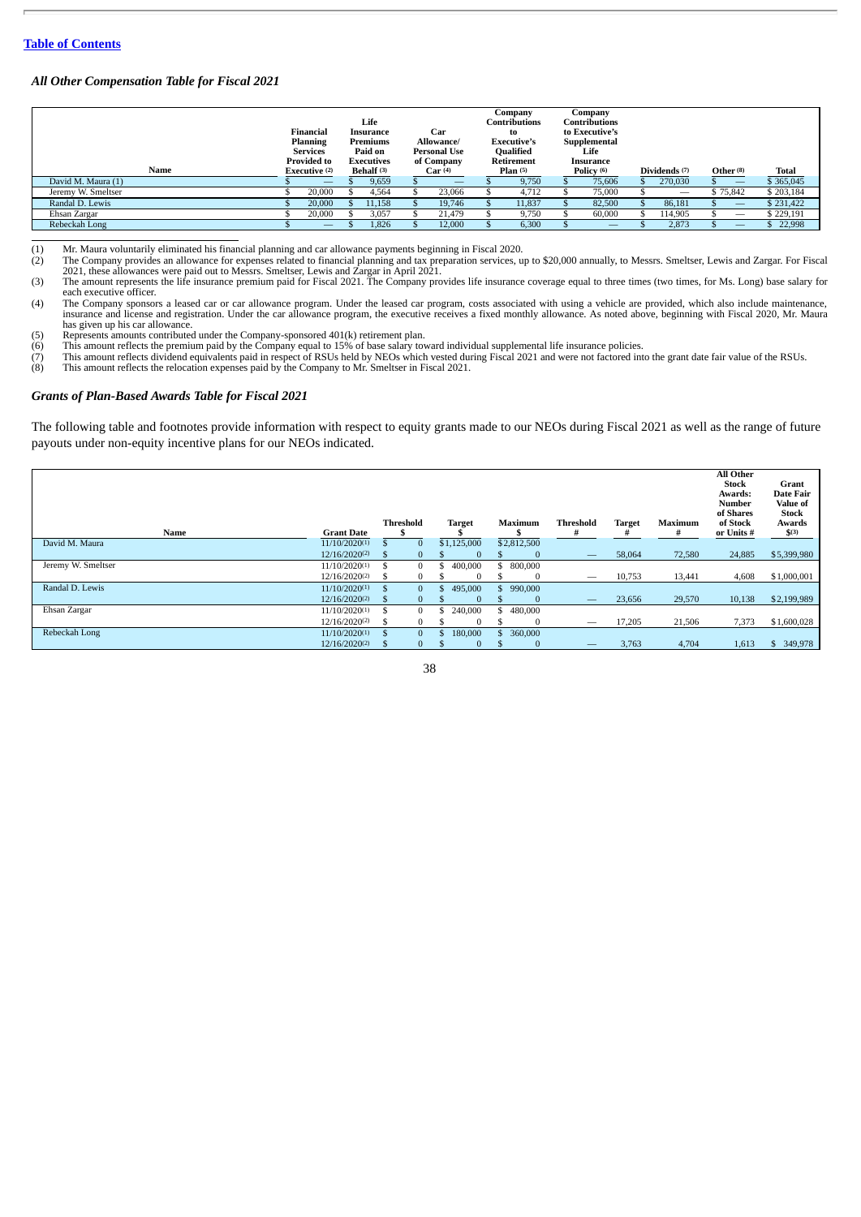[Table of Contents](#)

### *All Other Compensation Table for Fiscal 2021*

| Name | Financial Planning Services Provided to Executive (2) | Life Insurance Premiums Paid on Executives Behalf (3) | Car Allowance/ Personal Use of Company Car (4) | Company Contributions to Executive's Qualified Retirement Plan (5) | Company Contributions to Executive's Supplemental Life Insurance Policy (6) | Dividends (7) | Other (8) | Total |
|---|---|---|---|---|---|---|---|---|
| David M. Maura (1) | $ — | $ 9,659 | $ — | $ 9,750 | $ 75,606 | $ 270,030 | $ — | $ 365,045 |
| Jeremy W. Smeltser | $ 20,000 | $ 4,564 | $ 23,066 | $ 4,712 | $ 75,000 | $ — | $ 75,842 | $ 203,184 |
| Randal D. Lewis | $ 20,000 | $ 11,158 | $ 19,746 | $ 11,837 | $ 82,500 | $ 86,181 | $ — | $ 231,422 |
| Ehsan Zargar | $ 20,000 | $ 3,057 | $ 21,479 | $ 9,750 | $ 60,000 | $ 114,905 | $ — | $ 229,191 |
| Rebeckah Long | $ — | $ 1,826 | $ 12,000 | $ 6,300 | $ — | $ 2,873 | $ — | $ 22,998 |

(1) Mr. Maura voluntarily eliminated his financial planning and car allowance payments beginning in Fiscal 2020.
(2) The Company provides an allowance for expenses related to financial planning and tax preparation services, up to $20,000 annually, to Messrs. Smeltser, Lewis and Zargar. For Fiscal 2021, these allowances were paid out to Messrs. Smeltser, Lewis and Zargar in April 2021.
(3) The amount represents the life insurance premium paid for Fiscal 2021. The Company provides life insurance coverage equal to three times (two times, for Ms. Long) base salary for each executive officer.
(4) The Company sponsors a leased car or car allowance program. Under the leased car program, costs associated with using a vehicle are provided, which also include maintenance, insurance and license and registration. Under the car allowance program, the executive receives a fixed monthly allowance. As noted above, beginning with Fiscal 2020, Mr. Maura has given up his car allowance.
(5) Represents amounts contributed under the Company-sponsored 401(k) retirement plan.
(6) This amount reflects the premium paid by the Company equal to 15% of base salary toward individual supplemental life insurance policies.
(7) This amount reflects dividend equivalents paid in respect of RSUs held by NEOs which vested during Fiscal 2021 and were not factored into the grant date fair value of the RSUs.
(8) This amount reflects the relocation expenses paid by the Company to Mr. Smeltser in Fiscal 2021.

### *Grants of Plan-Based Awards Table for Fiscal 2021*

The following table and footnotes provide information with respect to equity grants made to our NEOs during Fiscal 2021 as well as the range of future payouts under non-equity incentive plans for our NEOs indicated.

| Name | Grant Date | Threshold $ | Target $ | Maximum $ | Threshold # | Target # | Maximum # | All Other Stock Awards: Number of Shares of Stock or Units # | Grant Date Fair Value of Stock Awards $(3) |
|---|---|---|---|---|---|---|---|---|---|
| David M. Maura | 11/10/2020(1) | $ 0 | $1,125,000 | $2,812,500 | | | | | |
| | 12/16/2020(2) | $ 0 | $ 0 | $ 0 | — | 58,064 | 72,580 | 24,885 | $5,399,980 |
| Jeremy W. Smeltser | 11/10/2020(1) | $ 0 | $ 400,000 | $ 800,000 | | | | | |
| | 12/16/2020(2) | $ 0 | $ 0 | $ 0 | — | 10,753 | 13,441 | 4,608 | $1,000,001 |
| Randal D. Lewis | 11/10/2020(1) | $ 0 | $ 495,000 | $ 990,000 | | | | | |
| | 12/16/2020(2) | $ 0 | $ 0 | $ 0 | — | 23,656 | 29,570 | 10,138 | $2,199,989 |
| Ehsan Zargar | 11/10/2020(1) | $ 0 | $ 240,000 | $ 480,000 | | | | | |
| | 12/16/2020(2) | $ 0 | $ 0 | $ 0 | — | 17,205 | 21,506 | 7,373 | $1,600,028 |
| Rebeckah Long | 11/10/2020(1) | $ 0 | $ 180,000 | $ 360,000 | | | | | |
| | 12/16/2020(2) | $ 0 | $ 0 | $ 0 | — | 3,763 | 4,704 | 1,613 | $ 349,978 |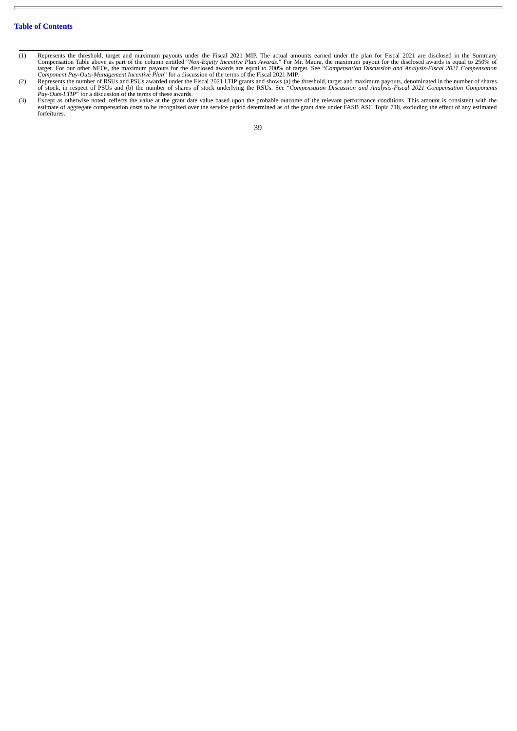(1) Represents the threshold, target and maximum payouts under the Fiscal 2021 MIP. The actual amounts earned under the plan for Fiscal 2021 are disclosed in the Summary Compensation Table above as part of the column entitled "*Non-Equity Incentive Plan Awards*." For Mr. Maura, the maximum payout for the disclosed awards is equal to 250% of target. For our other NEOs, the maximum payouts for the disclosed awards are equal to 200% of target. See "*Compensation Discussion and Analysis-Fiscal 2021 Compensation Component Pay-Outs-Management Incentive Plan*" for a discussion of the terms of the Fiscal 2021 MIP.

(2) Represents the number of RSUs and PSUs awarded under the Fiscal 2021 LTIP grants and shows (a) the threshold, target and maximum payouts, denominated in the number of shares of stock, in respect of PSUs and (b) the number of shares of stock underlying the RSUs. See "*Compensation Discussion and Analysis-Fiscal 2021 Compensation Components Pay-Outs-LTIP*" for a discussion of the terms of these awards.

(3) Except as otherwise noted, reflects the value at the grant date value based upon the probable outcome of the relevant performance conditions. This amount is consistent with the estimate of aggregate compensation costs to be recognized over the service period determined as of the grant date under FASB ASC Topic 718, excluding the effect of any estimated forfeitures.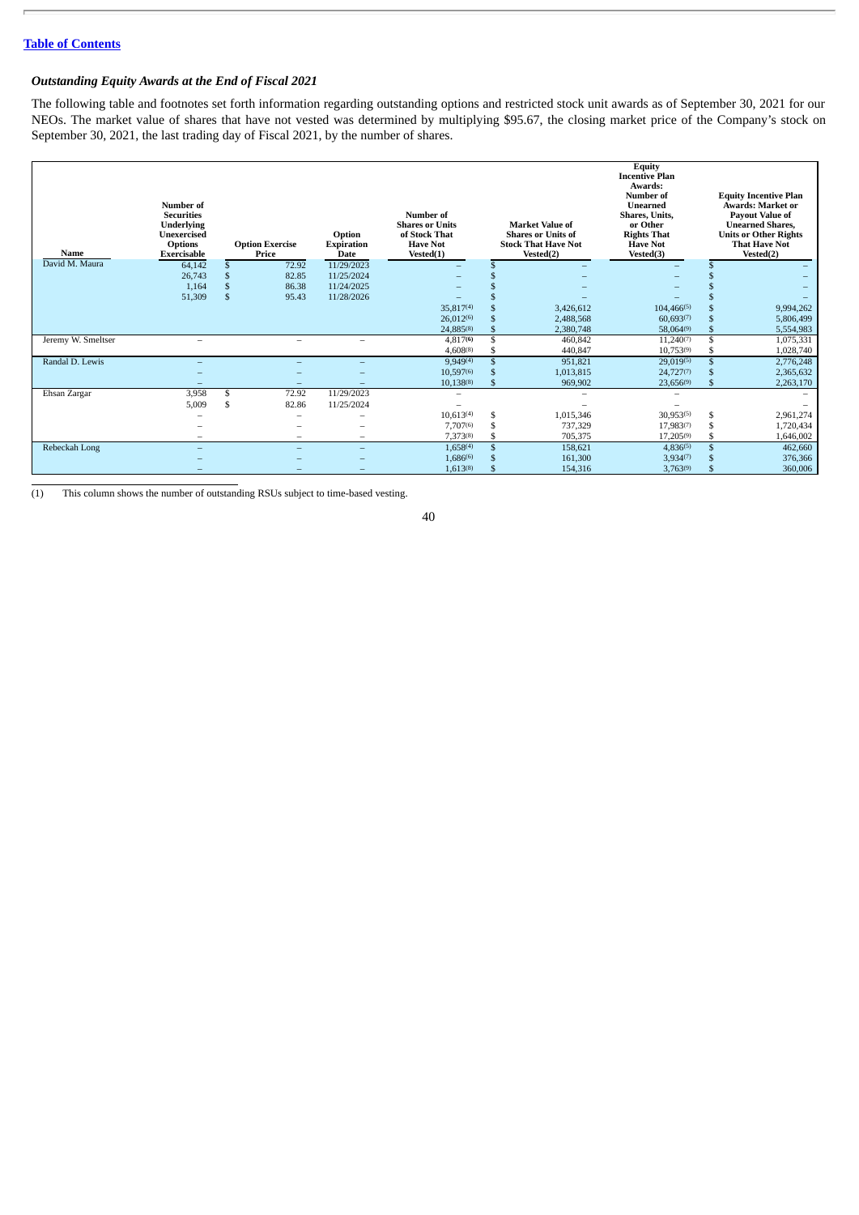[Table of Contents](#)

### *Outstanding Equity Awards at the End of Fiscal 2021*

The following table and footnotes set forth information regarding outstanding options and restricted stock unit awards as of September 30, 2021 for our NEOs. The market value of shares that have not vested was determined by multiplying $95.67, the closing market price of the Company's stock on September 30, 2021, the last trading day of Fiscal 2021, by the number of shares.

| Name | Number of Securities Underlying Unexercised Options Exercisable | Option Exercise Price | Option Expiration Date | Number of Shares or Units of Stock That Have Not Vested(1) | Market Value of Shares or Units of Stock That Have Not Vested(2) | Equity Incentive Plan Awards: Number of Unearned Shares, Units, or Other Rights That Have Not Vested(3) | Equity Incentive Plan Awards: Market or Payout Value of Unearned Shares, Units or Other Rights That Have Not Vested(2) |
|---|---|---|---|---|---|---|---|
| David M. Maura | 64,142 | $ 72.92 | 11/29/2023 | – | $ – | – | $ – |
| | 26,743 | $ 82.85 | 11/25/2024 | – | $ – | – | $ – |
| | 1,164 | $ 86.38 | 11/24/2025 | – | $ – | – | $ – |
| | 51,309 | $ 95.43 | 11/28/2026 | – | $ – | – | $ – |
| | | | | 35,817(4) | $ 3,426,612 | 104,466(5) | $ 9,994,262 |
| | | | | 26,012(6) | $ 2,488,568 | 60,693(7) | $ 5,806,499 |
| | | | | 24,885(8) | $ 2,380,748 | 58,064(9) | $ 5,554,983 |
| Jeremy W. Smeltser | – | – | – | 4,817(6) | $ 460,842 | 11,240(7) | $ 1,075,331 |
| | | | | 4,608(8) | $ 440,847 | 10,753(9) | $ 1,028,740 |
| Randal D. Lewis | – | – | – | 9,949(4) | $ 951,821 | 29,019(5) | $ 2,776,248 |
| | – | – | – | 10,597(6) | $ 1,013,815 | 24,727(7) | $ 2,365,632 |
| | – | – | – | 10,138(8) | $ 969,902 | 23,656(9) | $ 2,263,170 |
| Ehsan Zargar | 3,958 | $ 72.92 | 11/29/2023 | – | – | – | – |
| | 5,009 | $ 82.86 | 11/25/2024 | – | – | – | – |
| | – | – | – | 10,613(4) | $ 1,015,346 | 30,953(5) | $ 2,961,274 |
| | – | – | – | 7,707(6) | $ 737,329 | 17,983(7) | $ 1,720,434 |
| | – | – | – | 7,373(8) | $ 705,375 | 17,205(9) | $ 1,646,002 |
| Rebeckah Long | – | – | – | 1,658(4) | $ 158,621 | 4,836(5) | $ 462,660 |
| | – | – | – | 1,686(6) | $ 161,300 | 3,934(7) | $ 376,366 |
| | – | – | – | 1,613(8) | $ 154,316 | 3,763(9) | $ 360,006 |

(1) This column shows the number of outstanding RSUs subject to time-based vesting.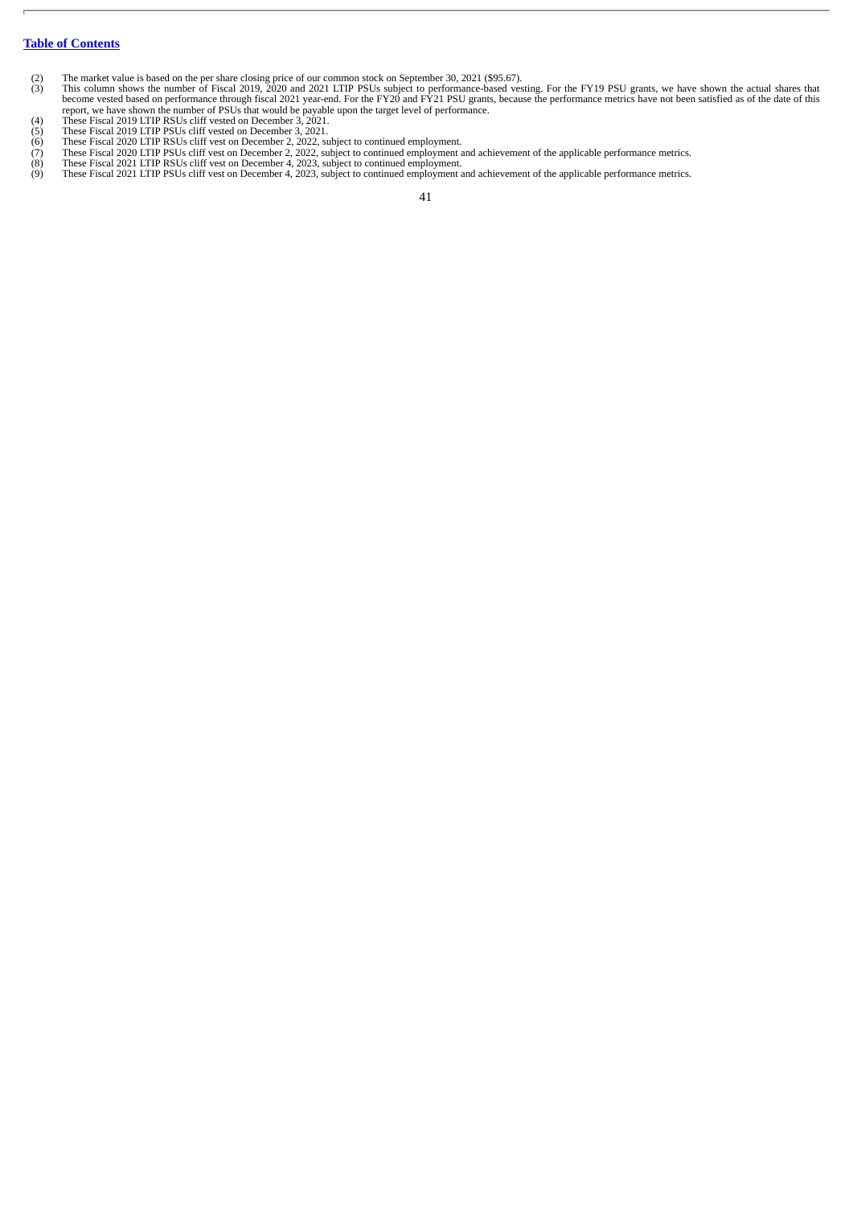[Table of Contents](#)

(2) The market value is based on the per share closing price of our common stock on September 30, 2021 ($95.67).

(3) This column shows the number of Fiscal 2019, 2020 and 2021 LTIP PSUs subject to performance-based vesting. For the FY19 PSU grants, we have shown the actual shares that become vested based on performance through fiscal 2021 year-end. For the FY20 and FY21 PSU grants, because the performance metrics have not been satisfied as of the date of this report, we have shown the number of PSUs that would be payable upon the target level of performance.

(4) These Fiscal 2019 LTIP RSUs cliff vested on December 3, 2021.

(5) These Fiscal 2019 LTIP PSUs cliff vested on December 3, 2021.

(6) These Fiscal 2020 LTIP RSUs cliff vest on December 2, 2022, subject to continued employment.

(7) These Fiscal 2020 LTIP PSUs cliff vest on December 2, 2022, subject to continued employment and achievement of the applicable performance metrics.

(8) These Fiscal 2021 LTIP RSUs cliff vest on December 4, 2023, subject to continued employment.

(9) These Fiscal 2021 LTIP PSUs cliff vest on December 4, 2023, subject to continued employment and achievement of the applicable performance metrics.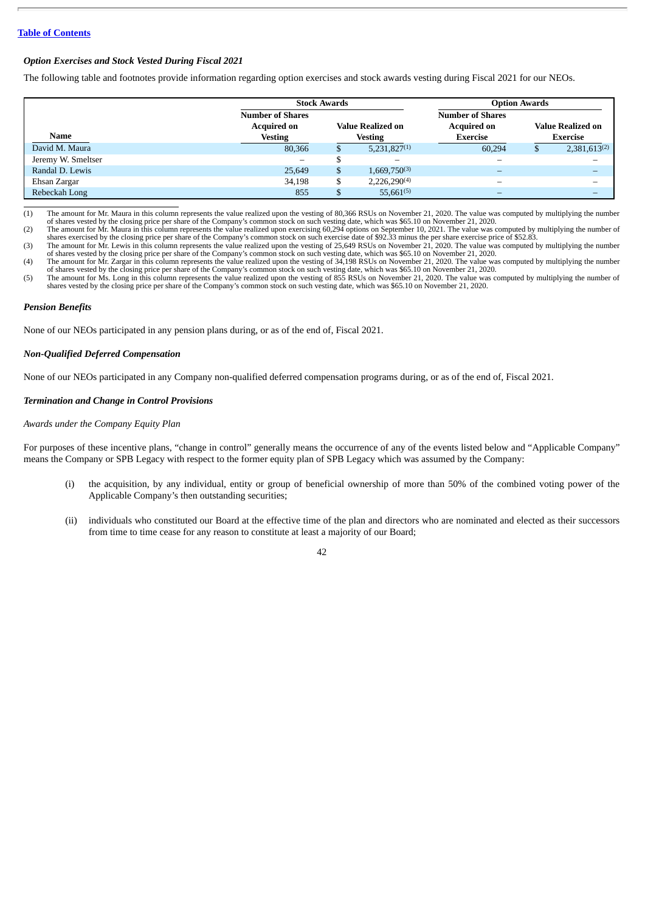[Table of Contents](#)

***Option Exercises and Stock Vested During Fiscal 2021***

The following table and footnotes provide information regarding option exercises and stock awards vesting during Fiscal 2021 for our NEOs.

| | Stock Awards | | Option Awards | |
|---|---|---|---|---|
| **Name** | **Number of Shares Acquired on Vesting** | **Value Realized on Vesting** | **Number of Shares Acquired on Exercise** | **Value Realized on Exercise** |
| David M. Maura | 80,366 | $ 5,231,827[(1)] | 60,294 | $ 2,381,613[(2)] |
| Jeremy W. Smeltser | – | $ – | – | – |
| Randal D. Lewis | 25,649 | $ 1,669,750[(3)] | – | – |
| Ehsan Zargar | 34,198 | $ 2,226,290[(4)] | – | – |
| Rebeckah Long | 855 | $ 55,661[(5)] | – | – |

(1) The amount for Mr. Maura in this column represents the value realized upon the vesting of 80,366 RSUs on November 21, 2020. The value was computed by multiplying the number of shares vested by the closing price per share of the Company's common stock on such vesting date, which was $65.10 on November 21, 2020.

(2) The amount for Mr. Maura in this column represents the value realized upon exercising 60,294 options on September 10, 2021. The value was computed by multiplying the number of shares exercised by the closing price per share of the Company's common stock on such exercise date of $92.33 minus the per share exercise price of $52.83.

(3) The amount for Mr. Lewis in this column represents the value realized upon the vesting of 25,649 RSUs on November 21, 2020. The value was computed by multiplying the number of shares vested by the closing price per share of the Company's common stock on such vesting date, which was $65.10 on November 21, 2020.

(4) The amount for Mr. Zargar in this column represents the value realized upon the vesting of 34,198 RSUs on November 21, 2020. The value was computed by multiplying the number of shares vested by the closing price per share of the Company's common stock on such vesting date, which was $65.10 on November 21, 2020.

(5) The amount for Ms. Long in this column represents the value realized upon the vesting of 855 RSUs on November 21, 2020. The value was computed by multiplying the number of shares vested by the closing price per share of the Company's common stock on such vesting date, which was $65.10 on November 21, 2020.

***Pension Benefits***

None of our NEOs participated in any pension plans during, or as of the end of, Fiscal 2021.

***Non-Qualified Deferred Compensation***

None of our NEOs participated in any Company non-qualified deferred compensation programs during, or as of the end of, Fiscal 2021.

***Termination and Change in Control Provisions***

*Awards under the Company Equity Plan*

For purposes of these incentive plans, "change in control" generally means the occurrence of any of the events listed below and "Applicable Company" means the Company or SPB Legacy with respect to the former equity plan of SPB Legacy which was assumed by the Company:

(i) the acquisition, by any individual, entity or group of beneficial ownership of more than 50% of the combined voting power of the Applicable Company's then outstanding securities;

(ii) individuals who constituted our Board at the effective time of the plan and directors who are nominated and elected as their successors from time to time cease for any reason to constitute at least a majority of our Board;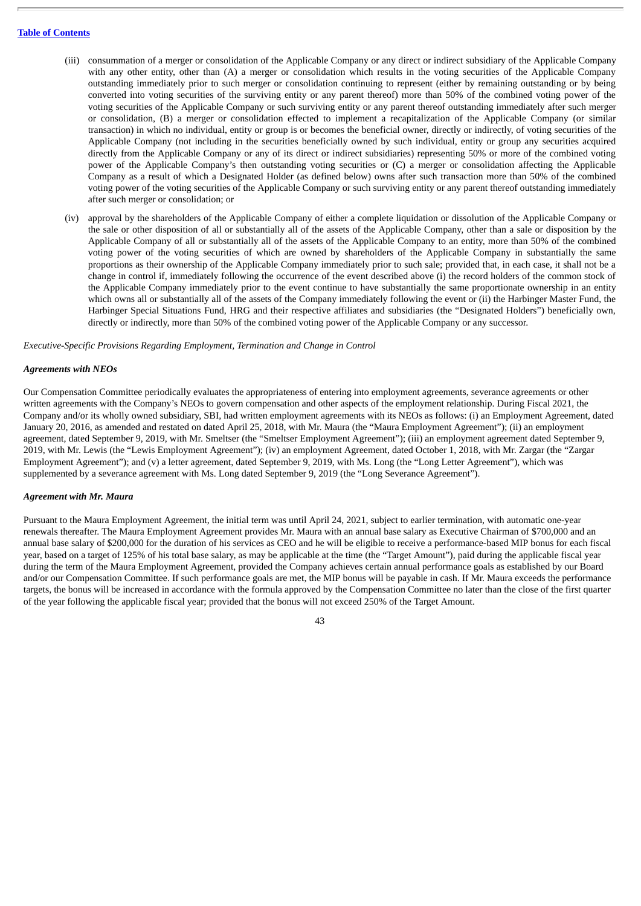(iii) consummation of a merger or consolidation of the Applicable Company or any direct or indirect subsidiary of the Applicable Company with any other entity, other than (A) a merger or consolidation which results in the voting securities of the Applicable Company outstanding immediately prior to such merger or consolidation continuing to represent (either by remaining outstanding or by being converted into voting securities of the surviving entity or any parent thereof) more than 50% of the combined voting power of the voting securities of the Applicable Company or such surviving entity or any parent thereof outstanding immediately after such merger or consolidation, (B) a merger or consolidation effected to implement a recapitalization of the Applicable Company (or similar transaction) in which no individual, entity or group is or becomes the beneficial owner, directly or indirectly, of voting securities of the Applicable Company (not including in the securities beneficially owned by such individual, entity or group any securities acquired directly from the Applicable Company or any of its direct or indirect subsidiaries) representing 50% or more of the combined voting power of the Applicable Company's then outstanding voting securities or (C) a merger or consolidation affecting the Applicable Company as a result of which a Designated Holder (as defined below) owns after such transaction more than 50% of the combined voting power of the voting securities of the Applicable Company or such surviving entity or any parent thereof outstanding immediately after such merger or consolidation; or

(iv) approval by the shareholders of the Applicable Company of either a complete liquidation or dissolution of the Applicable Company or the sale or other disposition of all or substantially all of the assets of the Applicable Company, other than a sale or disposition by the Applicable Company of all or substantially all of the assets of the Applicable Company to an entity, more than 50% of the combined voting power of the voting securities of which are owned by shareholders of the Applicable Company in substantially the same proportions as their ownership of the Applicable Company immediately prior to such sale; provided that, in each case, it shall not be a change in control if, immediately following the occurrence of the event described above (i) the record holders of the common stock of the Applicable Company immediately prior to the event continue to have substantially the same proportionate ownership in an entity which owns all or substantially all of the assets of the Company immediately following the event or (ii) the Harbinger Master Fund, the Harbinger Special Situations Fund, HRG and their respective affiliates and subsidiaries (the "Designated Holders") beneficially own, directly or indirectly, more than 50% of the combined voting power of the Applicable Company or any successor.

*Executive-Specific Provisions Regarding Employment, Termination and Change in Control*

***Agreements with NEOs***

Our Compensation Committee periodically evaluates the appropriateness of entering into employment agreements, severance agreements or other written agreements with the Company's NEOs to govern compensation and other aspects of the employment relationship. During Fiscal 2021, the Company and/or its wholly owned subsidiary, SBI, had written employment agreements with its NEOs as follows: (i) an Employment Agreement, dated January 20, 2016, as amended and restated on dated April 25, 2018, with Mr. Maura (the "Maura Employment Agreement"); (ii) an employment agreement, dated September 9, 2019, with Mr. Smeltser (the "Smeltser Employment Agreement"); (iii) an employment agreement dated September 9, 2019, with Mr. Lewis (the "Lewis Employment Agreement"); (iv) an employment Agreement, dated October 1, 2018, with Mr. Zargar (the "Zargar Employment Agreement"); and (v) a letter agreement, dated September 9, 2019, with Ms. Long (the "Long Letter Agreement"), which was supplemented by a severance agreement with Ms. Long dated September 9, 2019 (the "Long Severance Agreement").

***Agreement with Mr. Maura***

Pursuant to the Maura Employment Agreement, the initial term was until April 24, 2021, subject to earlier termination, with automatic one-year renewals thereafter. The Maura Employment Agreement provides Mr. Maura with an annual base salary as Executive Chairman of $700,000 and an annual base salary of $200,000 for the duration of his services as CEO and he will be eligible to receive a performance-based MIP bonus for each fiscal year, based on a target of 125% of his total base salary, as may be applicable at the time (the "Target Amount"), paid during the applicable fiscal year during the term of the Maura Employment Agreement, provided the Company achieves certain annual performance goals as established by our Board and/or our Compensation Committee. If such performance goals are met, the MIP bonus will be payable in cash. If Mr. Maura exceeds the performance targets, the bonus will be increased in accordance with the formula approved by the Compensation Committee no later than the close of the first quarter of the year following the applicable fiscal year; provided that the bonus will not exceed 250% of the Target Amount.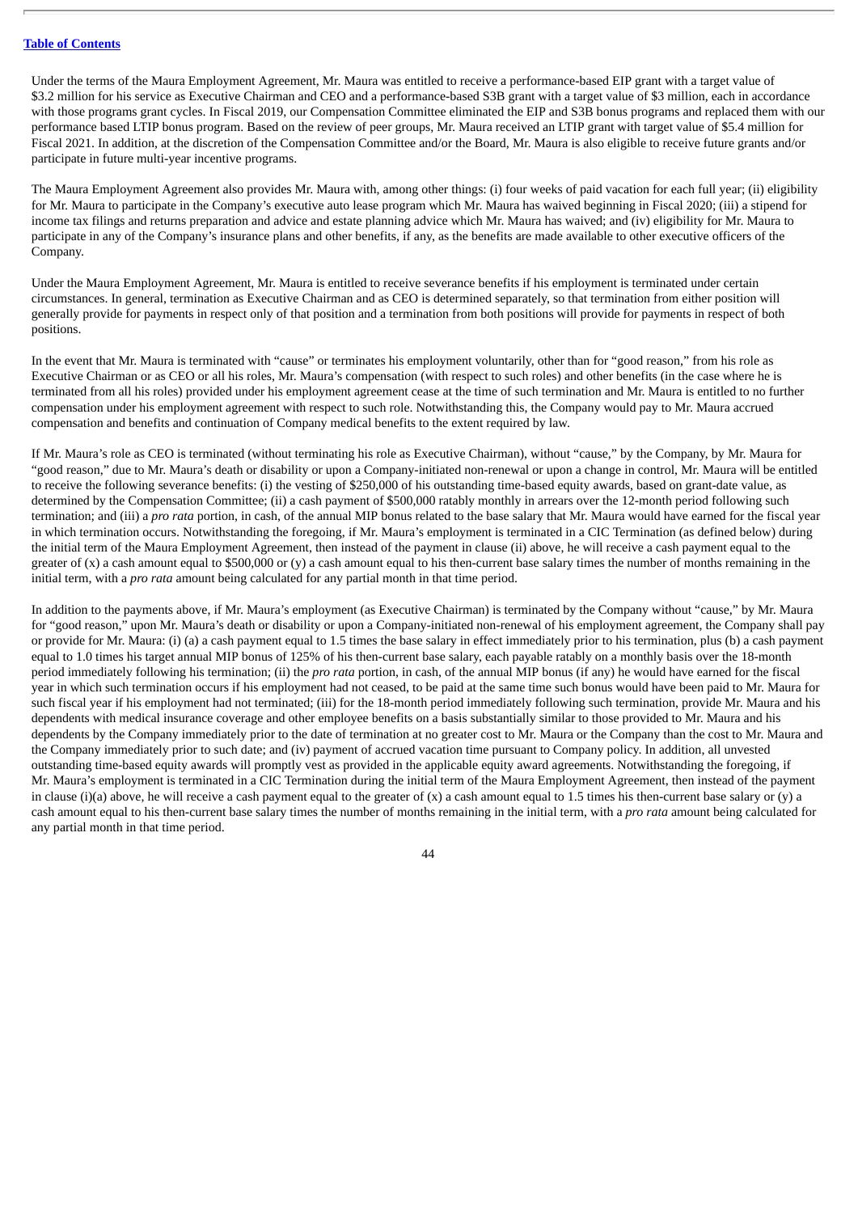Under the terms of the Maura Employment Agreement, Mr. Maura was entitled to receive a performance-based EIP grant with a target value of $3.2 million for his service as Executive Chairman and CEO and a performance-based S3B grant with a target value of $3 million, each in accordance with those programs grant cycles. In Fiscal 2019, our Compensation Committee eliminated the EIP and S3B bonus programs and replaced them with our performance based LTIP bonus program. Based on the review of peer groups, Mr. Maura received an LTIP grant with target value of $5.4 million for Fiscal 2021. In addition, at the discretion of the Compensation Committee and/or the Board, Mr. Maura is also eligible to receive future grants and/or participate in future multi-year incentive programs.

The Maura Employment Agreement also provides Mr. Maura with, among other things: (i) four weeks of paid vacation for each full year; (ii) eligibility for Mr. Maura to participate in the Company's executive auto lease program which Mr. Maura has waived beginning in Fiscal 2020; (iii) a stipend for income tax filings and returns preparation and advice and estate planning advice which Mr. Maura has waived; and (iv) eligibility for Mr. Maura to participate in any of the Company's insurance plans and other benefits, if any, as the benefits are made available to other executive officers of the Company.

Under the Maura Employment Agreement, Mr. Maura is entitled to receive severance benefits if his employment is terminated under certain circumstances. In general, termination as Executive Chairman and as CEO is determined separately, so that termination from either position will generally provide for payments in respect only of that position and a termination from both positions will provide for payments in respect of both positions.

In the event that Mr. Maura is terminated with "cause" or terminates his employment voluntarily, other than for "good reason," from his role as Executive Chairman or as CEO or all his roles, Mr. Maura's compensation (with respect to such roles) and other benefits (in the case where he is terminated from all his roles) provided under his employment agreement cease at the time of such termination and Mr. Maura is entitled to no further compensation under his employment agreement with respect to such role. Notwithstanding this, the Company would pay to Mr. Maura accrued compensation and benefits and continuation of Company medical benefits to the extent required by law.

If Mr. Maura's role as CEO is terminated (without terminating his role as Executive Chairman), without "cause," by the Company, by Mr. Maura for "good reason," due to Mr. Maura's death or disability or upon a Company-initiated non-renewal or upon a change in control, Mr. Maura will be entitled to receive the following severance benefits: (i) the vesting of $250,000 of his outstanding time-based equity awards, based on grant-date value, as determined by the Compensation Committee; (ii) a cash payment of $500,000 ratably monthly in arrears over the 12-month period following such termination; and (iii) a *pro rata* portion, in cash, of the annual MIP bonus related to the base salary that Mr. Maura would have earned for the fiscal year in which termination occurs. Notwithstanding the foregoing, if Mr. Maura's employment is terminated in a CIC Termination (as defined below) during the initial term of the Maura Employment Agreement, then instead of the payment in clause (ii) above, he will receive a cash payment equal to the greater of (x) a cash amount equal to $500,000 or (y) a cash amount equal to his then-current base salary times the number of months remaining in the initial term, with a *pro rata* amount being calculated for any partial month in that time period.

In addition to the payments above, if Mr. Maura's employment (as Executive Chairman) is terminated by the Company without "cause," by Mr. Maura for "good reason," upon Mr. Maura's death or disability or upon a Company-initiated non-renewal of his employment agreement, the Company shall pay or provide for Mr. Maura: (i) (a) a cash payment equal to 1.5 times the base salary in effect immediately prior to his termination, plus (b) a cash payment equal to 1.0 times his target annual MIP bonus of 125% of his then-current base salary, each payable ratably on a monthly basis over the 18-month period immediately following his termination; (ii) the *pro rata* portion, in cash, of the annual MIP bonus (if any) he would have earned for the fiscal year in which such termination occurs if his employment had not ceased, to be paid at the same time such bonus would have been paid to Mr. Maura for such fiscal year if his employment had not terminated; (iii) for the 18-month period immediately following such termination, provide Mr. Maura and his dependents with medical insurance coverage and other employee benefits on a basis substantially similar to those provided to Mr. Maura and his dependents by the Company immediately prior to the date of termination at no greater cost to Mr. Maura or the Company than the cost to Mr. Maura and the Company immediately prior to such date; and (iv) payment of accrued vacation time pursuant to Company policy. In addition, all unvested outstanding time-based equity awards will promptly vest as provided in the applicable equity award agreements. Notwithstanding the foregoing, if Mr. Maura's employment is terminated in a CIC Termination during the initial term of the Maura Employment Agreement, then instead of the payment in clause (i)(a) above, he will receive a cash payment equal to the greater of (x) a cash amount equal to 1.5 times his then-current base salary or (y) a cash amount equal to his then-current base salary times the number of months remaining in the initial term, with a *pro rata* amount being calculated for any partial month in that time period.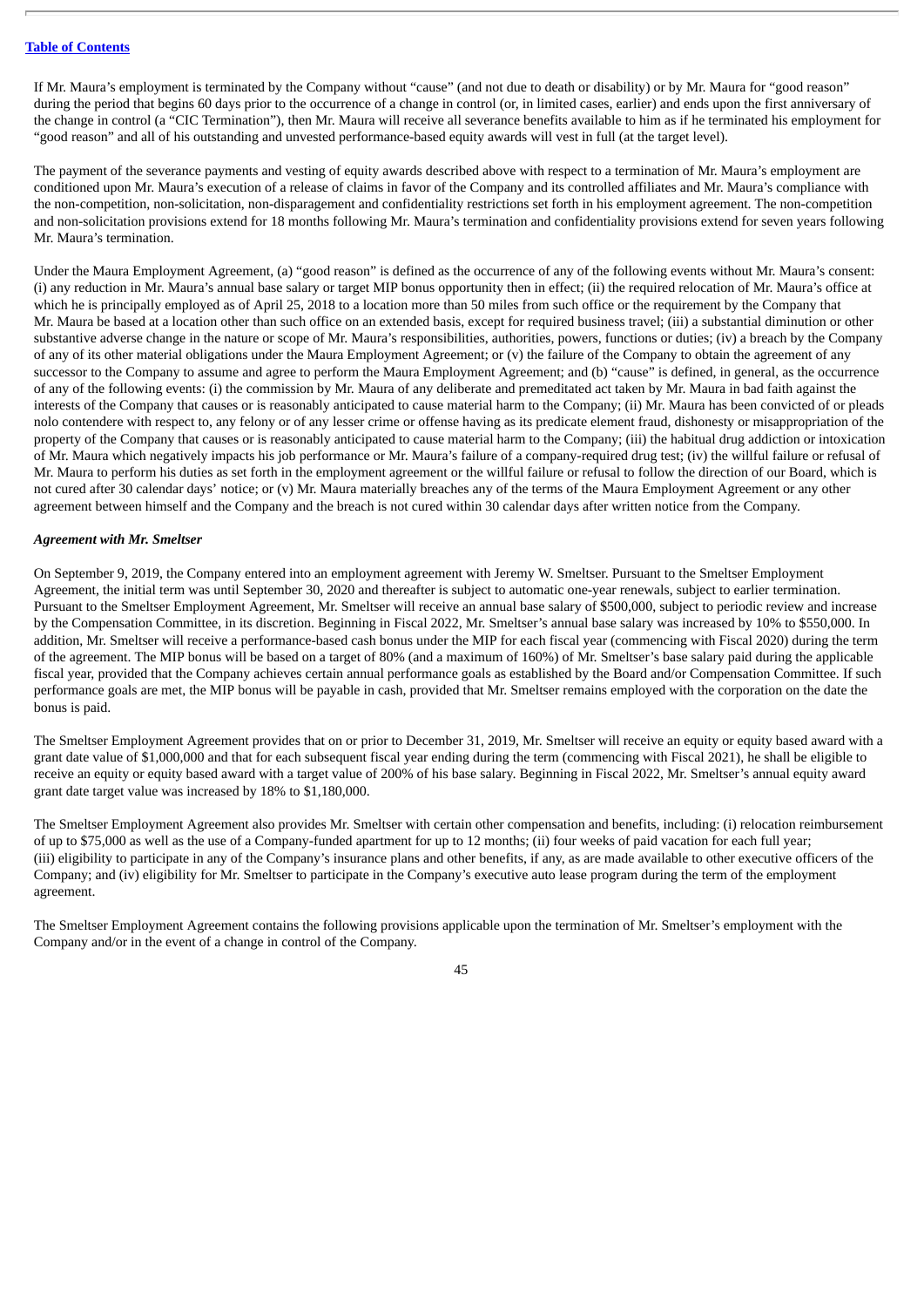If Mr. Maura's employment is terminated by the Company without "cause" (and not due to death or disability) or by Mr. Maura for "good reason" during the period that begins 60 days prior to the occurrence of a change in control (or, in limited cases, earlier) and ends upon the first anniversary of the change in control (a "CIC Termination"), then Mr. Maura will receive all severance benefits available to him as if he terminated his employment for "good reason" and all of his outstanding and unvested performance-based equity awards will vest in full (at the target level).

The payment of the severance payments and vesting of equity awards described above with respect to a termination of Mr. Maura's employment are conditioned upon Mr. Maura's execution of a release of claims in favor of the Company and its controlled affiliates and Mr. Maura's compliance with the non-competition, non-solicitation, non-disparagement and confidentiality restrictions set forth in his employment agreement. The non-competition and non-solicitation provisions extend for 18 months following Mr. Maura's termination and confidentiality provisions extend for seven years following Mr. Maura's termination.

Under the Maura Employment Agreement, (a) "good reason" is defined as the occurrence of any of the following events without Mr. Maura's consent: (i) any reduction in Mr. Maura's annual base salary or target MIP bonus opportunity then in effect; (ii) the required relocation of Mr. Maura's office at which he is principally employed as of April 25, 2018 to a location more than 50 miles from such office or the requirement by the Company that Mr. Maura be based at a location other than such office on an extended basis, except for required business travel; (iii) a substantial diminution or other substantive adverse change in the nature or scope of Mr. Maura's responsibilities, authorities, powers, functions or duties; (iv) a breach by the Company of any of its other material obligations under the Maura Employment Agreement; or (v) the failure of the Company to obtain the agreement of any successor to the Company to assume and agree to perform the Maura Employment Agreement; and (b) "cause" is defined, in general, as the occurrence of any of the following events: (i) the commission by Mr. Maura of any deliberate and premeditated act taken by Mr. Maura in bad faith against the interests of the Company that causes or is reasonably anticipated to cause material harm to the Company; (ii) Mr. Maura has been convicted of or pleads nolo contendere with respect to, any felony or of any lesser crime or offense having as its predicate element fraud, dishonesty or misappropriation of the property of the Company that causes or is reasonably anticipated to cause material harm to the Company; (iii) the habitual drug addiction or intoxication of Mr. Maura which negatively impacts his job performance or Mr. Maura's failure of a company-required drug test; (iv) the willful failure or refusal of Mr. Maura to perform his duties as set forth in the employment agreement or the willful failure or refusal to follow the direction of our Board, which is not cured after 30 calendar days' notice; or (v) Mr. Maura materially breaches any of the terms of the Maura Employment Agreement or any other agreement between himself and the Company and the breach is not cured within 30 calendar days after written notice from the Company.

***Agreement with Mr. Smeltser***

On September 9, 2019, the Company entered into an employment agreement with Jeremy W. Smeltser. Pursuant to the Smeltser Employment Agreement, the initial term was until September 30, 2020 and thereafter is subject to automatic one-year renewals, subject to earlier termination. Pursuant to the Smeltser Employment Agreement, Mr. Smeltser will receive an annual base salary of $500,000, subject to periodic review and increase by the Compensation Committee, in its discretion. Beginning in Fiscal 2022, Mr. Smeltser's annual base salary was increased by 10% to $550,000. In addition, Mr. Smeltser will receive a performance-based cash bonus under the MIP for each fiscal year (commencing with Fiscal 2020) during the term of the agreement. The MIP bonus will be based on a target of 80% (and a maximum of 160%) of Mr. Smeltser's base salary paid during the applicable fiscal year, provided that the Company achieves certain annual performance goals as established by the Board and/or Compensation Committee. If such performance goals are met, the MIP bonus will be payable in cash, provided that Mr. Smeltser remains employed with the corporation on the date the bonus is paid.

The Smeltser Employment Agreement provides that on or prior to December 31, 2019, Mr. Smeltser will receive an equity or equity based award with a grant date value of $1,000,000 and that for each subsequent fiscal year ending during the term (commencing with Fiscal 2021), he shall be eligible to receive an equity or equity based award with a target value of 200% of his base salary. Beginning in Fiscal 2022, Mr. Smeltser's annual equity award grant date target value was increased by 18% to $1,180,000.

The Smeltser Employment Agreement also provides Mr. Smeltser with certain other compensation and benefits, including: (i) relocation reimbursement of up to $75,000 as well as the use of a Company-funded apartment for up to 12 months; (ii) four weeks of paid vacation for each full year; (iii) eligibility to participate in any of the Company's insurance plans and other benefits, if any, as are made available to other executive officers of the Company; and (iv) eligibility for Mr. Smeltser to participate in the Company's executive auto lease program during the term of the employment agreement.

The Smeltser Employment Agreement contains the following provisions applicable upon the termination of Mr. Smeltser's employment with the Company and/or in the event of a change in control of the Company.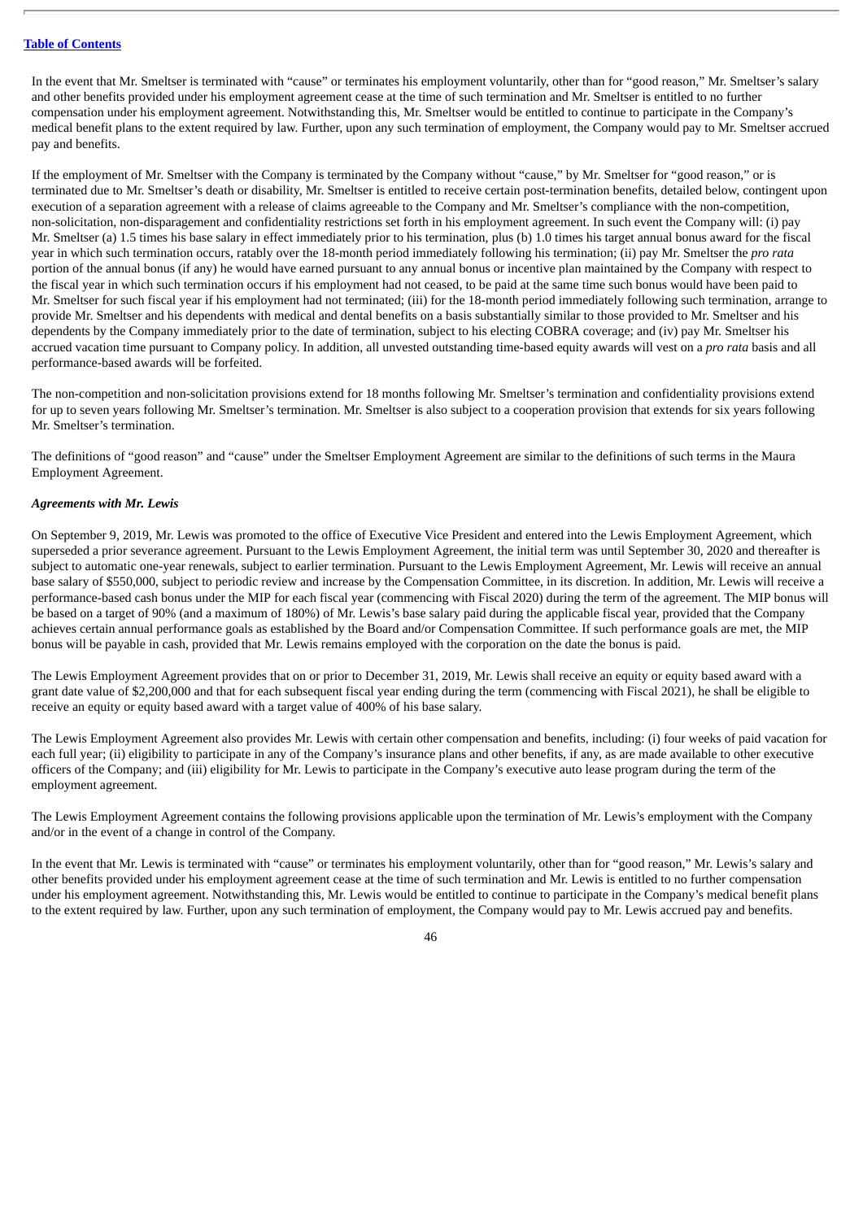In the event that Mr. Smeltser is terminated with “cause” or terminates his employment voluntarily, other than for “good reason,” Mr. Smeltser’s salary and other benefits provided under his employment agreement cease at the time of such termination and Mr. Smeltser is entitled to no further compensation under his employment agreement. Notwithstanding this, Mr. Smeltser would be entitled to continue to participate in the Company’s medical benefit plans to the extent required by law. Further, upon any such termination of employment, the Company would pay to Mr. Smeltser accrued pay and benefits.

If the employment of Mr. Smeltser with the Company is terminated by the Company without “cause,” by Mr. Smeltser for “good reason,” or is terminated due to Mr. Smeltser’s death or disability, Mr. Smeltser is entitled to receive certain post-termination benefits, detailed below, contingent upon execution of a separation agreement with a release of claims agreeable to the Company and Mr. Smeltser’s compliance with the non-competition, non-solicitation, non-disparagement and confidentiality restrictions set forth in his employment agreement. In such event the Company will: (i) pay Mr. Smeltser (a) 1.5 times his base salary in effect immediately prior to his termination, plus (b) 1.0 times his target annual bonus award for the fiscal year in which such termination occurs, ratably over the 18-month period immediately following his termination; (ii) pay Mr. Smeltser the *pro rata* portion of the annual bonus (if any) he would have earned pursuant to any annual bonus or incentive plan maintained by the Company with respect to the fiscal year in which such termination occurs if his employment had not ceased, to be paid at the same time such bonus would have been paid to Mr. Smeltser for such fiscal year if his employment had not terminated; (iii) for the 18-month period immediately following such termination, arrange to provide Mr. Smeltser and his dependents with medical and dental benefits on a basis substantially similar to those provided to Mr. Smeltser and his dependents by the Company immediately prior to the date of termination, subject to his electing COBRA coverage; and (iv) pay Mr. Smeltser his accrued vacation time pursuant to Company policy. In addition, all unvested outstanding time-based equity awards will vest on a *pro rata* basis and all performance-based awards will be forfeited.

The non-competition and non-solicitation provisions extend for 18 months following Mr. Smeltser’s termination and confidentiality provisions extend for up to seven years following Mr. Smeltser’s termination. Mr. Smeltser is also subject to a cooperation provision that extends for six years following Mr. Smeltser’s termination.

The definitions of “good reason” and “cause” under the Smeltser Employment Agreement are similar to the definitions of such terms in the Maura Employment Agreement.

***Agreements with Mr. Lewis***

On September 9, 2019, Mr. Lewis was promoted to the office of Executive Vice President and entered into the Lewis Employment Agreement, which superseded a prior severance agreement. Pursuant to the Lewis Employment Agreement, the initial term was until September 30, 2020 and thereafter is subject to automatic one-year renewals, subject to earlier termination. Pursuant to the Lewis Employment Agreement, Mr. Lewis will receive an annual base salary of $550,000, subject to periodic review and increase by the Compensation Committee, in its discretion. In addition, Mr. Lewis will receive a performance-based cash bonus under the MIP for each fiscal year (commencing with Fiscal 2020) during the term of the agreement. The MIP bonus will be based on a target of 90% (and a maximum of 180%) of Mr. Lewis’s base salary paid during the applicable fiscal year, provided that the Company achieves certain annual performance goals as established by the Board and/or Compensation Committee. If such performance goals are met, the MIP bonus will be payable in cash, provided that Mr. Lewis remains employed with the corporation on the date the bonus is paid.

The Lewis Employment Agreement provides that on or prior to December 31, 2019, Mr. Lewis shall receive an equity or equity based award with a grant date value of $2,200,000 and that for each subsequent fiscal year ending during the term (commencing with Fiscal 2021), he shall be eligible to receive an equity or equity based award with a target value of 400% of his base salary.

The Lewis Employment Agreement also provides Mr. Lewis with certain other compensation and benefits, including: (i) four weeks of paid vacation for each full year; (ii) eligibility to participate in any of the Company’s insurance plans and other benefits, if any, as are made available to other executive officers of the Company; and (iii) eligibility for Mr. Lewis to participate in the Company’s executive auto lease program during the term of the employment agreement.

The Lewis Employment Agreement contains the following provisions applicable upon the termination of Mr. Lewis’s employment with the Company and/or in the event of a change in control of the Company.

In the event that Mr. Lewis is terminated with “cause” or terminates his employment voluntarily, other than for “good reason,” Mr. Lewis’s salary and other benefits provided under his employment agreement cease at the time of such termination and Mr. Lewis is entitled to no further compensation under his employment agreement. Notwithstanding this, Mr. Lewis would be entitled to continue to participate in the Company’s medical benefit plans to the extent required by law. Further, upon any such termination of employment, the Company would pay to Mr. Lewis accrued pay and benefits.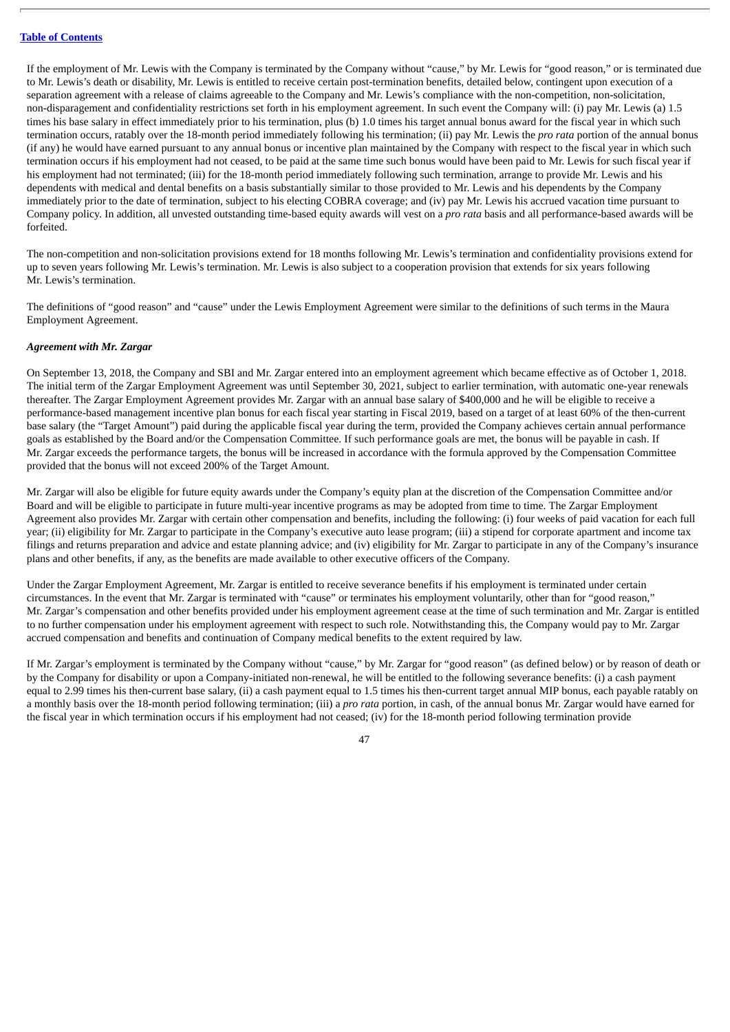If the employment of Mr. Lewis with the Company is terminated by the Company without “cause,” by Mr. Lewis for “good reason,” or is terminated due to Mr. Lewis’s death or disability, Mr. Lewis is entitled to receive certain post-termination benefits, detailed below, contingent upon execution of a separation agreement with a release of claims agreeable to the Company and Mr. Lewis’s compliance with the non-competition, non-solicitation, non-disparagement and confidentiality restrictions set forth in his employment agreement. In such event the Company will: (i) pay Mr. Lewis (a) 1.5 times his base salary in effect immediately prior to his termination, plus (b) 1.0 times his target annual bonus award for the fiscal year in which such termination occurs, ratably over the 18-month period immediately following his termination; (ii) pay Mr. Lewis the *pro rata* portion of the annual bonus (if any) he would have earned pursuant to any annual bonus or incentive plan maintained by the Company with respect to the fiscal year in which such termination occurs if his employment had not ceased, to be paid at the same time such bonus would have been paid to Mr. Lewis for such fiscal year if his employment had not terminated; (iii) for the 18-month period immediately following such termination, arrange to provide Mr. Lewis and his dependents with medical and dental benefits on a basis substantially similar to those provided to Mr. Lewis and his dependents by the Company immediately prior to the date of termination, subject to his electing COBRA coverage; and (iv) pay Mr. Lewis his accrued vacation time pursuant to Company policy. In addition, all unvested outstanding time-based equity awards will vest on a *pro rata* basis and all performance-based awards will be forfeited.

The non-competition and non-solicitation provisions extend for 18 months following Mr. Lewis’s termination and confidentiality provisions extend for up to seven years following Mr. Lewis’s termination. Mr. Lewis is also subject to a cooperation provision that extends for six years following Mr. Lewis’s termination.

The definitions of “good reason” and “cause” under the Lewis Employment Agreement were similar to the definitions of such terms in the Maura Employment Agreement.

***Agreement with Mr. Zargar***

On September 13, 2018, the Company and SBI and Mr. Zargar entered into an employment agreement which became effective as of October 1, 2018. The initial term of the Zargar Employment Agreement was until September 30, 2021, subject to earlier termination, with automatic one-year renewals thereafter. The Zargar Employment Agreement provides Mr. Zargar with an annual base salary of $400,000 and he will be eligible to receive a performance-based management incentive plan bonus for each fiscal year starting in Fiscal 2019, based on a target of at least 60% of the then-current base salary (the “Target Amount”) paid during the applicable fiscal year during the term, provided the Company achieves certain annual performance goals as established by the Board and/or the Compensation Committee. If such performance goals are met, the bonus will be payable in cash. If Mr. Zargar exceeds the performance targets, the bonus will be increased in accordance with the formula approved by the Compensation Committee provided that the bonus will not exceed 200% of the Target Amount.

Mr. Zargar will also be eligible for future equity awards under the Company’s equity plan at the discretion of the Compensation Committee and/or Board and will be eligible to participate in future multi-year incentive programs as may be adopted from time to time. The Zargar Employment Agreement also provides Mr. Zargar with certain other compensation and benefits, including the following: (i) four weeks of paid vacation for each full year; (ii) eligibility for Mr. Zargar to participate in the Company’s executive auto lease program; (iii) a stipend for corporate apartment and income tax filings and returns preparation and advice and estate planning advice; and (iv) eligibility for Mr. Zargar to participate in any of the Company’s insurance plans and other benefits, if any, as the benefits are made available to other executive officers of the Company.

Under the Zargar Employment Agreement, Mr. Zargar is entitled to receive severance benefits if his employment is terminated under certain circumstances. In the event that Mr. Zargar is terminated with “cause” or terminates his employment voluntarily, other than for “good reason,” Mr. Zargar’s compensation and other benefits provided under his employment agreement cease at the time of such termination and Mr. Zargar is entitled to no further compensation under his employment agreement with respect to such role. Notwithstanding this, the Company would pay to Mr. Zargar accrued compensation and benefits and continuation of Company medical benefits to the extent required by law.

If Mr. Zargar’s employment is terminated by the Company without “cause,” by Mr. Zargar for “good reason” (as defined below) or by reason of death or by the Company for disability or upon a Company-initiated non-renewal, he will be entitled to the following severance benefits: (i) a cash payment equal to 2.99 times his then-current base salary, (ii) a cash payment equal to 1.5 times his then-current target annual MIP bonus, each payable ratably on a monthly basis over the 18-month period following termination; (iii) a *pro rata* portion, in cash, of the annual bonus Mr. Zargar would have earned for the fiscal year in which termination occurs if his employment had not ceased; (iv) for the 18-month period following termination provide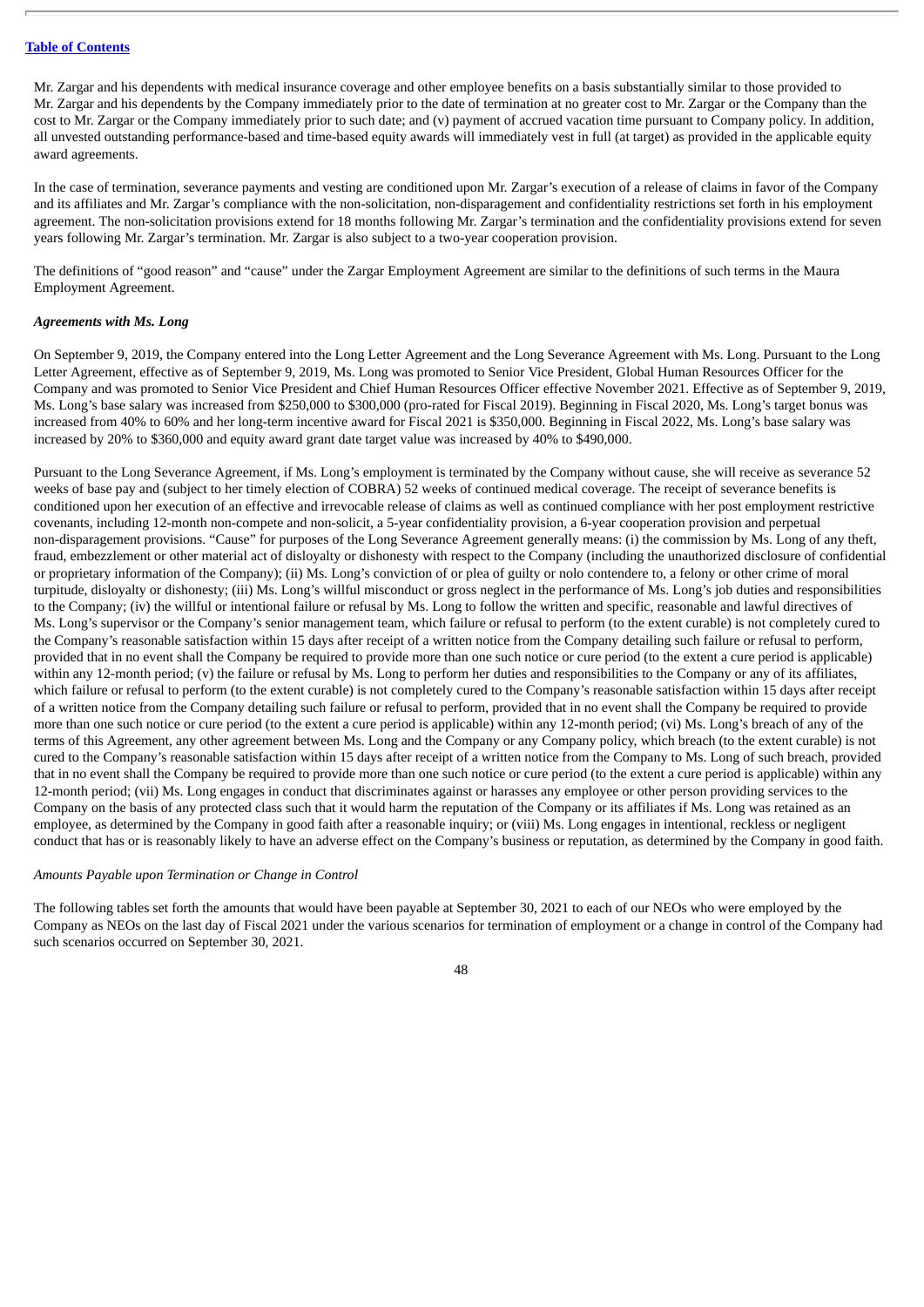Mr. Zargar and his dependents with medical insurance coverage and other employee benefits on a basis substantially similar to those provided to Mr. Zargar and his dependents by the Company immediately prior to the date of termination at no greater cost to Mr. Zargar or the Company than the cost to Mr. Zargar or the Company immediately prior to such date; and (v) payment of accrued vacation time pursuant to Company policy. In addition, all unvested outstanding performance-based and time-based equity awards will immediately vest in full (at target) as provided in the applicable equity award agreements.

In the case of termination, severance payments and vesting are conditioned upon Mr. Zargar's execution of a release of claims in favor of the Company and its affiliates and Mr. Zargar's compliance with the non-solicitation, non-disparagement and confidentiality restrictions set forth in his employment agreement. The non-solicitation provisions extend for 18 months following Mr. Zargar's termination and the confidentiality provisions extend for seven years following Mr. Zargar's termination. Mr. Zargar is also subject to a two-year cooperation provision.

The definitions of "good reason" and "cause" under the Zargar Employment Agreement are similar to the definitions of such terms in the Maura Employment Agreement.

***Agreements with Ms. Long***

On September 9, 2019, the Company entered into the Long Letter Agreement and the Long Severance Agreement with Ms. Long. Pursuant to the Long Letter Agreement, effective as of September 9, 2019, Ms. Long was promoted to Senior Vice President, Global Human Resources Officer for the Company and was promoted to Senior Vice President and Chief Human Resources Officer effective November 2021. Effective as of September 9, 2019, Ms. Long's base salary was increased from $250,000 to $300,000 (pro-rated for Fiscal 2019). Beginning in Fiscal 2020, Ms. Long's target bonus was increased from 40% to 60% and her long-term incentive award for Fiscal 2021 is $350,000. Beginning in Fiscal 2022, Ms. Long's base salary was increased by 20% to $360,000 and equity award grant date target value was increased by 40% to $490,000.

Pursuant to the Long Severance Agreement, if Ms. Long's employment is terminated by the Company without cause, she will receive as severance 52 weeks of base pay and (subject to her timely election of COBRA) 52 weeks of continued medical coverage. The receipt of severance benefits is conditioned upon her execution of an effective and irrevocable release of claims as well as continued compliance with her post employment restrictive covenants, including 12-month non-compete and non-solicit, a 5-year confidentiality provision, a 6-year cooperation provision and perpetual non-disparagement provisions. "Cause" for purposes of the Long Severance Agreement generally means: (i) the commission by Ms. Long of any theft, fraud, embezzlement or other material act of disloyalty or dishonesty with respect to the Company (including the unauthorized disclosure of confidential or proprietary information of the Company); (ii) Ms. Long's conviction of or plea of guilty or nolo contendere to, a felony or other crime of moral turpitude, disloyalty or dishonesty; (iii) Ms. Long's willful misconduct or gross neglect in the performance of Ms. Long's job duties and responsibilities to the Company; (iv) the willful or intentional failure or refusal by Ms. Long to follow the written and specific, reasonable and lawful directives of Ms. Long's supervisor or the Company's senior management team, which failure or refusal to perform (to the extent curable) is not completely cured to the Company's reasonable satisfaction within 15 days after receipt of a written notice from the Company detailing such failure or refusal to perform, provided that in no event shall the Company be required to provide more than one such notice or cure period (to the extent a cure period is applicable) within any 12-month period; (v) the failure or refusal by Ms. Long to perform her duties and responsibilities to the Company or any of its affiliates, which failure or refusal to perform (to the extent curable) is not completely cured to the Company's reasonable satisfaction within 15 days after receipt of a written notice from the Company detailing such failure or refusal to perform, provided that in no event shall the Company be required to provide more than one such notice or cure period (to the extent a cure period is applicable) within any 12-month period; (vi) Ms. Long's breach of any of the terms of this Agreement, any other agreement between Ms. Long and the Company or any Company policy, which breach (to the extent curable) is not cured to the Company's reasonable satisfaction within 15 days after receipt of a written notice from the Company to Ms. Long of such breach, provided that in no event shall the Company be required to provide more than one such notice or cure period (to the extent a cure period is applicable) within any 12-month period; (vii) Ms. Long engages in conduct that discriminates against or harasses any employee or other person providing services to the Company on the basis of any protected class such that it would harm the reputation of the Company or its affiliates if Ms. Long was retained as an employee, as determined by the Company in good faith after a reasonable inquiry; or (viii) Ms. Long engages in intentional, reckless or negligent conduct that has or is reasonably likely to have an adverse effect on the Company's business or reputation, as determined by the Company in good faith.

*Amounts Payable upon Termination or Change in Control*

The following tables set forth the amounts that would have been payable at September 30, 2021 to each of our NEOs who were employed by the Company as NEOs on the last day of Fiscal 2021 under the various scenarios for termination of employment or a change in control of the Company had such scenarios occurred on September 30, 2021.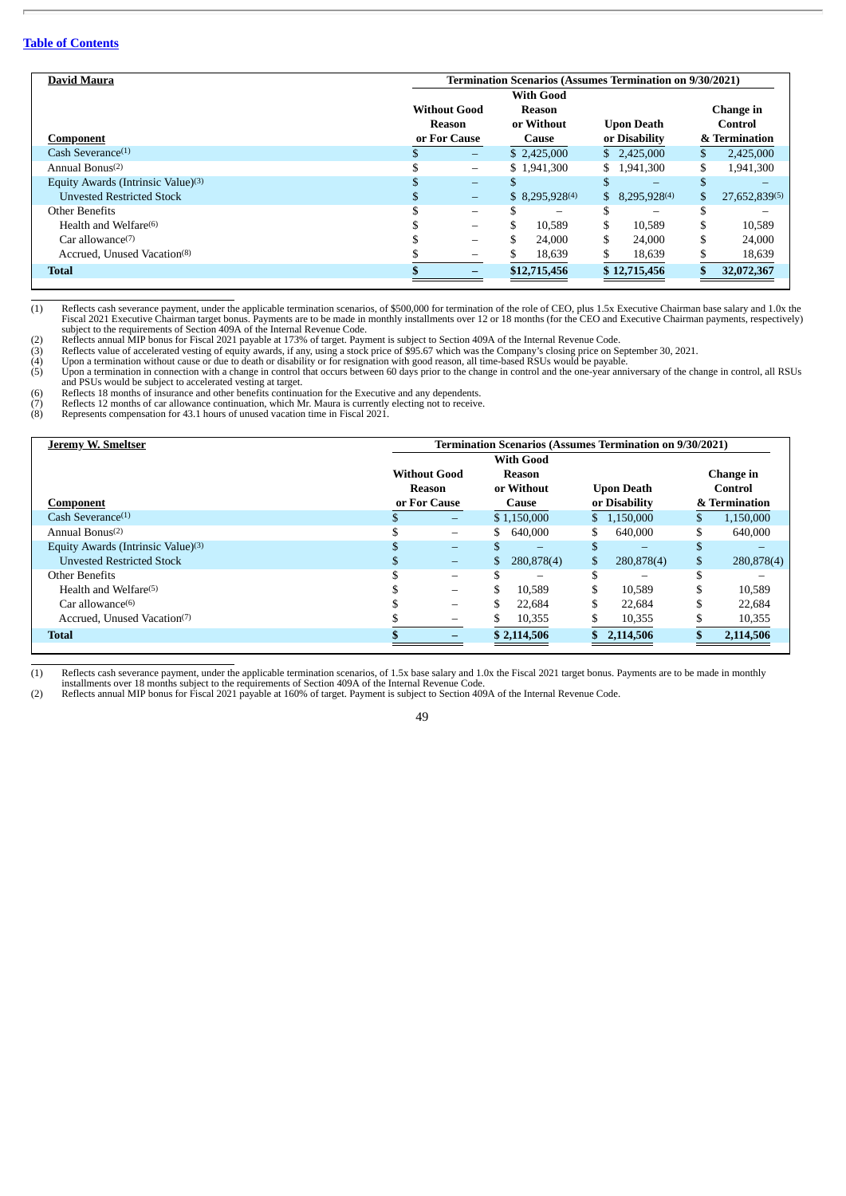[Table of Contents](#)

| David Maura | Termination Scenarios (Assumes Termination on 9/30/2021) | | | |
|---|---|---|---|---|
| **Component** | **Without Good Reason or For Cause** | **With Good Reason or Without Cause** | **Upon Death or Disability** | **Change in Control & Termination** |
| Cash Severance[(1)] | $ – | $ 2,425,000 | $ 2,425,000 | $ 2,425,000 |
| Annual Bonus[(2)] | $ – | $ 1,941,300 | $ 1,941,300 | $ 1,941,300 |
| Equity Awards (Intrinsic Value)[(3)] | $ – | $ | $ – | $ – |
| Unvested Restricted Stock | $ – | $ 8,295,928[(4)] | $ 8,295,928[(4)] | $ 27,652,839[(5)] |
| Other Benefits | $ – | $ – | $ – | $ – |
| Health and Welfare[(6)] | $ – | $ 10,589 | $ 10,589 | $ 10,589 |
| Car allowance[(7)] | $ – | $ 24,000 | $ 24,000 | $ 24,000 |
| Accrued, Unused Vacation[(8)] | $ – | $ 18,639 | $ 18,639 | $ 18,639 |
| **Total** | **$ –** | **$12,715,456** | **$ 12,715,456** | **$ 32,072,367** |

(1) Reflects cash severance payment, under the applicable termination scenarios, of $500,000 for termination of the role of CEO, plus 1.5x Executive Chairman base salary and 1.0x the Fiscal 2021 Executive Chairman target bonus. Payments are to be made in monthly installments over 12 or 18 months (for the CEO and Executive Chairman payments, respectively) subject to the requirements of Section 409A of the Internal Revenue Code.

(2) Reflects annual MIP bonus for Fiscal 2021 payable at 173% of target. Payment is subject to Section 409A of the Internal Revenue Code.

(3) Reflects value of accelerated vesting of equity awards, if any, using a stock price of $95.67 which was the Company's closing price on September 30, 2021.

(4) Upon a termination without cause or due to death or disability or for resignation with good reason, all time-based RSUs would be payable.

(5) Upon a termination in connection with a change in control that occurs between 60 days prior to the change in control and the one-year anniversary of the change in control, all RSUs and PSUs would be subject to accelerated vesting at target.

(6) Reflects 18 months of insurance and other benefits continuation for the Executive and any dependents.

(7) Reflects 12 months of car allowance continuation, which Mr. Maura is currently electing not to receive.

(8) Represents compensation for 43.1 hours of unused vacation time in Fiscal 2021.

| Jeremy W. Smeltser | Termination Scenarios (Assumes Termination on 9/30/2021) | | | |
|---|---|---|---|---|
| **Component** | **Without Good Reason or For Cause** | **With Good Reason or Without Cause** | **Upon Death or Disability** | **Change in Control & Termination** |
| Cash Severance[(1)] | $ – | $ 1,150,000 | $ 1,150,000 | $ 1,150,000 |
| Annual Bonus[(2)] | $ – | $ 640,000 | $ 640,000 | $ 640,000 |
| Equity Awards (Intrinsic Value)[(3)] | $ – | $ – | $ – | $ – |
| Unvested Restricted Stock | $ – | $ 280,878(4) | $ 280,878(4) | $ 280,878(4) |
| Other Benefits | $ – | $ – | $ – | $ – |
| Health and Welfare[(5)] | $ – | $ 10,589 | $ 10,589 | $ 10,589 |
| Car allowance[(6)] | $ – | $ 22,684 | $ 22,684 | $ 22,684 |
| Accrued, Unused Vacation[(7)] | $ – | $ 10,355 | $ 10,355 | $ 10,355 |
| **Total** | **$ –** | **$ 2,114,506** | **$ 2,114,506** | **$ 2,114,506** |

(1) Reflects cash severance payment, under the applicable termination scenarios, of 1.5x base salary and 1.0x the Fiscal 2021 target bonus. Payments are to be made in monthly installments over 18 months subject to the requirements of Section 409A of the Internal Revenue Code.

(2) Reflects annual MIP bonus for Fiscal 2021 payable at 160% of target. Payment is subject to Section 409A of the Internal Revenue Code.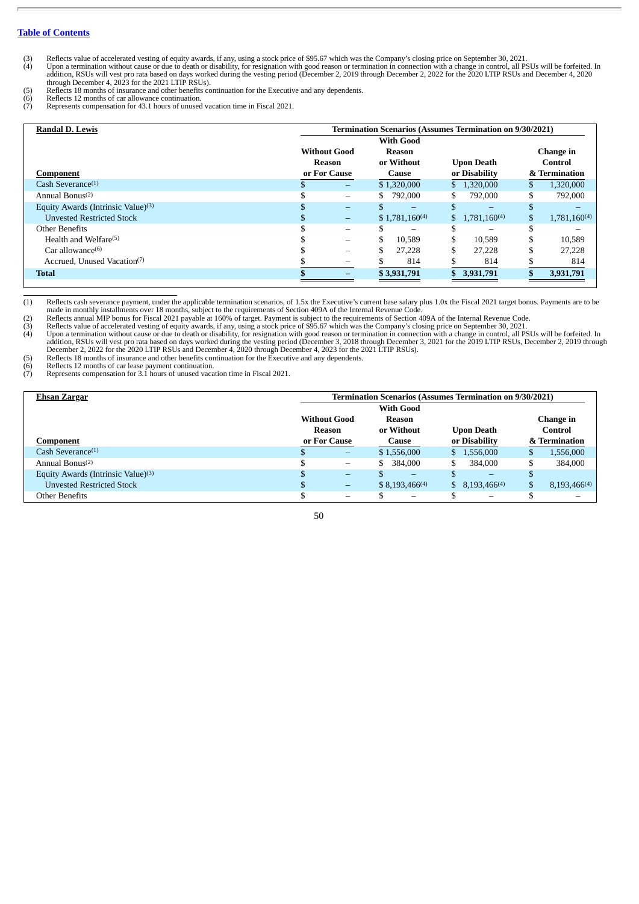[Table of Contents](#)

(3) Reflects value of accelerated vesting of equity awards, if any, using a stock price of $95.67 which was the Company's closing price on September 30, 2021.

(4) Upon a termination without cause or due to death or disability, for resignation with good reason or termination in connection with a change in control, all PSUs will be forfeited. In addition, RSUs will vest pro rata based on days worked during the vesting period (December 2, 2019 through December 2, 2022 for the 2020 LTIP RSUs and December 4, 2020 through December 4, 2023 for the 2021 LTIP RSUs).

(5) Reflects 18 months of insurance and other benefits continuation for the Executive and any dependents.

(6) Reflects 12 months of car allowance continuation.

(7) Represents compensation for 43.1 hours of unused vacation time in Fiscal 2021.

| **Randal D. Lewis** | **Termination Scenarios (Assumes Termination on 9/30/2021)** | | | |
|---|---|---|---|---|
| **Component** | **Without Good Reason or For Cause** | **With Good Reason or Without Cause** | **Upon Death or Disability** | **Change in Control & Termination** |
| Cash Severance[1] | $ – | $ 1,320,000 | $ 1,320,000 | $ 1,320,000 |
| Annual Bonus[2] | $ – | $ 792,000 | $ 792,000 | $ 792,000 |
| Equity Awards (Intrinsic Value)[3] | $ – | $ – | $ – | $ – |
| Unvested Restricted Stock | $ – | $ 1,781,160[4] | $ 1,781,160[4] | $ 1,781,160[4] |
| Other Benefits | $ – | $ – | $ – | $ – |
| Health and Welfare[5] | $ – | $ 10,589 | $ 10,589 | $ 10,589 |
| Car allowance[6] | $ – | $ 27,228 | $ 27,228 | $ 27,228 |
| Accrued, Unused Vacation[7] | $ – | $ 814 | $ 814 | $ 814 |
| **Total** | **$ –** | **$ 3,931,791** | **$ 3,931,791** | **$ 3,931,791** |

(1) Reflects cash severance payment, under the applicable termination scenarios, of 1.5x the Executive's current base salary plus 1.0x the Fiscal 2021 target bonus. Payments are to be made in monthly installments over 18 months, subject to the requirements of Section 409A of the Internal Revenue Code.

(2) Reflects annual MIP bonus for Fiscal 2021 payable at 160% of target. Payment is subject to the requirements of Section 409A of the Internal Revenue Code.

(3) Reflects value of accelerated vesting of equity awards, if any, using a stock price of $95.67 which was the Company's closing price on September 30, 2021.

(4) Upon a termination without cause or due to death or disability, for resignation with good reason or termination in connection with a change in control, all PSUs will be forfeited. In addition, RSUs will vest pro rata based on days worked during the vesting period (December 3, 2018 through December 3, 2021 for the 2019 LTIP RSUs, December 2, 2019 through December 2, 2022 for the 2020 LTIP RSUs and December 4, 2020 through December 4, 2023 for the 2021 LTIP RSUs).

(5) Reflects 18 months of insurance and other benefits continuation for the Executive and any dependents.

(6) Reflects 12 months of car lease payment continuation.

(7) Represents compensation for 3.1 hours of unused vacation time in Fiscal 2021.

| **Ehsan Zargar** | **Termination Scenarios (Assumes Termination on 9/30/2021)** | | | |
|---|---|---|---|---|
| **Component** | **Without Good Reason or For Cause** | **With Good Reason or Without Cause** | **Upon Death or Disability** | **Change in Control & Termination** |
| Cash Severance[1] | $ – | $ 1,556,000 | $ 1,556,000 | $ 1,556,000 |
| Annual Bonus[2] | $ – | $ 384,000 | $ 384,000 | $ 384,000 |
| Equity Awards (Intrinsic Value)[3] | $ – | $ – | $ – | $ |
| Unvested Restricted Stock | $ – | $ 8,193,466[4] | $ 8,193,466[4] | $ 8,193,466[4] |
| Other Benefits | $ – | $ – | $ – | $ – |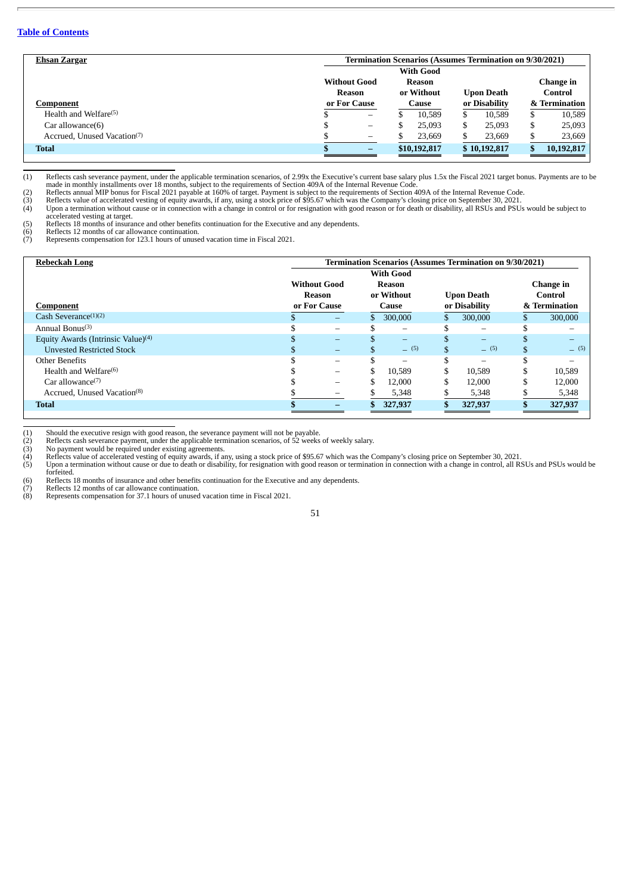| Ehsan Zargar | Termination Scenarios (Assumes Termination on 9/30/2021) | | | |
|---|---|---|---|---|
| **Component** | **Without Good Reason or For Cause** | **With Good Reason or Without Cause** | **Upon Death or Disability** | **Change in Control & Termination** |
| Health and Welfare[5] | $ – | $ 10,589 | $ 10,589 | $ 10,589 |
| Car allowance(6) | $ – | $ 25,093 | $ 25,093 | $ 25,093 |
| Accrued, Unused Vacation[7] | $ – | $ 23,669 | $ 23,669 | $ 23,669 |
| **Total** | **$ –** | **$10,192,817** | **$ 10,192,817** | **$ 10,192,817** |

(1) Reflects cash severance payment, under the applicable termination scenarios, of 2.99x the Executive's current base salary plus 1.5x the Fiscal 2021 target bonus. Payments are to be made in monthly installments over 18 months, subject to the requirements of Section 409A of the Internal Revenue Code.
(2) Reflects annual MIP bonus for Fiscal 2021 payable at 160% of target. Payment is subject to the requirements of Section 409A of the Internal Revenue Code.
(3) Reflects value of accelerated vesting of equity awards, if any, using a stock price of $95.67 which was the Company's closing price on September 30, 2021.
(4) Upon a termination without cause or in connection with a change in control or for resignation with good reason or for death or disability, all RSUs and PSUs would be subject to accelerated vesting at target.
(5) Reflects 18 months of insurance and other benefits continuation for the Executive and any dependents.
(6) Reflects 12 months of car allowance continuation.
(7) Represents compensation for 123.1 hours of unused vacation time in Fiscal 2021.

| Rebeckah Long | Termination Scenarios (Assumes Termination on 9/30/2021) | | | |
|---|---|---|---|---|
| **Component** | **Without Good Reason or For Cause** | **With Good Reason or Without Cause** | **Upon Death or Disability** | **Change in Control & Termination** |
| Cash Severance[1][2] | $ – | $ 300,000 | $ 300,000 | $ 300,000 |
| Annual Bonus[3] | $ – | $ – | $ – | $ – |
| Equity Awards (Intrinsic Value)[4] | $ – | $ – | $ – | $ – |
| Unvested Restricted Stock | $ – | $ – [5] | $ – [5] | $ – [5] |
| Other Benefits | $ – | $ – | $ – | $ – |
| Health and Welfare[6] | $ – | $ 10,589 | $ 10,589 | $ 10,589 |
| Car allowance[7] | $ – | $ 12,000 | $ 12,000 | $ 12,000 |
| Accrued, Unused Vacation[8] | $ – | $ 5,348 | $ 5,348 | $ 5,348 |
| **Total** | **$ –** | **$ 327,937** | **$ 327,937** | **$ 327,937** |

(1) Should the executive resign with good reason, the severance payment will not be payable.
(2) Reflects cash severance payment, under the applicable termination scenarios, of 52 weeks of weekly salary.
(3) No payment would be required under existing agreements.
(4) Reflects value of accelerated vesting of equity awards, if any, using a stock price of $95.67 which was the Company's closing price on September 30, 2021.
(5) Upon a termination without cause or due to death or disability, for resignation with good reason or termination in connection with a change in control, all RSUs and PSUs would be forfeited.
(6) Reflects 18 months of insurance and other benefits continuation for the Executive and any dependents.
(7) Reflects 12 months of car allowance continuation.
(8) Represents compensation for 37.1 hours of unused vacation time in Fiscal 2021.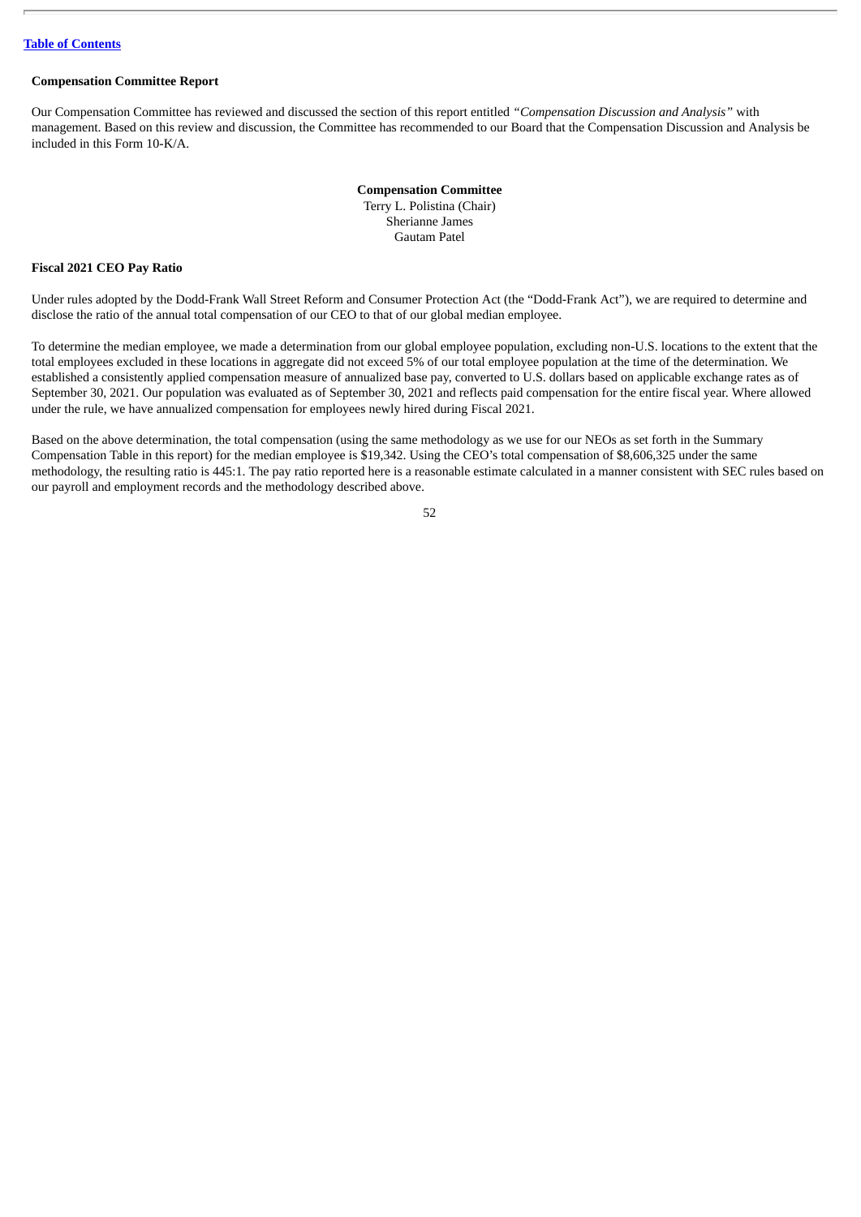**Compensation Committee Report**

Our Compensation Committee has reviewed and discussed the section of this report entitled *"Compensation Discussion and Analysis"* with management. Based on this review and discussion, the Committee has recommended to our Board that the Compensation Discussion and Analysis be included in this Form 10-K/A.

**Compensation Committee**
Terry L. Polistina (Chair)
Sherianne James
Gautam Patel

**Fiscal 2021 CEO Pay Ratio**

Under rules adopted by the Dodd-Frank Wall Street Reform and Consumer Protection Act (the "Dodd-Frank Act"), we are required to determine and disclose the ratio of the annual total compensation of our CEO to that of our global median employee.

To determine the median employee, we made a determination from our global employee population, excluding non-U.S. locations to the extent that the total employees excluded in these locations in aggregate did not exceed 5% of our total employee population at the time of the determination. We established a consistently applied compensation measure of annualized base pay, converted to U.S. dollars based on applicable exchange rates as of September 30, 2021. Our population was evaluated as of September 30, 2021 and reflects paid compensation for the entire fiscal year. Where allowed under the rule, we have annualized compensation for employees newly hired during Fiscal 2021.

Based on the above determination, the total compensation (using the same methodology as we use for our NEOs as set forth in the Summary Compensation Table in this report) for the median employee is $19,342. Using the CEO's total compensation of $8,606,325 under the same methodology, the resulting ratio is 445:1. The pay ratio reported here is a reasonable estimate calculated in a manner consistent with SEC rules based on our payroll and employment records and the methodology described above.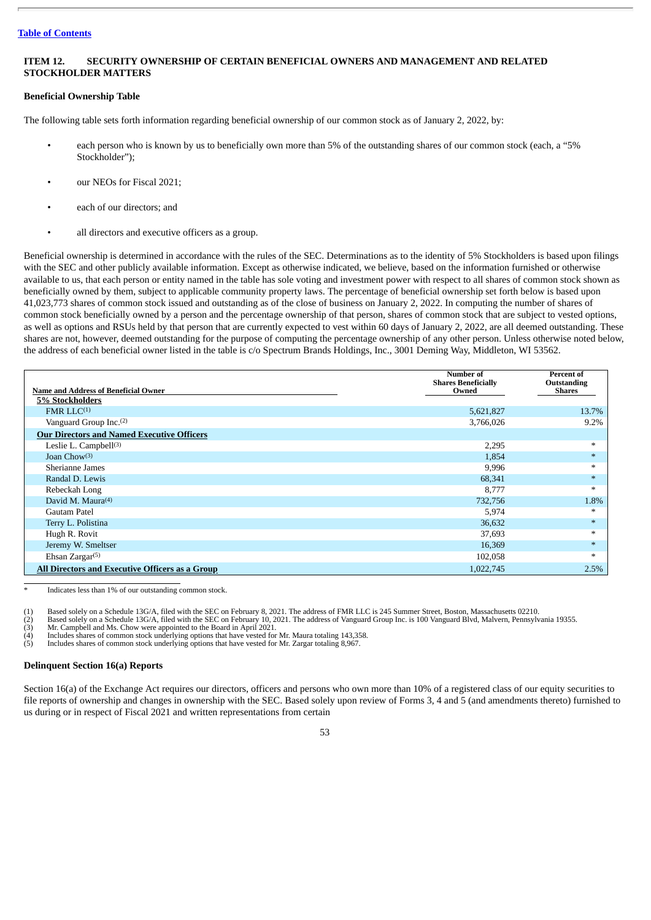[Table of Contents](#)

## ITEM 12. SECURITY OWNERSHIP OF CERTAIN BENEFICIAL OWNERS AND MANAGEMENT AND RELATED STOCKHOLDER MATTERS

### Beneficial Ownership Table

The following table sets forth information regarding beneficial ownership of our common stock as of January 2, 2022, by:

- each person who is known by us to beneficially own more than 5% of the outstanding shares of our common stock (each, a "5% Stockholder");
- our NEOs for Fiscal 2021;
- each of our directors; and
- all directors and executive officers as a group.

Beneficial ownership is determined in accordance with the rules of the SEC. Determinations as to the identity of 5% Stockholders is based upon filings with the SEC and other publicly available information. Except as otherwise indicated, we believe, based on the information furnished or otherwise available to us, that each person or entity named in the table has sole voting and investment power with respect to all shares of common stock shown as beneficially owned by them, subject to applicable community property laws. The percentage of beneficial ownership set forth below is based upon 41,023,773 shares of common stock issued and outstanding as of the close of business on January 2, 2022. In computing the number of shares of common stock beneficially owned by a person and the percentage ownership of that person, shares of common stock that are subject to vested options, as well as options and RSUs held by that person that are currently expected to vest within 60 days of January 2, 2022, are all deemed outstanding. These shares are not, however, deemed outstanding for the purpose of computing the percentage ownership of any other person. Unless otherwise noted below, the address of each beneficial owner listed in the table is c/o Spectrum Brands Holdings, Inc., 3001 Deming Way, Middleton, WI 53562.

| Name and Address of Beneficial Owner | Number of Shares Beneficially Owned | Percent of Outstanding Shares |
|---|---|---|
| **5% Stockholders** | | |
| FMR LLC[(1)] | 5,621,827 | 13.7% |
| Vanguard Group Inc.[(2)] | 3,766,026 | 9.2% |
| **Our Directors and Named Executive Officers** | | |
| Leslie L. Campbell[(3)] | 2,295 | * |
| Joan Chow[(3)] | 1,854 | * |
| Sherianne James | 9,996 | * |
| Randal D. Lewis | 68,341 | * |
| Rebeckah Long | 8,777 | * |
| David M. Maura[(4)] | 732,756 | 1.8% |
| Gautam Patel | 5,974 | * |
| Terry L. Polistina | 36,632 | * |
| Hugh R. Rovit | 37,693 | * |
| Jeremy W. Smeltser | 16,369 | * |
| Ehsan Zargar[(5)] | 102,058 | * |
| **All Directors and Executive Officers as a Group** | 1,022,745 | 2.5% |

\* Indicates less than 1% of our outstanding common stock.

(1) Based solely on a Schedule 13G/A, filed with the SEC on February 8, 2021. The address of FMR LLC is 245 Summer Street, Boston, Massachusetts 02210.
(2) Based solely on a Schedule 13G/A, filed with the SEC on February 10, 2021. The address of Vanguard Group Inc. is 100 Vanguard Blvd, Malvern, Pennsylvania 19355.
(3) Mr. Campbell and Ms. Chow were appointed to the Board in April 2021.
(4) Includes shares of common stock underlying options that have vested for Mr. Maura totaling 143,358.
(5) Includes shares of common stock underlying options that have vested for Mr. Zargar totaling 8,967.

### Delinquent Section 16(a) Reports

Section 16(a) of the Exchange Act requires our directors, officers and persons who own more than 10% of a registered class of our equity securities to file reports of ownership and changes in ownership with the SEC. Based solely upon review of Forms 3, 4 and 5 (and amendments thereto) furnished to us during or in respect of Fiscal 2021 and written representations from certain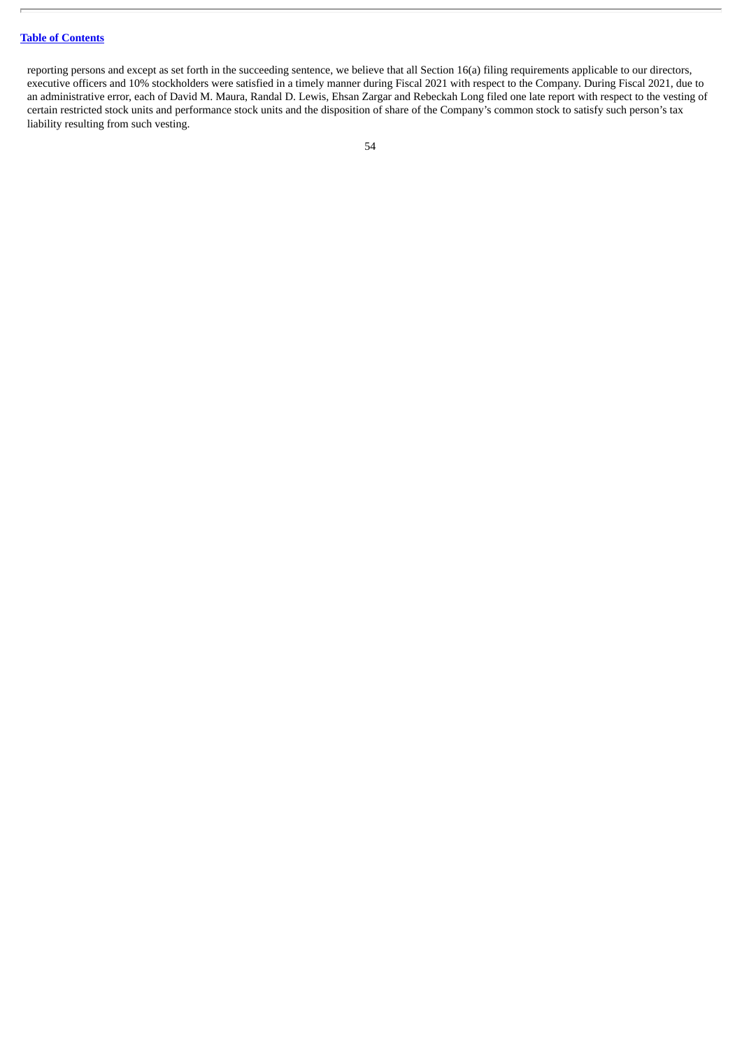reporting persons and except as set forth in the succeeding sentence, we believe that all Section 16(a) filing requirements applicable to our directors, executive officers and 10% stockholders were satisfied in a timely manner during Fiscal 2021 with respect to the Company. During Fiscal 2021, due to an administrative error, each of David M. Maura, Randal D. Lewis, Ehsan Zargar and Rebeckah Long filed one late report with respect to the vesting of certain restricted stock units and performance stock units and the disposition of share of the Company's common stock to satisfy such person's tax liability resulting from such vesting.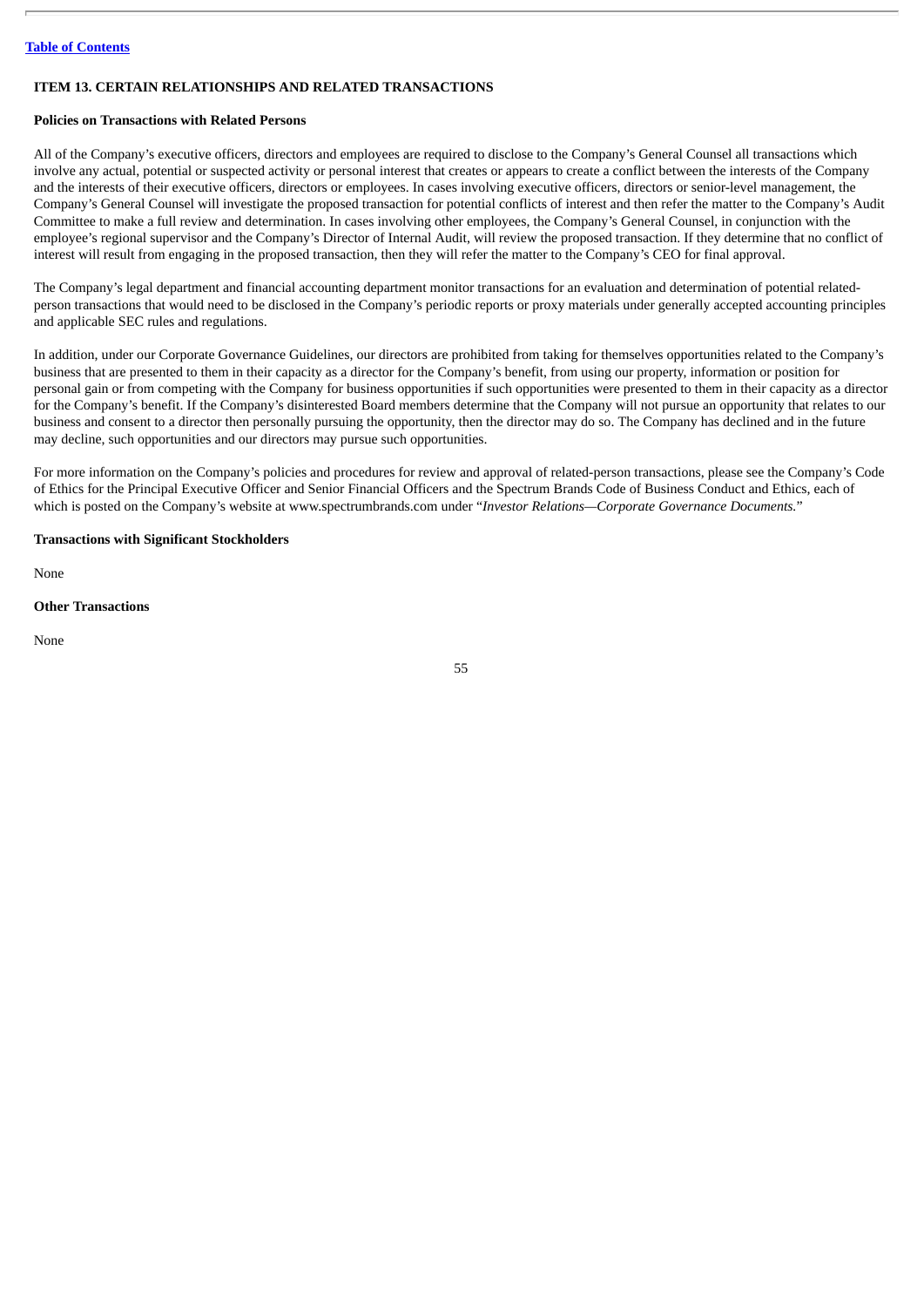[Table of Contents](#)

## ITEM 13. CERTAIN RELATIONSHIPS AND RELATED TRANSACTIONS

**Policies on Transactions with Related Persons**

All of the Company's executive officers, directors and employees are required to disclose to the Company's General Counsel all transactions which involve any actual, potential or suspected activity or personal interest that creates or appears to create a conflict between the interests of the Company and the interests of their executive officers, directors or employees. In cases involving executive officers, directors or senior-level management, the Company's General Counsel will investigate the proposed transaction for potential conflicts of interest and then refer the matter to the Company's Audit Committee to make a full review and determination. In cases involving other employees, the Company's General Counsel, in conjunction with the employee's regional supervisor and the Company's Director of Internal Audit, will review the proposed transaction. If they determine that no conflict of interest will result from engaging in the proposed transaction, then they will refer the matter to the Company's CEO for final approval.

The Company's legal department and financial accounting department monitor transactions for an evaluation and determination of potential related-person transactions that would need to be disclosed in the Company's periodic reports or proxy materials under generally accepted accounting principles and applicable SEC rules and regulations.

In addition, under our Corporate Governance Guidelines, our directors are prohibited from taking for themselves opportunities related to the Company's business that are presented to them in their capacity as a director for the Company's benefit, from using our property, information or position for personal gain or from competing with the Company for business opportunities if such opportunities were presented to them in their capacity as a director for the Company's benefit. If the Company's disinterested Board members determine that the Company will not pursue an opportunity that relates to our business and consent to a director then personally pursuing the opportunity, then the director may do so. The Company has declined and in the future may decline, such opportunities and our directors may pursue such opportunities.

For more information on the Company's policies and procedures for review and approval of related-person transactions, please see the Company's Code of Ethics for the Principal Executive Officer and Senior Financial Officers and the Spectrum Brands Code of Business Conduct and Ethics, each of which is posted on the Company's website at www.spectrumbrands.com under "*Investor Relations—Corporate Governance Documents.*"

**Transactions with Significant Stockholders**

None

**Other Transactions**

None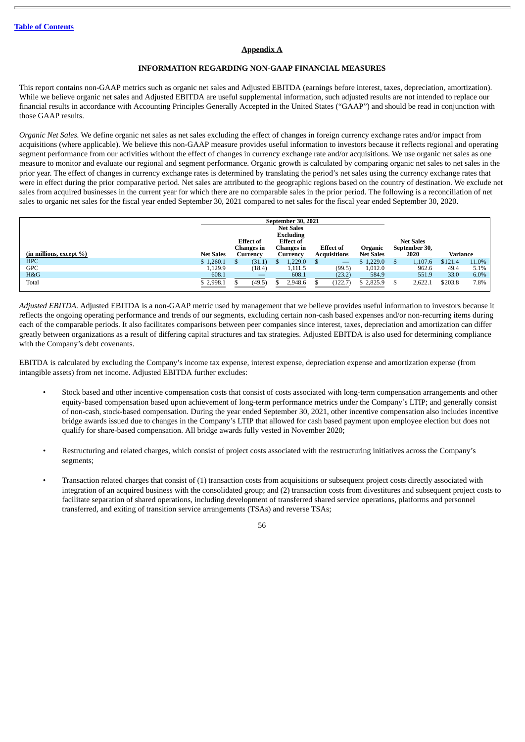[Table of Contents](#)

## Appendix A

### INFORMATION REGARDING NON-GAAP FINANCIAL MEASURES

This report contains non-GAAP metrics such as organic net sales and Adjusted EBITDA (earnings before interest, taxes, depreciation, amortization). While we believe organic net sales and Adjusted EBITDA are useful supplemental information, such adjusted results are not intended to replace our financial results in accordance with Accounting Principles Generally Accepted in the United States ("GAAP") and should be read in conjunction with those GAAP results.

*Organic Net Sales.* We define organic net sales as net sales excluding the effect of changes in foreign currency exchange rates and/or impact from acquisitions (where applicable). We believe this non-GAAP measure provides useful information to investors because it reflects regional and operating segment performance from our activities without the effect of changes in currency exchange rate and/or acquisitions. We use organic net sales as one measure to monitor and evaluate our regional and segment performance. Organic growth is calculated by comparing organic net sales to net sales in the prior year. The effect of changes in currency exchange rates is determined by translating the period's net sales using the currency exchange rates that were in effect during the prior comparative period. Net sales are attributed to the geographic regions based on the country of destination. We exclude net sales from acquired businesses in the current year for which there are no comparable sales in the prior period. The following is a reconciliation of net sales to organic net sales for the fiscal year ended September 30, 2021 compared to net sales for the fiscal year ended September 30, 2020.

| | September 30, 2021 | | | | | | | |
|---|---|---|---|---|---|---|---|---|
| (in millions, except %) | Net Sales | Effect of Changes in Currency | Net Sales Excluding Effect of Changes in Currency | Effect of Acquisitions | Organic Net Sales | Net Sales September 30, 2020 | Variance | |
| HPC | $ 1,260.1 | $ (31.1) | $ 1,229.0 | $ — | $ 1,229.0 | $ 1,107.6 | $121.4 | 11.0% |
| GPC | 1,129.9 | (18.4) | 1,111.5 | (99.5) | 1,012.0 | 962.6 | 49.4 | 5.1% |
| H&G | 608.1 | — | 608.1 | (23.2) | 584.9 | 551.9 | 33.0 | 6.0% |
| Total | $ 2,998.1 | $ (49.5) | $ 2,948.6 | $ (122.7) | $ 2,825.9 | $ 2,622.1 | $203.8 | 7.8% |

*Adjusted EBITDA.* Adjusted EBITDA is a non-GAAP metric used by management that we believe provides useful information to investors because it reflects the ongoing operating performance and trends of our segments, excluding certain non-cash based expenses and/or non-recurring items during each of the comparable periods. It also facilitates comparisons between peer companies since interest, taxes, depreciation and amortization can differ greatly between organizations as a result of differing capital structures and tax strategies. Adjusted EBITDA is also used for determining compliance with the Company's debt covenants.

EBITDA is calculated by excluding the Company's income tax expense, interest expense, depreciation expense and amortization expense (from intangible assets) from net income. Adjusted EBITDA further excludes:

- Stock based and other incentive compensation costs that consist of costs associated with long-term compensation arrangements and other equity-based compensation based upon achievement of long-term performance metrics under the Company's LTIP; and generally consist of non-cash, stock-based compensation. During the year ended September 30, 2021, other incentive compensation also includes incentive bridge awards issued due to changes in the Company's LTIP that allowed for cash based payment upon employee election but does not qualify for share-based compensation. All bridge awards fully vested in November 2020;
- Restructuring and related charges, which consist of project costs associated with the restructuring initiatives across the Company's segments;
- Transaction related charges that consist of (1) transaction costs from acquisitions or subsequent project costs directly associated with integration of an acquired business with the consolidated group; and (2) transaction costs from divestitures and subsequent project costs to facilitate separation of shared operations, including development of transferred shared service operations, platforms and personnel transferred, and exiting of transition service arrangements (TSAs) and reverse TSAs;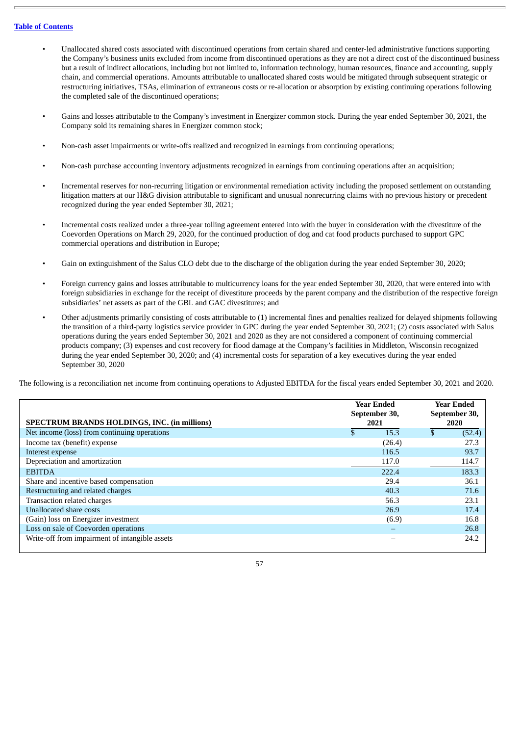[Table of Contents](#)

- Unallocated shared costs associated with discontinued operations from certain shared and center-led administrative functions supporting the Company's business units excluded from income from discontinued operations as they are not a direct cost of the discontinued business but a result of indirect allocations, including but not limited to, information technology, human resources, finance and accounting, supply chain, and commercial operations. Amounts attributable to unallocated shared costs would be mitigated through subsequent strategic or restructuring initiatives, TSAs, elimination of extraneous costs or re-allocation or absorption by existing continuing operations following the completed sale of the discontinued operations;

- Gains and losses attributable to the Company's investment in Energizer common stock. During the year ended September 30, 2021, the Company sold its remaining shares in Energizer common stock;

- Non-cash asset impairments or write-offs realized and recognized in earnings from continuing operations;

- Non-cash purchase accounting inventory adjustments recognized in earnings from continuing operations after an acquisition;

- Incremental reserves for non-recurring litigation or environmental remediation activity including the proposed settlement on outstanding litigation matters at our H&G division attributable to significant and unusual nonrecurring claims with no previous history or precedent recognized during the year ended September 30, 2021;

- Incremental costs realized under a three-year tolling agreement entered into with the buyer in consideration with the divestiture of the Coevorden Operations on March 29, 2020, for the continued production of dog and cat food products purchased to support GPC commercial operations and distribution in Europe;

- Gain on extinguishment of the Salus CLO debt due to the discharge of the obligation during the year ended September 30, 2020;

- Foreign currency gains and losses attributable to multicurrency loans for the year ended September 30, 2020, that were entered into with foreign subsidiaries in exchange for the receipt of divestiture proceeds by the parent company and the distribution of the respective foreign subsidiaries' net assets as part of the GBL and GAC divestitures; and

- Other adjustments primarily consisting of costs attributable to (1) incremental fines and penalties realized for delayed shipments following the transition of a third-party logistics service provider in GPC during the year ended September 30, 2021; (2) costs associated with Salus operations during the years ended September 30, 2021 and 2020 as they are not considered a component of continuing commercial products company; (3) expenses and cost recovery for flood damage at the Company's facilities in Middleton, Wisconsin recognized during the year ended September 30, 2020; and (4) incremental costs for separation of a key executives during the year ended September 30, 2020

The following is a reconciliation net income from continuing operations to Adjusted EBITDA for the fiscal years ended September 30, 2021 and 2020.

| SPECTRUM BRANDS HOLDINGS, INC. (in millions) | Year Ended September 30, 2021 | Year Ended September 30, 2020 |
|---|---|---|
| Net income (loss) from continuing operations | $ 15.3 | $ (52.4) |
| Income tax (benefit) expense | (26.4) | 27.3 |
| Interest expense | 116.5 | 93.7 |
| Depreciation and amortization | 117.0 | 114.7 |
| EBITDA | 222.4 | 183.3 |
| Share and incentive based compensation | 29.4 | 36.1 |
| Restructuring and related charges | 40.3 | 71.6 |
| Transaction related charges | 56.3 | 23.1 |
| Unallocated share costs | 26.9 | 17.4 |
| (Gain) loss on Energizer investment | (6.9) | 16.8 |
| Loss on sale of Coevorden operations | – | 26.8 |
| Write-off from impairment of intangible assets | – | 24.2 |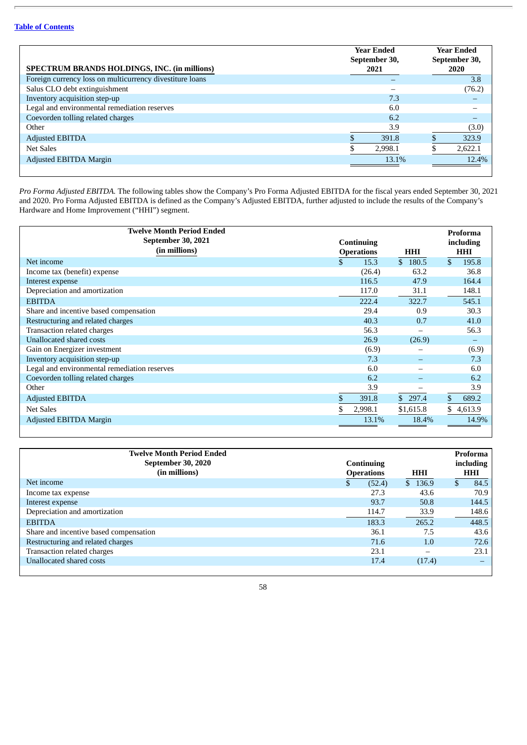[Table of Contents]

| SPECTRUM BRANDS HOLDINGS, INC. (in millions) | Year Ended September 30, 2021 | Year Ended September 30, 2020 |
|---|---|---|
| Foreign currency loss on multicurrency divestiture loans | – | 3.8 |
| Salus CLO debt extinguishment | – | (76.2) |
| Inventory acquisition step-up | 7.3 | – |
| Legal and environmental remediation reserves | 6.0 | – |
| Coevorden tolling related charges | 6.2 | – |
| Other | 3.9 | (3.0) |
| Adjusted EBITDA | $ 391.8 | $ 323.9 |
| Net Sales | $ 2,998.1 | $ 2,622.1 |
| Adjusted EBITDA Margin | 13.1% | 12.4% |

*Pro Forma Adjusted EBITDA.* The following tables show the Company's Pro Forma Adjusted EBITDA for the fiscal years ended September 30, 2021 and 2020. Pro Forma Adjusted EBITDA is defined as the Company's Adjusted EBITDA, further adjusted to include the results of the Company's Hardware and Home Improvement ("HHI") segment.

| Twelve Month Period Ended September 30, 2021 (in millions) | Continuing Operations | HHI | Proforma including HHI |
|---|---|---|---|
| Net income | $ 15.3 | $ 180.5 | $ 195.8 |
| Income tax (benefit) expense | (26.4) | 63.2 | 36.8 |
| Interest expense | 116.5 | 47.9 | 164.4 |
| Depreciation and amortization | 117.0 | 31.1 | 148.1 |
| EBITDA | 222.4 | 322.7 | 545.1 |
| Share and incentive based compensation | 29.4 | 0.9 | 30.3 |
| Restructuring and related charges | 40.3 | 0.7 | 41.0 |
| Transaction related charges | 56.3 | – | 56.3 |
| Unallocated shared costs | 26.9 | (26.9) | – |
| Gain on Energizer investment | (6.9) | – | (6.9) |
| Inventory acquisition step-up | 7.3 | – | 7.3 |
| Legal and environmental remediation reserves | 6.0 | – | 6.0 |
| Coevorden tolling related charges | 6.2 | – | 6.2 |
| Other | 3.9 | – | 3.9 |
| Adjusted EBITDA | $ 391.8 | $ 297.4 | $ 689.2 |
| Net Sales | $ 2,998.1 | $1,615.8 | $ 4,613.9 |
| Adjusted EBITDA Margin | 13.1% | 18.4% | 14.9% |

| Twelve Month Period Ended September 30, 2020 (in millions) | Continuing Operations | HHI | Proforma including HHI |
|---|---|---|---|
| Net income | $ (52.4) | $ 136.9 | $ 84.5 |
| Income tax expense | 27.3 | 43.6 | 70.9 |
| Interest expense | 93.7 | 50.8 | 144.5 |
| Depreciation and amortization | 114.7 | 33.9 | 148.6 |
| EBITDA | 183.3 | 265.2 | 448.5 |
| Share and incentive based compensation | 36.1 | 7.5 | 43.6 |
| Restructuring and related charges | 71.6 | 1.0 | 72.6 |
| Transaction related charges | 23.1 | – | 23.1 |
| Unallocated shared costs | 17.4 | (17.4) | – |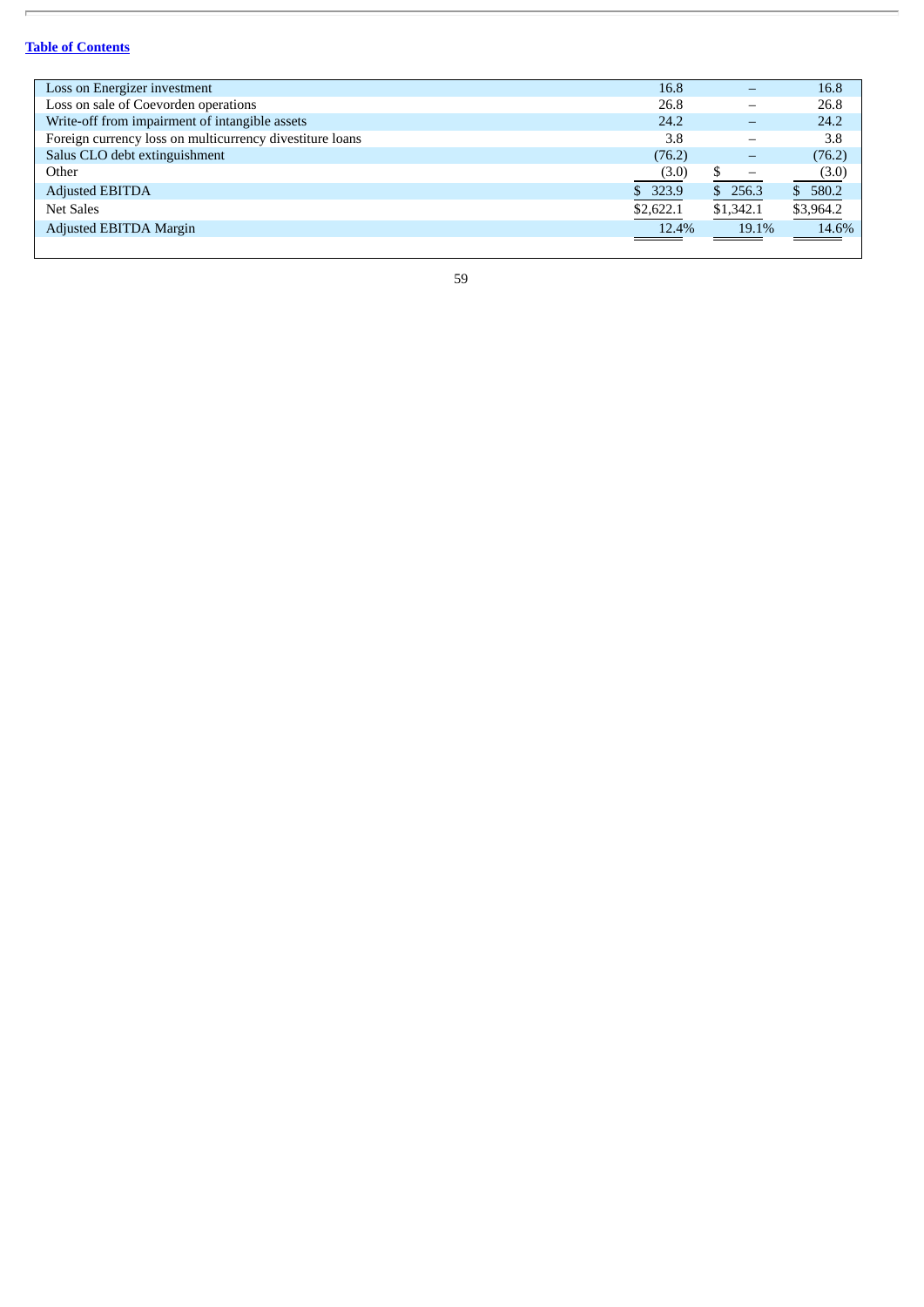| | | | |
|---|---|---|---|
| Loss on Energizer investment | 16.8 | – | 16.8 |
| Loss on sale of Coevorden operations | 26.8 | – | 26.8 |
| Write-off from impairment of intangible assets | 24.2 | – | 24.2 |
| Foreign currency loss on multicurrency divestiture loans | 3.8 | – | 3.8 |
| Salus CLO debt extinguishment | (76.2) | – | (76.2) |
| Other | (3.0) | $ – | (3.0) |
| Adjusted EBITDA | $ 323.9 | $ 256.3 | $ 580.2 |
| Net Sales | $2,622.1 | $1,342.1 | $3,964.2 |
| Adjusted EBITDA Margin | 12.4% | 19.1% | 14.6% |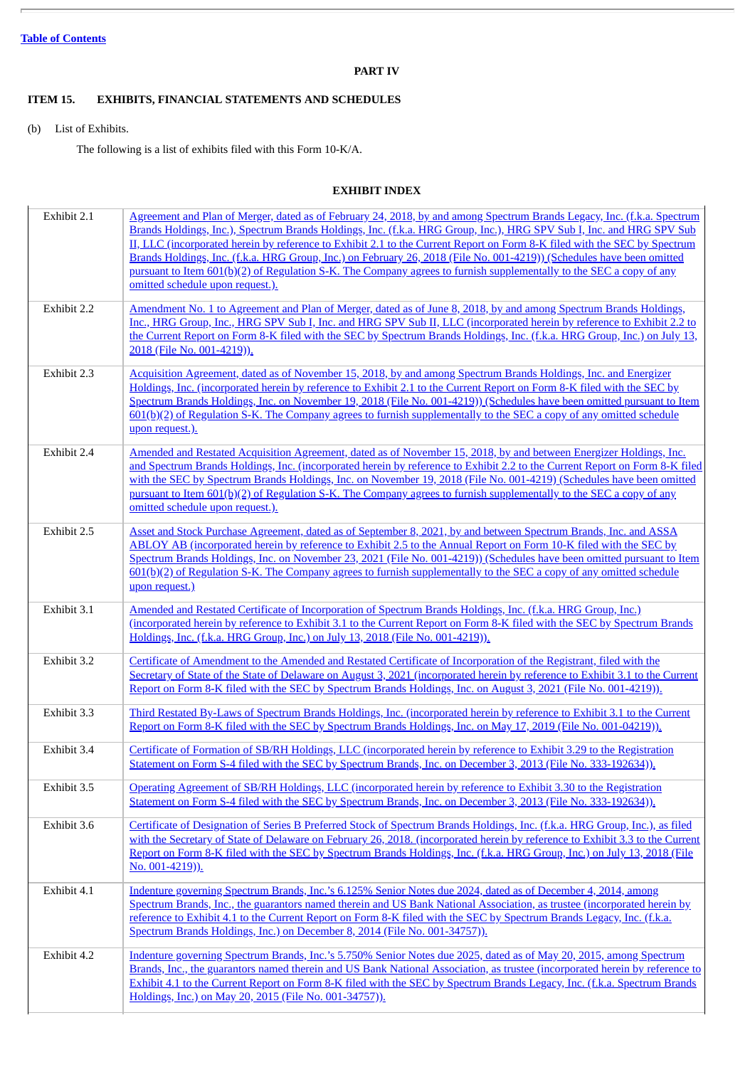[Table of Contents](#)

## PART IV

### ITEM 15. EXHIBITS, FINANCIAL STATEMENTS AND SCHEDULES

(b) List of Exhibits.

The following is a list of exhibits filed with this Form 10-K/A.

## EXHIBIT INDEX

| | |
|---|---|
| Exhibit 2.1 | Agreement and Plan of Merger, dated as of February 24, 2018, by and among Spectrum Brands Legacy, Inc. (f.k.a. Spectrum Brands Holdings, Inc.), Spectrum Brands Holdings, Inc. (f.k.a. HRG Group, Inc.), HRG SPV Sub I, Inc. and HRG SPV Sub II, LLC (incorporated herein by reference to Exhibit 2.1 to the Current Report on Form 8-K filed with the SEC by Spectrum Brands Holdings, Inc. (f.k.a. HRG Group, Inc.) on February 26, 2018 (File No. 001-4219)) (Schedules have been omitted pursuant to Item 601(b)(2) of Regulation S-K. The Company agrees to furnish supplementally to the SEC a copy of any omitted schedule upon request.). |
| Exhibit 2.2 | Amendment No. 1 to Agreement and Plan of Merger, dated as of June 8, 2018, by and among Spectrum Brands Holdings, Inc., HRG Group, Inc., HRG SPV Sub I, Inc. and HRG SPV Sub II, LLC (incorporated herein by reference to Exhibit 2.2 to the Current Report on Form 8-K filed with the SEC by Spectrum Brands Holdings, Inc. (f.k.a. HRG Group, Inc.) on July 13, 2018 (File No. 001-4219)). |
| Exhibit 2.3 | Acquisition Agreement, dated as of November 15, 2018, by and among Spectrum Brands Holdings, Inc. and Energizer Holdings, Inc. (incorporated herein by reference to Exhibit 2.1 to the Current Report on Form 8-K filed with the SEC by Spectrum Brands Holdings, Inc. on November 19, 2018 (File No. 001-4219)) (Schedules have been omitted pursuant to Item 601(b)(2) of Regulation S-K. The Company agrees to furnish supplementally to the SEC a copy of any omitted schedule upon request.). |
| Exhibit 2.4 | Amended and Restated Acquisition Agreement, dated as of November 15, 2018, by and between Energizer Holdings, Inc. and Spectrum Brands Holdings, Inc. (incorporated herein by reference to Exhibit 2.2 to the Current Report on Form 8-K filed with the SEC by Spectrum Brands Holdings, Inc. on November 19, 2018 (File No. 001-4219) (Schedules have been omitted pursuant to Item 601(b)(2) of Regulation S-K. The Company agrees to furnish supplementally to the SEC a copy of any omitted schedule upon request.). |
| Exhibit 2.5 | Asset and Stock Purchase Agreement, dated as of September 8, 2021, by and between Spectrum Brands, Inc. and ASSA ABLOY AB (incorporated herein by reference to Exhibit 2.5 to the Annual Report on Form 10-K filed with the SEC by Spectrum Brands Holdings, Inc. on November 23, 2021 (File No. 001-4219)) (Schedules have been omitted pursuant to Item 601(b)(2) of Regulation S-K. The Company agrees to furnish supplementally to the SEC a copy of any omitted schedule upon request.) |
| Exhibit 3.1 | Amended and Restated Certificate of Incorporation of Spectrum Brands Holdings, Inc. (f.k.a. HRG Group, Inc.) (incorporated herein by reference to Exhibit 3.1 to the Current Report on Form 8-K filed with the SEC by Spectrum Brands Holdings, Inc. (f.k.a. HRG Group, Inc.) on July 13, 2018 (File No. 001-4219)). |
| Exhibit 3.2 | Certificate of Amendment to the Amended and Restated Certificate of Incorporation of the Registrant, filed with the Secretary of State of the State of Delaware on August 3, 2021 (incorporated herein by reference to Exhibit 3.1 to the Current Report on Form 8-K filed with the SEC by Spectrum Brands Holdings, Inc. on August 3, 2021 (File No. 001-4219)). |
| Exhibit 3.3 | Third Restated By-Laws of Spectrum Brands Holdings, Inc. (incorporated herein by reference to Exhibit 3.1 to the Current Report on Form 8-K filed with the SEC by Spectrum Brands Holdings, Inc. on May 17, 2019 (File No. 001-04219)). |
| Exhibit 3.4 | Certificate of Formation of SB/RH Holdings, LLC (incorporated herein by reference to Exhibit 3.29 to the Registration Statement on Form S-4 filed with the SEC by Spectrum Brands, Inc. on December 3, 2013 (File No. 333-192634)). |
| Exhibit 3.5 | Operating Agreement of SB/RH Holdings, LLC (incorporated herein by reference to Exhibit 3.30 to the Registration Statement on Form S-4 filed with the SEC by Spectrum Brands, Inc. on December 3, 2013 (File No. 333-192634)). |
| Exhibit 3.6 | Certificate of Designation of Series B Preferred Stock of Spectrum Brands Holdings, Inc. (f.k.a. HRG Group, Inc.), as filed with the Secretary of State of Delaware on February 26, 2018. (incorporated herein by reference to Exhibit 3.3 to the Current Report on Form 8-K filed with the SEC by Spectrum Brands Holdings, Inc. (f.k.a. HRG Group, Inc.) on July 13, 2018 (File No. 001-4219)). |
| Exhibit 4.1 | Indenture governing Spectrum Brands, Inc.'s 6.125% Senior Notes due 2024, dated as of December 4, 2014, among Spectrum Brands, Inc., the guarantors named therein and US Bank National Association, as trustee (incorporated herein by reference to Exhibit 4.1 to the Current Report on Form 8-K filed with the SEC by Spectrum Brands Legacy, Inc. (f.k.a. Spectrum Brands Holdings, Inc.) on December 8, 2014 (File No. 001-34757)). |
| Exhibit 4.2 | Indenture governing Spectrum Brands, Inc.'s 5.750% Senior Notes due 2025, dated as of May 20, 2015, among Spectrum Brands, Inc., the guarantors named therein and US Bank National Association, as trustee (incorporated herein by reference to Exhibit 4.1 to the Current Report on Form 8-K filed with the SEC by Spectrum Brands Legacy, Inc. (f.k.a. Spectrum Brands Holdings, Inc.) on May 20, 2015 (File No. 001-34757)). |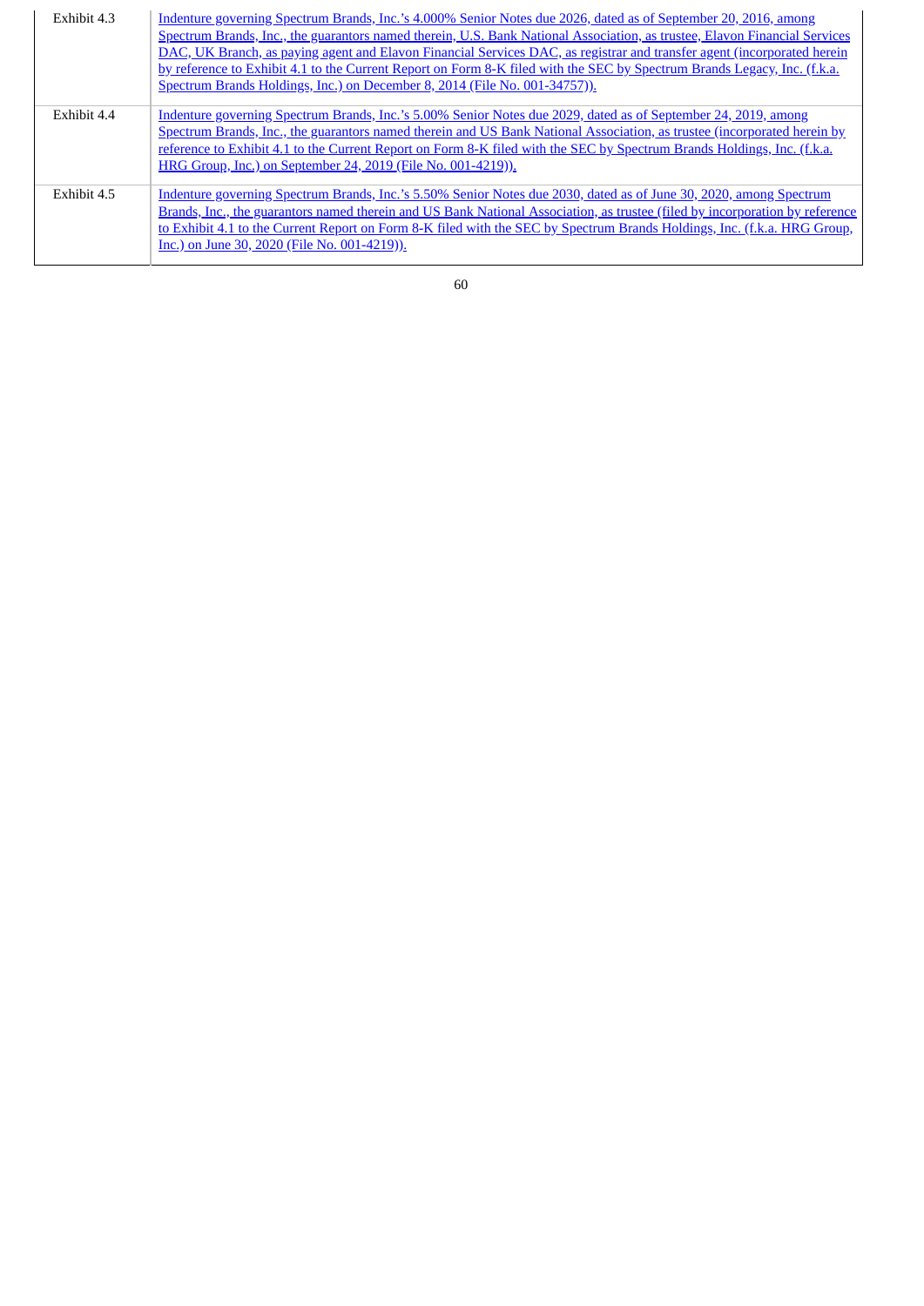| | |
|---|---|
| Exhibit 4.3 | Indenture governing Spectrum Brands, Inc.'s 4.000% Senior Notes due 2026, dated as of September 20, 2016, among Spectrum Brands, Inc., the guarantors named therein, U.S. Bank National Association, as trustee, Elavon Financial Services DAC, UK Branch, as paying agent and Elavon Financial Services DAC, as registrar and transfer agent (incorporated herein by reference to Exhibit 4.1 to the Current Report on Form 8-K filed with the SEC by Spectrum Brands Legacy, Inc. (f.k.a. Spectrum Brands Holdings, Inc.) on December 8, 2014 (File No. 001-34757)). |
| Exhibit 4.4 | Indenture governing Spectrum Brands, Inc.'s 5.00% Senior Notes due 2029, dated as of September 24, 2019, among Spectrum Brands, Inc., the guarantors named therein and US Bank National Association, as trustee (incorporated herein by reference to Exhibit 4.1 to the Current Report on Form 8-K filed with the SEC by Spectrum Brands Holdings, Inc. (f.k.a. HRG Group, Inc.) on September 24, 2019 (File No. 001-4219)). |
| Exhibit 4.5 | Indenture governing Spectrum Brands, Inc.'s 5.50% Senior Notes due 2030, dated as of June 30, 2020, among Spectrum Brands, Inc., the guarantors named therein and US Bank National Association, as trustee (filed by incorporation by reference to Exhibit 4.1 to the Current Report on Form 8-K filed with the SEC by Spectrum Brands Holdings, Inc. (f.k.a. HRG Group, Inc.) on June 30, 2020 (File No. 001-4219)). |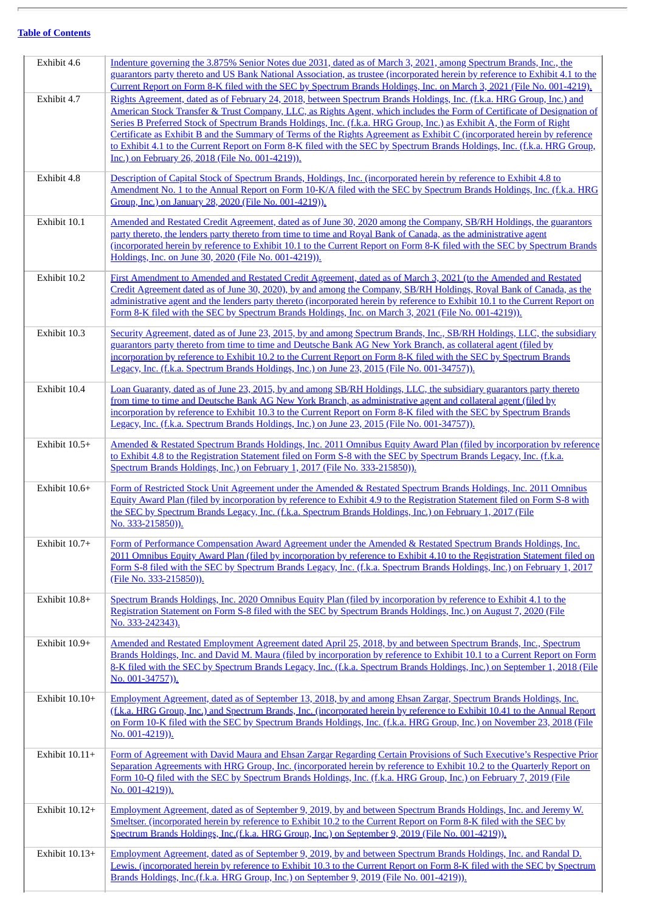[Table of Contents](#)

| | |
|---|---|
| Exhibit 4.6 | Indenture governing the 3.875% Senior Notes due 2031, dated as of March 3, 2021, among Spectrum Brands, Inc., the guarantors party thereto and US Bank National Association, as trustee (incorporated herein by reference to Exhibit 4.1 to the Current Report on Form 8-K filed with the SEC by Spectrum Brands Holdings, Inc. on March 3, 2021 (File No. 001-4219). |
| Exhibit 4.7 | Rights Agreement, dated as of February 24, 2018, between Spectrum Brands Holdings, Inc. (f.k.a. HRG Group, Inc.) and American Stock Transfer & Trust Company, LLC, as Rights Agent, which includes the Form of Certificate of Designation of Series B Preferred Stock of Spectrum Brands Holdings, Inc. (f.k.a. HRG Group, Inc.) as Exhibit A, the Form of Right Certificate as Exhibit B and the Summary of Terms of the Rights Agreement as Exhibit C (incorporated herein by reference to Exhibit 4.1 to the Current Report on Form 8-K filed with the SEC by Spectrum Brands Holdings, Inc. (f.k.a. HRG Group, Inc.) on February 26, 2018 (File No. 001-4219)). |
| Exhibit 4.8 | Description of Capital Stock of Spectrum Brands, Holdings, Inc. (incorporated herein by reference to Exhibit 4.8 to Amendment No. 1 to the Annual Report on Form 10-K/A filed with the SEC by Spectrum Brands Holdings, Inc. (f.k.a. HRG Group, Inc.) on January 28, 2020 (File No. 001-4219)). |
| Exhibit 10.1 | Amended and Restated Credit Agreement, dated as of June 30, 2020 among the Company, SB/RH Holdings, the guarantors party thereto, the lenders party thereto from time to time and Royal Bank of Canada, as the administrative agent (incorporated herein by reference to Exhibit 10.1 to the Current Report on Form 8-K filed with the SEC by Spectrum Brands Holdings, Inc. on June 30, 2020 (File No. 001-4219)). |
| Exhibit 10.2 | First Amendment to Amended and Restated Credit Agreement, dated as of March 3, 2021 (to the Amended and Restated Credit Agreement dated as of June 30, 2020), by and among the Company, SB/RH Holdings, Royal Bank of Canada, as the administrative agent and the lenders party thereto (incorporated herein by reference to Exhibit 10.1 to the Current Report on Form 8-K filed with the SEC by Spectrum Brands Holdings, Inc. on March 3, 2021 (File No. 001-4219)). |
| Exhibit 10.3 | Security Agreement, dated as of June 23, 2015, by and among Spectrum Brands, Inc., SB/RH Holdings, LLC, the subsidiary guarantors party thereto from time to time and Deutsche Bank AG New York Branch, as collateral agent (filed by incorporation by reference to Exhibit 10.2 to the Current Report on Form 8-K filed with the SEC by Spectrum Brands Legacy, Inc. (f.k.a. Spectrum Brands Holdings, Inc.) on June 23, 2015 (File No. 001-34757)). |
| Exhibit 10.4 | Loan Guaranty, dated as of June 23, 2015, by and among SB/RH Holdings, LLC, the subsidiary guarantors party thereto from time to time and Deutsche Bank AG New York Branch, as administrative agent and collateral agent (filed by incorporation by reference to Exhibit 10.3 to the Current Report on Form 8-K filed with the SEC by Spectrum Brands Legacy, Inc. (f.k.a. Spectrum Brands Holdings, Inc.) on June 23, 2015 (File No. 001-34757)). |
| Exhibit 10.5+ | Amended & Restated Spectrum Brands Holdings, Inc. 2011 Omnibus Equity Award Plan (filed by incorporation by reference to Exhibit 4.8 to the Registration Statement filed on Form S-8 with the SEC by Spectrum Brands Legacy, Inc. (f.k.a. Spectrum Brands Holdings, Inc.) on February 1, 2017 (File No. 333-215850)). |
| Exhibit 10.6+ | Form of Restricted Stock Unit Agreement under the Amended & Restated Spectrum Brands Holdings, Inc. 2011 Omnibus Equity Award Plan (filed by incorporation by reference to Exhibit 4.9 to the Registration Statement filed on Form S-8 with the SEC by Spectrum Brands Legacy, Inc. (f.k.a. Spectrum Brands Holdings, Inc.) on February 1, 2017 (File No. 333-215850)). |
| Exhibit 10.7+ | Form of Performance Compensation Award Agreement under the Amended & Restated Spectrum Brands Holdings, Inc. 2011 Omnibus Equity Award Plan (filed by incorporation by reference to Exhibit 4.10 to the Registration Statement filed on Form S-8 filed with the SEC by Spectrum Brands Legacy, Inc. (f.k.a. Spectrum Brands Holdings, Inc.) on February 1, 2017 (File No. 333-215850)). |
| Exhibit 10.8+ | Spectrum Brands Holdings, Inc. 2020 Omnibus Equity Plan (filed by incorporation by reference to Exhibit 4.1 to the Registration Statement on Form S-8 filed with the SEC by Spectrum Brands Holdings, Inc.) on August 7, 2020 (File No. 333-242343). |
| Exhibit 10.9+ | Amended and Restated Employment Agreement dated April 25, 2018, by and between Spectrum Brands, Inc., Spectrum Brands Holdings, Inc. and David M. Maura (filed by incorporation by reference to Exhibit 10.1 to a Current Report on Form 8-K filed with the SEC by Spectrum Brands Legacy, Inc. (f.k.a. Spectrum Brands Holdings, Inc.) on September 1, 2018 (File No. 001-34757)). |
| Exhibit 10.10+ | Employment Agreement, dated as of September 13, 2018, by and among Ehsan Zargar, Spectrum Brands Holdings, Inc. (f.k.a. HRG Group, Inc.) and Spectrum Brands, Inc. (incorporated herein by reference to Exhibit 10.41 to the Annual Report on Form 10-K filed with the SEC by Spectrum Brands Holdings, Inc. (f.k.a. HRG Group, Inc.) on November 23, 2018 (File No. 001-4219)). |
| Exhibit 10.11+ | Form of Agreement with David Maura and Ehsan Zargar Regarding Certain Provisions of Such Executive's Respective Prior Separation Agreements with HRG Group, Inc. (incorporated herein by reference to Exhibit 10.2 to the Quarterly Report on Form 10-Q filed with the SEC by Spectrum Brands Holdings, Inc. (f.k.a. HRG Group, Inc.) on February 7, 2019 (File No. 001-4219)). |
| Exhibit 10.12+ | Employment Agreement, dated as of September 9, 2019, by and between Spectrum Brands Holdings, Inc. and Jeremy W. Smeltser. (incorporated herein by reference to Exhibit 10.2 to the Current Report on Form 8-K filed with the SEC by Spectrum Brands Holdings, Inc.(f.k.a. HRG Group, Inc.) on September 9, 2019 (File No. 001-4219)). |
| Exhibit 10.13+ | Employment Agreement, dated as of September 9, 2019, by and between Spectrum Brands Holdings, Inc. and Randal D. Lewis. (incorporated herein by reference to Exhibit 10.3 to the Current Report on Form 8-K filed with the SEC by Spectrum Brands Holdings, Inc.(f.k.a. HRG Group, Inc.) on September 9, 2019 (File No. 001-4219)). |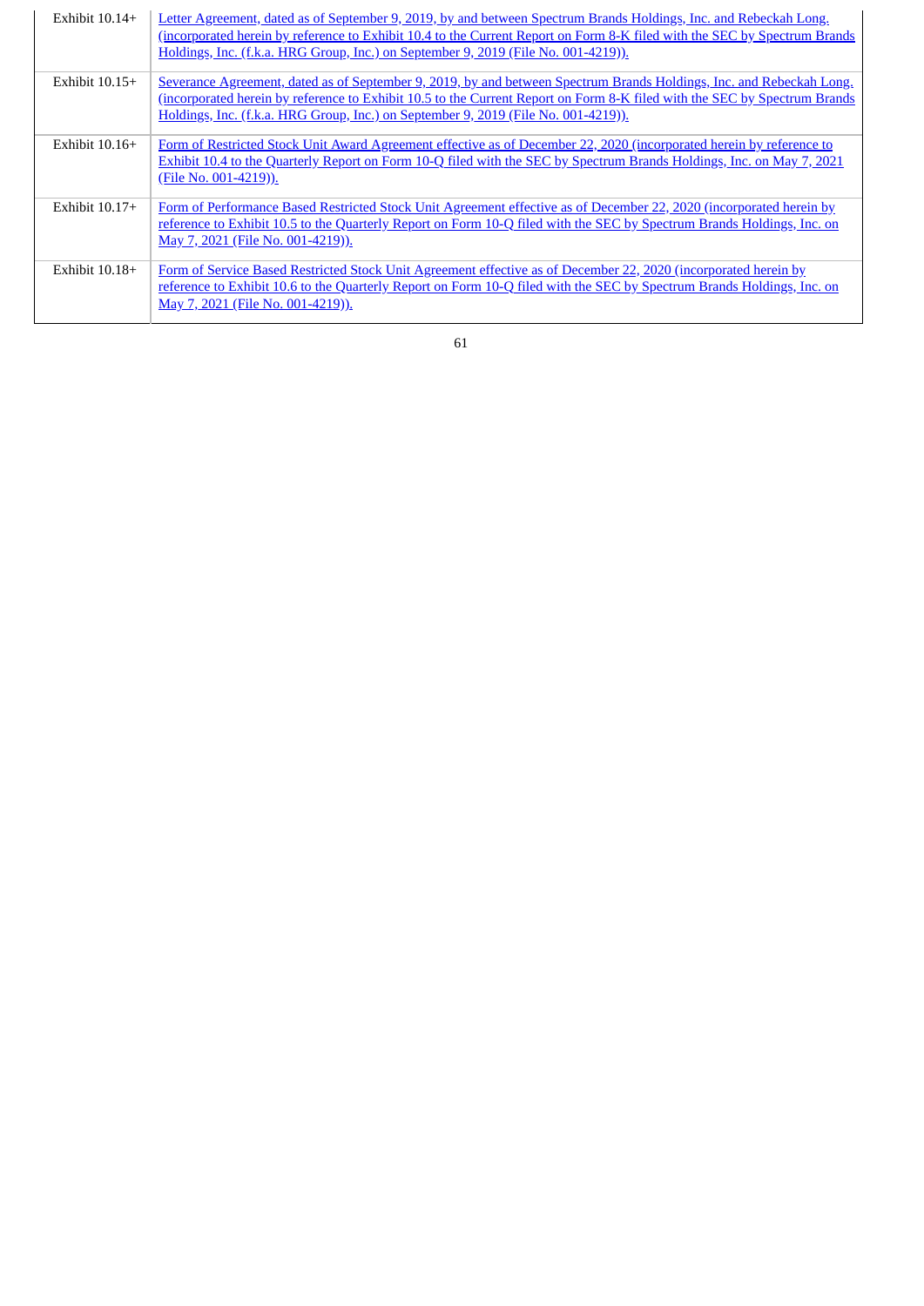| | |
|---|---|
| Exhibit 10.14+ | Letter Agreement, dated as of September 9, 2019, by and between Spectrum Brands Holdings, Inc. and Rebeckah Long. (incorporated herein by reference to Exhibit 10.4 to the Current Report on Form 8-K filed with the SEC by Spectrum Brands Holdings, Inc. (f.k.a. HRG Group, Inc.) on September 9, 2019 (File No. 001-4219)). |
| Exhibit 10.15+ | Severance Agreement, dated as of September 9, 2019, by and between Spectrum Brands Holdings, Inc. and Rebeckah Long. (incorporated herein by reference to Exhibit 10.5 to the Current Report on Form 8-K filed with the SEC by Spectrum Brands Holdings, Inc. (f.k.a. HRG Group, Inc.) on September 9, 2019 (File No. 001-4219)). |
| Exhibit 10.16+ | Form of Restricted Stock Unit Award Agreement effective as of December 22, 2020 (incorporated herein by reference to Exhibit 10.4 to the Quarterly Report on Form 10-Q filed with the SEC by Spectrum Brands Holdings, Inc. on May 7, 2021 (File No. 001-4219)). |
| Exhibit 10.17+ | Form of Performance Based Restricted Stock Unit Agreement effective as of December 22, 2020 (incorporated herein by reference to Exhibit 10.5 to the Quarterly Report on Form 10-Q filed with the SEC by Spectrum Brands Holdings, Inc. on May 7, 2021 (File No. 001-4219)). |
| Exhibit 10.18+ | Form of Service Based Restricted Stock Unit Agreement effective as of December 22, 2020 (incorporated herein by reference to Exhibit 10.6 to the Quarterly Report on Form 10-Q filed with the SEC by Spectrum Brands Holdings, Inc. on May 7, 2021 (File No. 001-4219)). |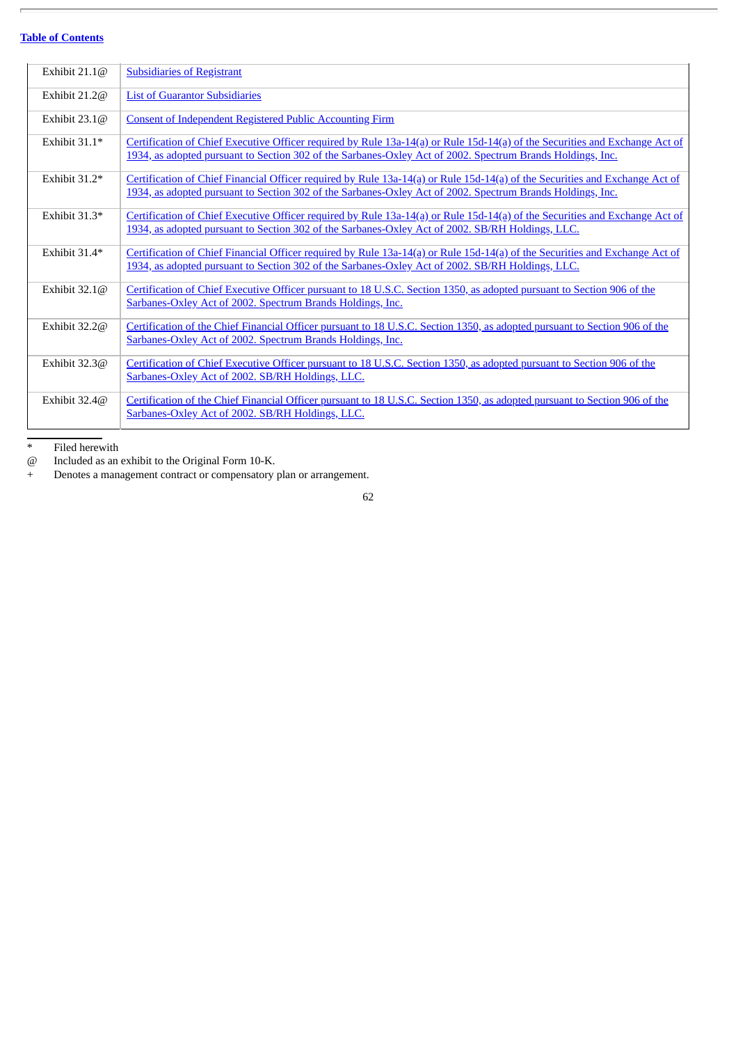[Table of Contents](#)

| | |
|---|---|
| Exhibit 21.1@ | Subsidiaries of Registrant |
| Exhibit 21.2@ | List of Guarantor Subsidiaries |
| Exhibit 23.1@ | Consent of Independent Registered Public Accounting Firm |
| Exhibit 31.1* | Certification of Chief Executive Officer required by Rule 13a-14(a) or Rule 15d-14(a) of the Securities and Exchange Act of 1934, as adopted pursuant to Section 302 of the Sarbanes-Oxley Act of 2002. Spectrum Brands Holdings, Inc. |
| Exhibit 31.2* | Certification of Chief Financial Officer required by Rule 13a-14(a) or Rule 15d-14(a) of the Securities and Exchange Act of 1934, as adopted pursuant to Section 302 of the Sarbanes-Oxley Act of 2002. Spectrum Brands Holdings, Inc. |
| Exhibit 31.3* | Certification of Chief Executive Officer required by Rule 13a-14(a) or Rule 15d-14(a) of the Securities and Exchange Act of 1934, as adopted pursuant to Section 302 of the Sarbanes-Oxley Act of 2002. SB/RH Holdings, LLC. |
| Exhibit 31.4* | Certification of Chief Financial Officer required by Rule 13a-14(a) or Rule 15d-14(a) of the Securities and Exchange Act of 1934, as adopted pursuant to Section 302 of the Sarbanes-Oxley Act of 2002. SB/RH Holdings, LLC. |
| Exhibit 32.1@ | Certification of Chief Executive Officer pursuant to 18 U.S.C. Section 1350, as adopted pursuant to Section 906 of the Sarbanes-Oxley Act of 2002. Spectrum Brands Holdings, Inc. |
| Exhibit 32.2@ | Certification of the Chief Financial Officer pursuant to 18 U.S.C. Section 1350, as adopted pursuant to Section 906 of the Sarbanes-Oxley Act of 2002. Spectrum Brands Holdings, Inc. |
| Exhibit 32.3@ | Certification of Chief Executive Officer pursuant to 18 U.S.C. Section 1350, as adopted pursuant to Section 906 of the Sarbanes-Oxley Act of 2002. SB/RH Holdings, LLC. |
| Exhibit 32.4@ | Certification of the Chief Financial Officer pursuant to 18 U.S.C. Section 1350, as adopted pursuant to Section 906 of the Sarbanes-Oxley Act of 2002. SB/RH Holdings, LLC. |

\* Filed herewith

@ Included as an exhibit to the Original Form 10-K.

\+ Denotes a management contract or compensatory plan or arrangement.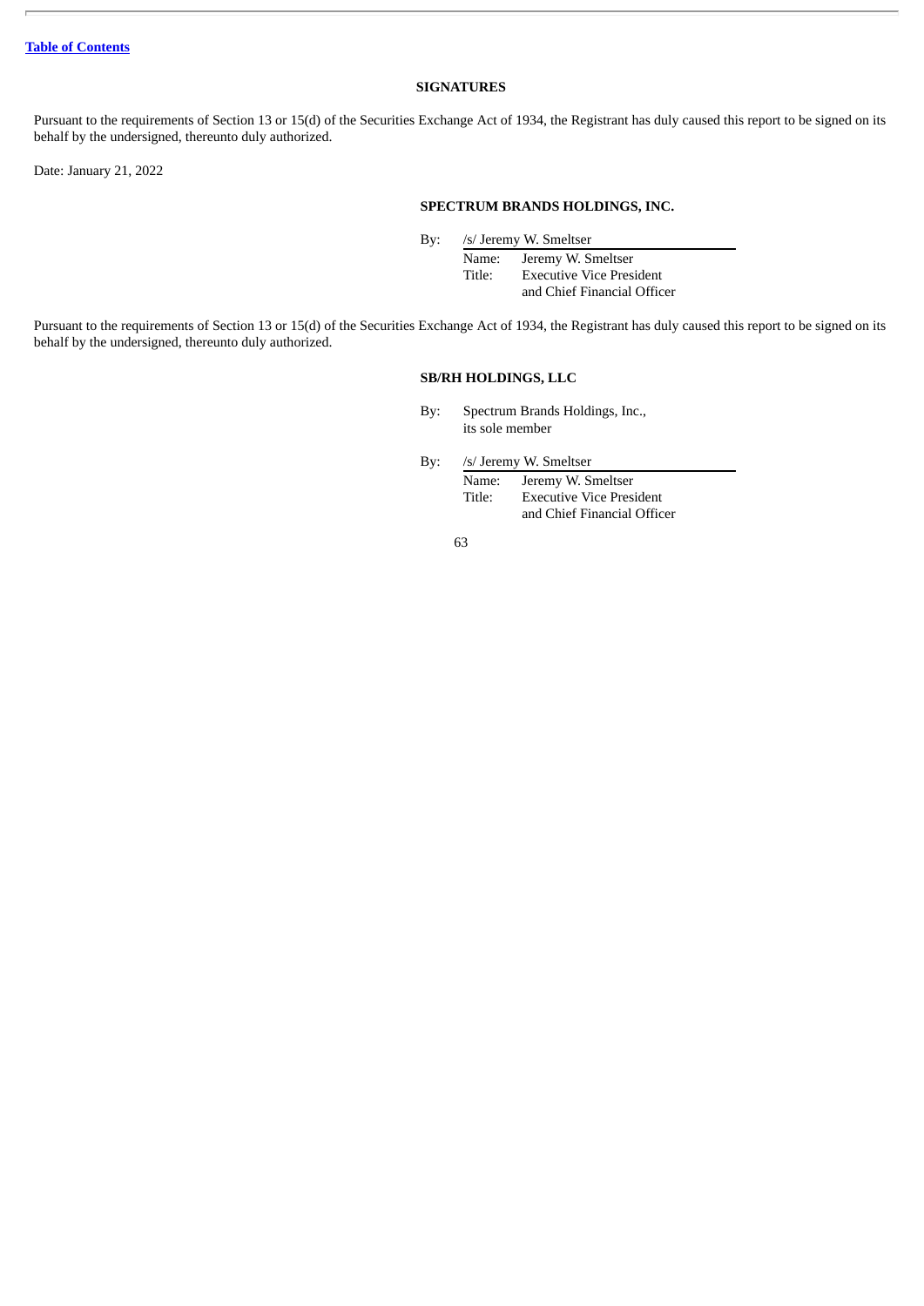[Table of Contents](#)

## SIGNATURES

Pursuant to the requirements of Section 13 or 15(d) of the Securities Exchange Act of 1934, the Registrant has duly caused this report to be signed on its behalf by the undersigned, thereunto duly authorized.

Date: January 21, 2022

**SPECTRUM BRANDS HOLDINGS, INC.**

By: /s/ Jeremy W. Smeltser
Name: Jeremy W. Smeltser
Title: Executive Vice President and Chief Financial Officer

Pursuant to the requirements of Section 13 or 15(d) of the Securities Exchange Act of 1934, the Registrant has duly caused this report to be signed on its behalf by the undersigned, thereunto duly authorized.

**SB/RH HOLDINGS, LLC**

By: Spectrum Brands Holdings, Inc., its sole member

By: /s/ Jeremy W. Smeltser
Name: Jeremy W. Smeltser
Title: Executive Vice President and Chief Financial Officer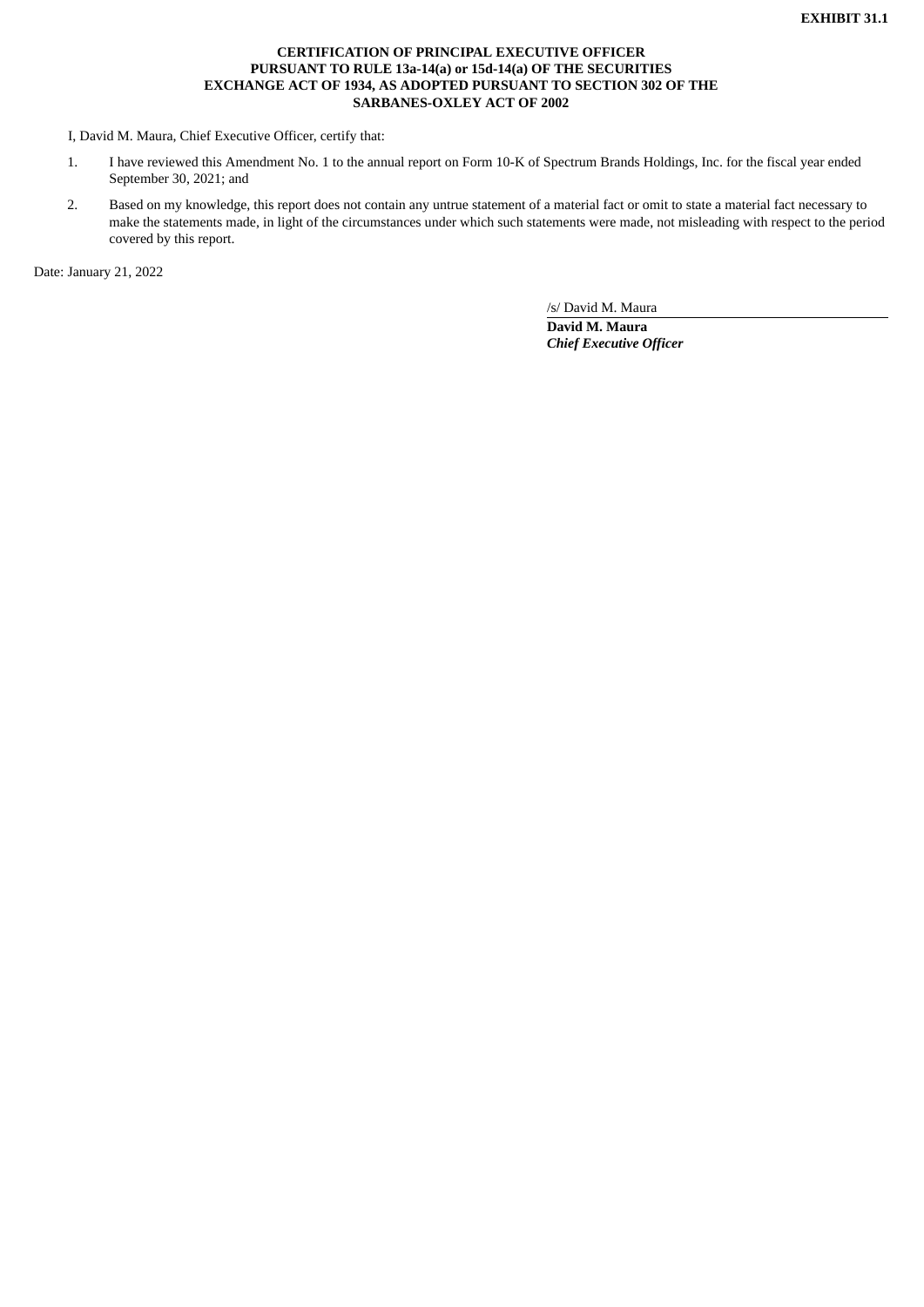**EXHIBIT 31.1**

**CERTIFICATION OF PRINCIPAL EXECUTIVE OFFICER PURSUANT TO RULE 13a-14(a) or 15d-14(a) OF THE SECURITIES EXCHANGE ACT OF 1934, AS ADOPTED PURSUANT TO SECTION 302 OF THE SARBANES-OXLEY ACT OF 2002**

I, David M. Maura, Chief Executive Officer, certify that:

1. I have reviewed this Amendment No. 1 to the annual report on Form 10-K of Spectrum Brands Holdings, Inc. for the fiscal year ended September 30, 2021; and
2. Based on my knowledge, this report does not contain any untrue statement of a material fact or omit to state a material fact necessary to make the statements made, in light of the circumstances under which such statements were made, not misleading with respect to the period covered by this report.

Date: January 21, 2022

/s/ David M. Maura

**David M. Maura**
***Chief Executive Officer***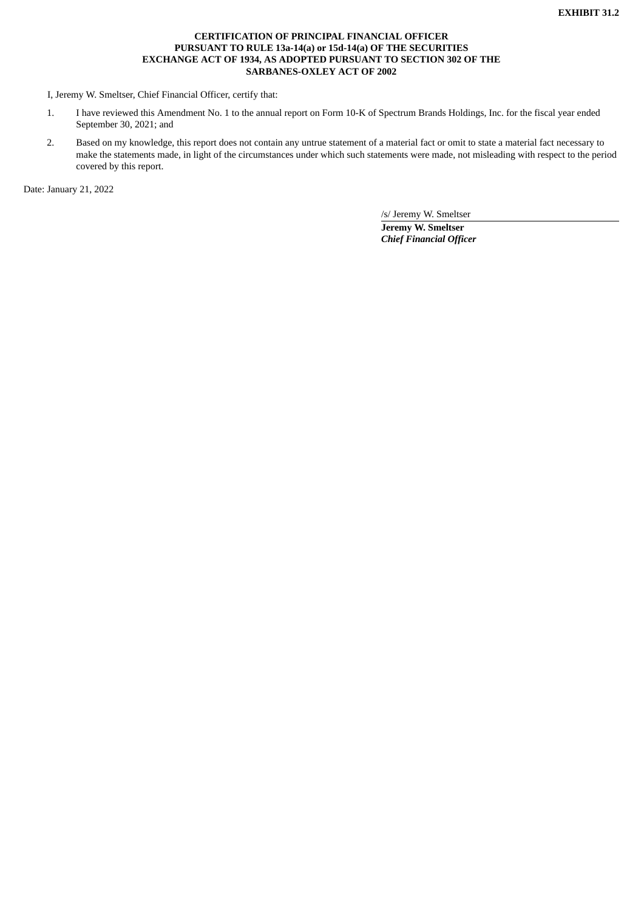**EXHIBIT 31.2**

**CERTIFICATION OF PRINCIPAL FINANCIAL OFFICER PURSUANT TO RULE 13a-14(a) or 15d-14(a) OF THE SECURITIES EXCHANGE ACT OF 1934, AS ADOPTED PURSUANT TO SECTION 302 OF THE SARBANES-OXLEY ACT OF 2002**

I, Jeremy W. Smeltser, Chief Financial Officer, certify that:

1. I have reviewed this Amendment No. 1 to the annual report on Form 10-K of Spectrum Brands Holdings, Inc. for the fiscal year ended September 30, 2021; and
2. Based on my knowledge, this report does not contain any untrue statement of a material fact or omit to state a material fact necessary to make the statements made, in light of the circumstances under which such statements were made, not misleading with respect to the period covered by this report.

Date: January 21, 2022

/s/ Jeremy W. Smeltser

**Jeremy W. Smeltser**
***Chief Financial Officer***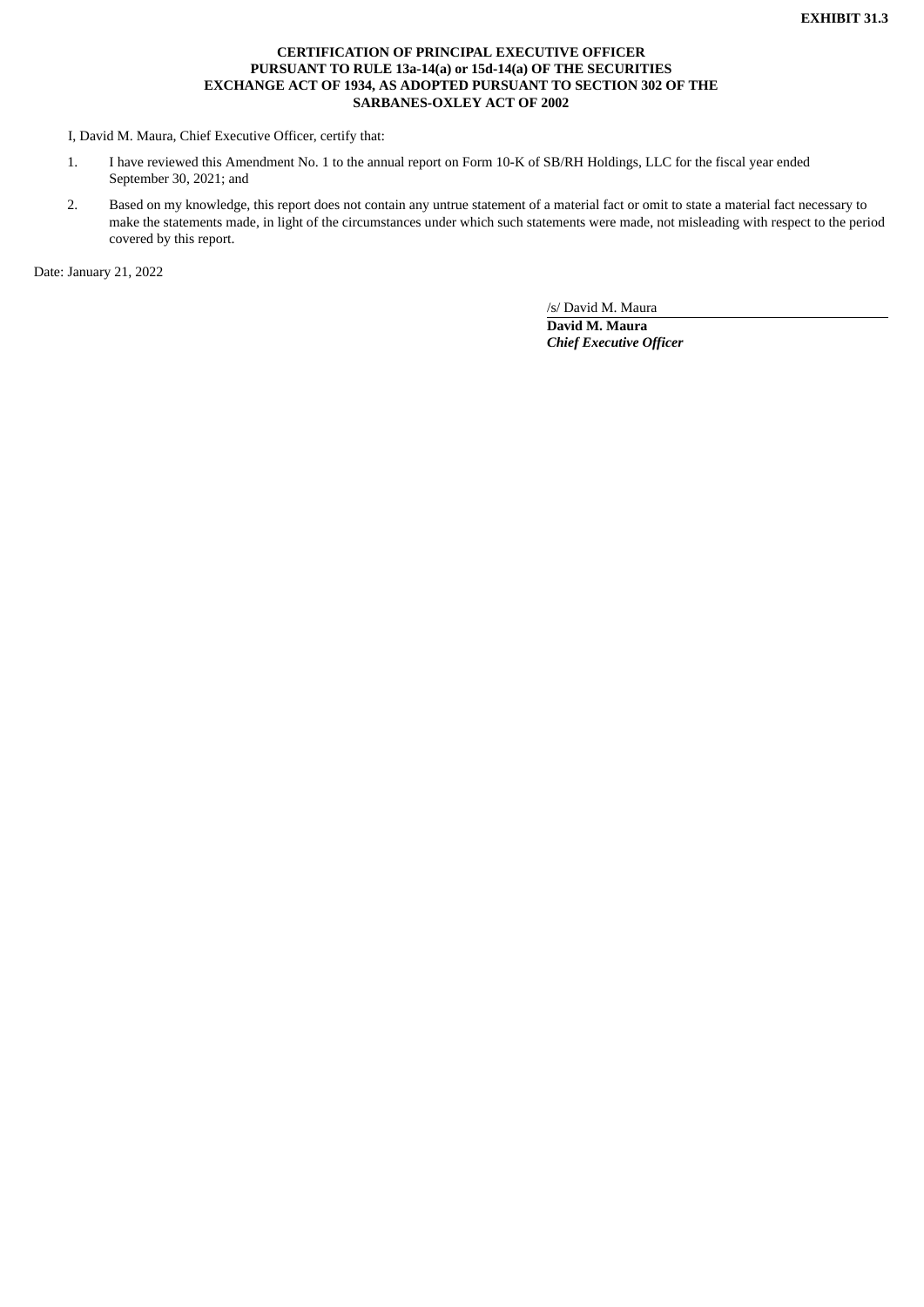**EXHIBIT 31.3**

**CERTIFICATION OF PRINCIPAL EXECUTIVE OFFICER PURSUANT TO RULE 13a-14(a) or 15d-14(a) OF THE SECURITIES EXCHANGE ACT OF 1934, AS ADOPTED PURSUANT TO SECTION 302 OF THE SARBANES-OXLEY ACT OF 2002**

I, David M. Maura, Chief Executive Officer, certify that:

1. I have reviewed this Amendment No. 1 to the annual report on Form 10-K of SB/RH Holdings, LLC for the fiscal year ended September 30, 2021; and
2. Based on my knowledge, this report does not contain any untrue statement of a material fact or omit to state a material fact necessary to make the statements made, in light of the circumstances under which such statements were made, not misleading with respect to the period covered by this report.

Date: January 21, 2022

/s/ David M. Maura

**David M. Maura**
***Chief Executive Officer***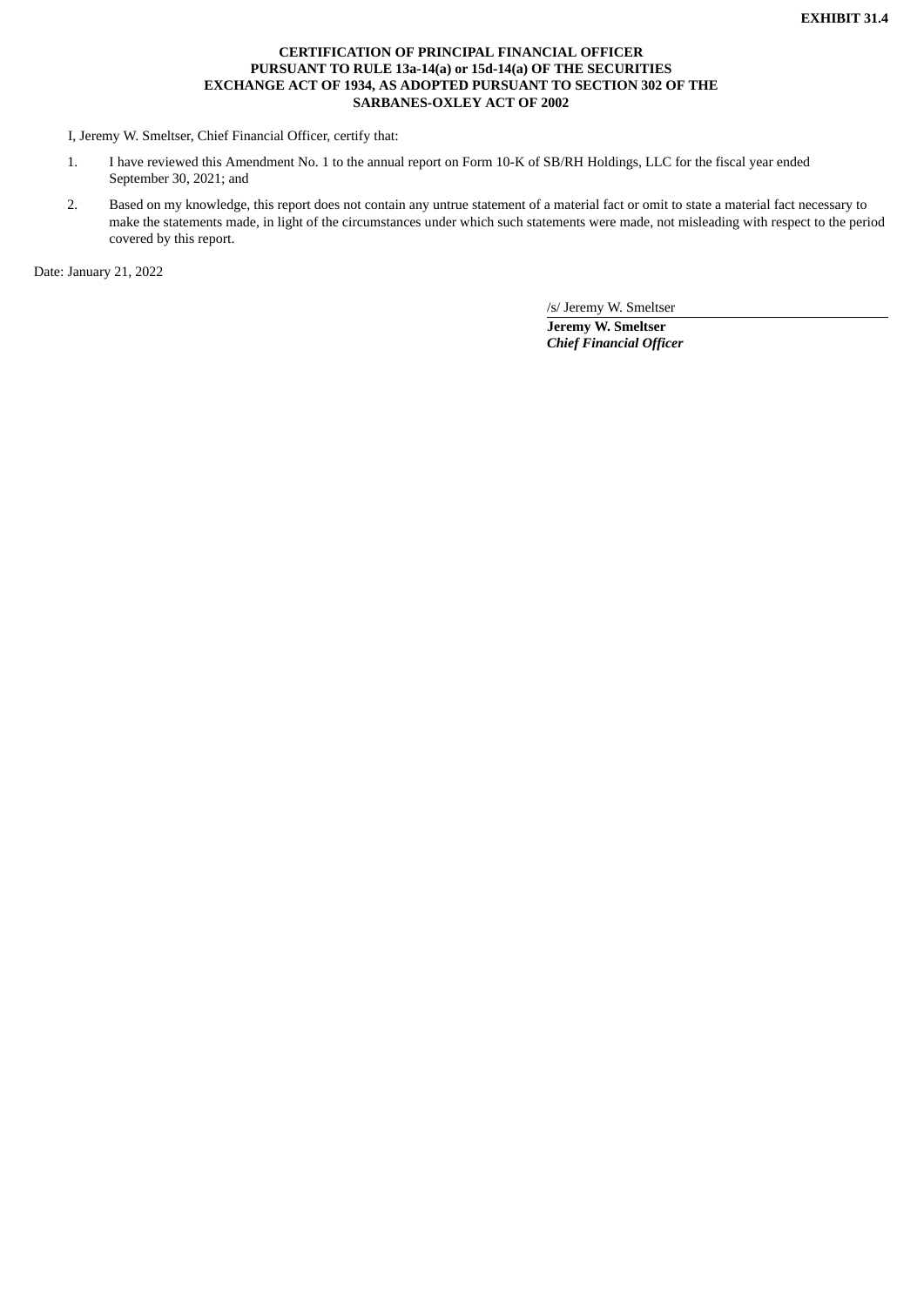**EXHIBIT 31.4**

**CERTIFICATION OF PRINCIPAL FINANCIAL OFFICER PURSUANT TO RULE 13a-14(a) or 15d-14(a) OF THE SECURITIES EXCHANGE ACT OF 1934, AS ADOPTED PURSUANT TO SECTION 302 OF THE SARBANES-OXLEY ACT OF 2002**

I, Jeremy W. Smeltser, Chief Financial Officer, certify that:

1. I have reviewed this Amendment No. 1 to the annual report on Form 10-K of SB/RH Holdings, LLC for the fiscal year ended September 30, 2021; and
2. Based on my knowledge, this report does not contain any untrue statement of a material fact or omit to state a material fact necessary to make the statements made, in light of the circumstances under which such statements were made, not misleading with respect to the period covered by this report.

Date: January 21, 2022

/s/ Jeremy W. Smeltser
**Jeremy W. Smeltser**
***Chief Financial Officer***